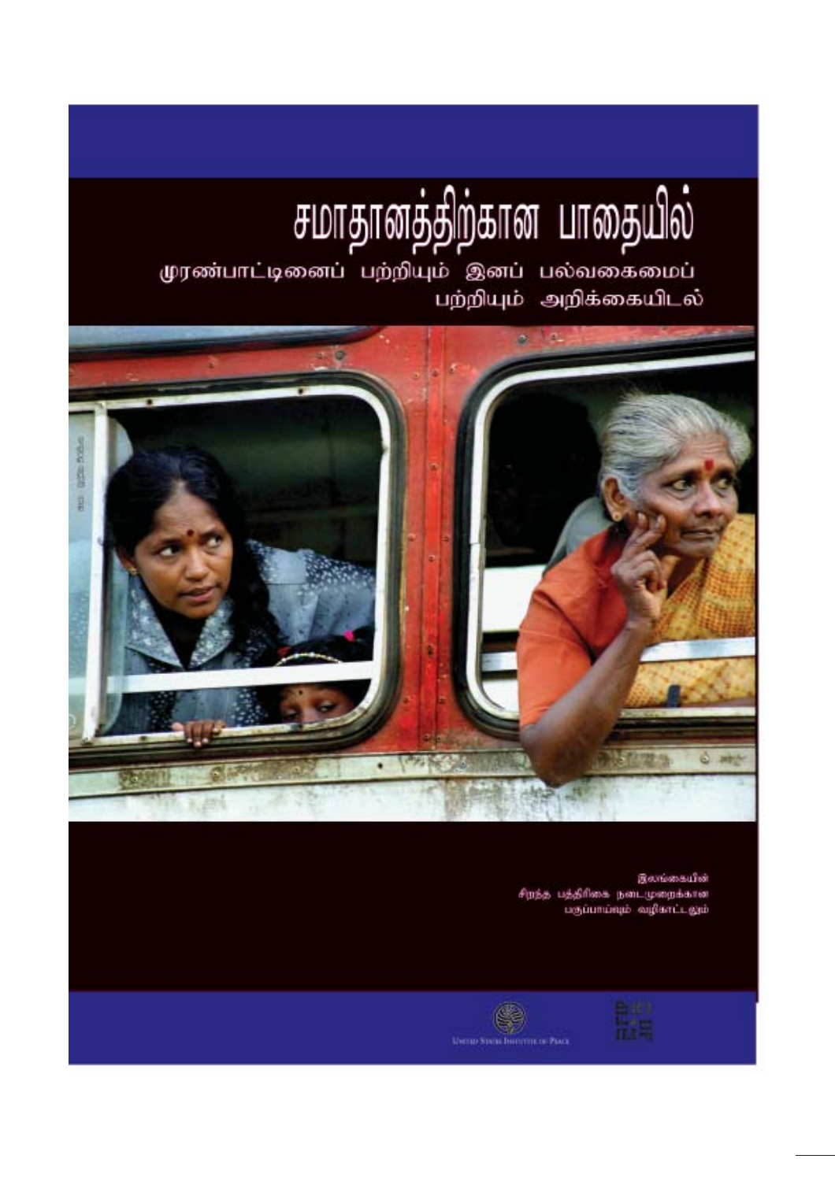# சமாதானத்திற்கான பாதையில்

## முரண்பாட்டினைப் பற்றியும் இனப் பல்வகைமைப் பற்றியும் அறிக்கையிடல்

இலங்கையின்
சிறந்த பத்திரிகை நடைமுறைக்கான
பருப்பாய்வும் வழிகாட்டலும்

United States Institute of Peace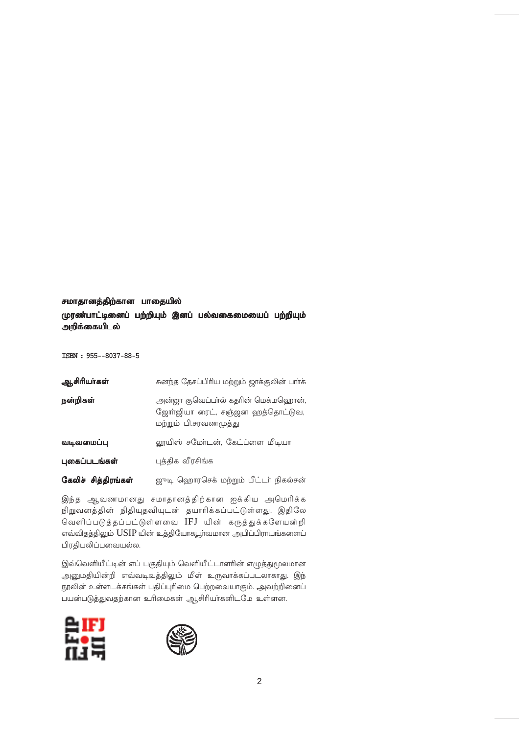**சமாதானத்திற்கான பாதையில்**

**முரண்பாட்டினைப் பற்றியும் இனப் பல்வகைமையைப் பற்றியும் அறிக்கையிடல்**

ISBN : 955--8037-88-5

| | |
|---|---|
| **ஆசிரியர்கள்** | சுனந்த தேசப்பிரிய மற்றும் ஜாக்குலின் பார்க் |
| **நன்றிகள்** | அன்ஜா குவெப்பர்ல் கதரின் மெக்மஹொன், ஜோர்ஜியா ரைட், சஞ்ஜன ஹத்தொட்டுவ, மற்றும் பி.சரவணமுத்து |
| **வடிவமைப்பு** | லூயிஸ் சமோடன், கேட்ப்ளை மீடியா |
| **புகைப்படங்கள்** | புத்திக வீரசிங்க |
| **கேலிச் சித்திரங்கள்** | ஜூடி ஹொரசெக் மற்றும் பீட்டர் நிகல்சன் |

இந்த ஆவணமானது சமாதானத்திற்கான ஐக்கிய அமெரிக்க நிறுவனத்தின் நிதியுதவியுடன் தயாரிக்கப்பட்டுள்ளது. இதிலே வெளிப்படுத்தப்பட்டுள்ளவை IFJ யின் கருத்துக்களேயன்றி எவ்விதத்திலும் USIP யின் உத்தியோகபூர்வமான அபிப்பிராயங்களைப் பிரதிபலிப்பவையல்ல.

இவ்வெளியீட்டின் எப் பகுதியும் வெளியீட்டாளரின் எழுத்துமூலமான அனுமதியின்றி எவ்வடிவத்திலும் மீள் உருவாக்கப்படலாகாது. இந் நூலின் உள்ளடக்கங்கள் பதிப்புரிமை பெற்றவையாகும். அவற்றினைப் பயன்படுத்துவதற்கான உரிமைகள் ஆசிரியர்களிடமே உள்ளன.

IFJ FIP IJF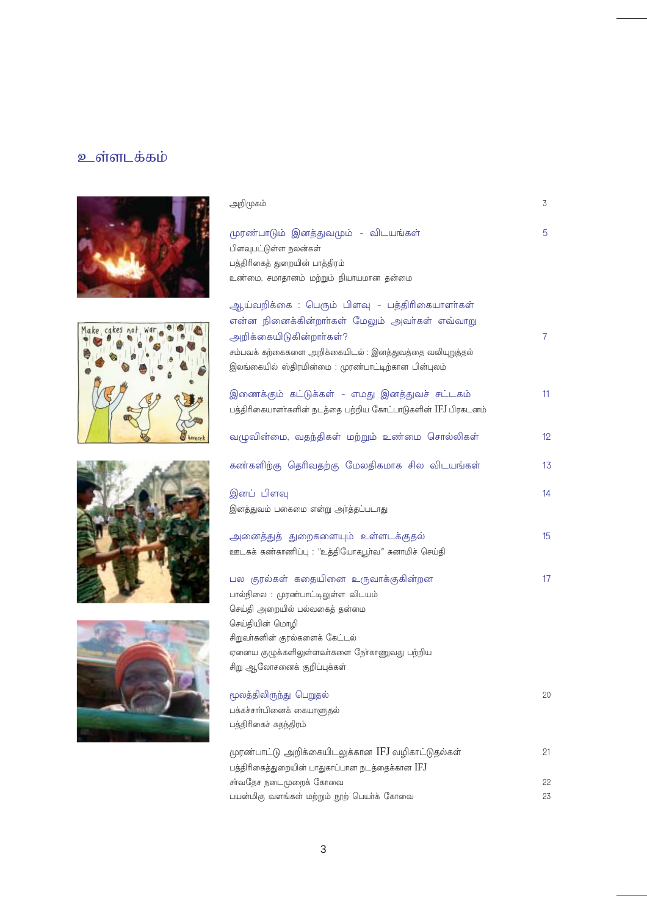# உள்ளடக்கம்

| | |
|---|---|
| அறிமுகம் | 3 |
| **முரண்பாடும் இனத்துவமும் - விடயங்கள்** | 5 |
| பிளவுபட்டுள்ள நலன்கள் | |
| பத்திரிகைத் துறையின் பாத்திரம் | |
| உண்மை, சமாதானம் மற்றும் நியாயமான தன்மை | |
| **ஆய்வறிக்கை : பெரும் பிளவு - பத்திரிகையாளர்கள் என்ன நினைக்கின்றார்கள் மேலும் அவர்கள் எவ்வாறு அறிக்கையிடுகின்றார்கள்?** | 7 |
| சம்பவக் கற்கைகளை அறிக்கையிடல் : இனத்துவத்தை வலியுறுத்தல் | |
| இலங்கையில் ஸ்திரமின்மை : முரண்பாட்டிற்கான பின்புலம் | |
| **இணைக்கும் கட்டுக்கள் - எமது இனத்துவச் சட்டகம்** | 11 |
| பத்திரிகையாளர்களின் நடத்தை பற்றிய கோட்பாடுகளின் IFJ பிரகடனம் | |
| **வழுவின்மை, வதந்திகள் மற்றும் உண்மை சொல்லிகள்** | 12 |
| **கண்களிற்கு தெரிவதற்கு மேலதிகமாக சில விடயங்கள்** | 13 |
| **இனப் பிளவு** | 14 |
| இனத்துவம் பகைமை என்று அர்த்தப்படாது | |
| **அனைத்துத் துறைகளையும் உள்ளடக்குதல்** | 15 |
| ஊடகக் கண்காணிப்பு : "உத்தியோகபூர்வ" சுனாமிச் செய்தி | |
| **பல குரல்கள் கதையினை உருவாக்குகின்றன** | 17 |
| பால்நிலை : முரண்பாட்டிலுள்ள விடயம் | |
| செய்தி அறையில் பல்வகைத் தன்மை | |
| செய்தியின் மொழி | |
| சிறுவர்களின் குரல்களைக் கேட்டல் | |
| ஏனைய குழுக்களிலுள்ளவர்களை நேர்காணுவது பற்றிய சிறு ஆலோசனைக் குறிப்புக்கள் | |
| **மூலத்திலிருந்து பெறுதல்** | 20 |
| பக்கச்சார்பினைக் கையாளுதல் | |
| பத்திரிகைச் சுதந்திரம் | |
| முரண்பாட்டு அறிக்கையிடலுக்கான IFJ வழிகாட்டுதல்கள் | 21 |
| பத்திரிகைத்துறையின் பாதுகாப்பான நடத்தைக்கான IFJ | |
| சர்வதேச நடைமுறைக் கோவை | 22 |
| பயன்மிகு வளங்கள் மற்றும் நூற் பெயர்க் கோவை | 23 |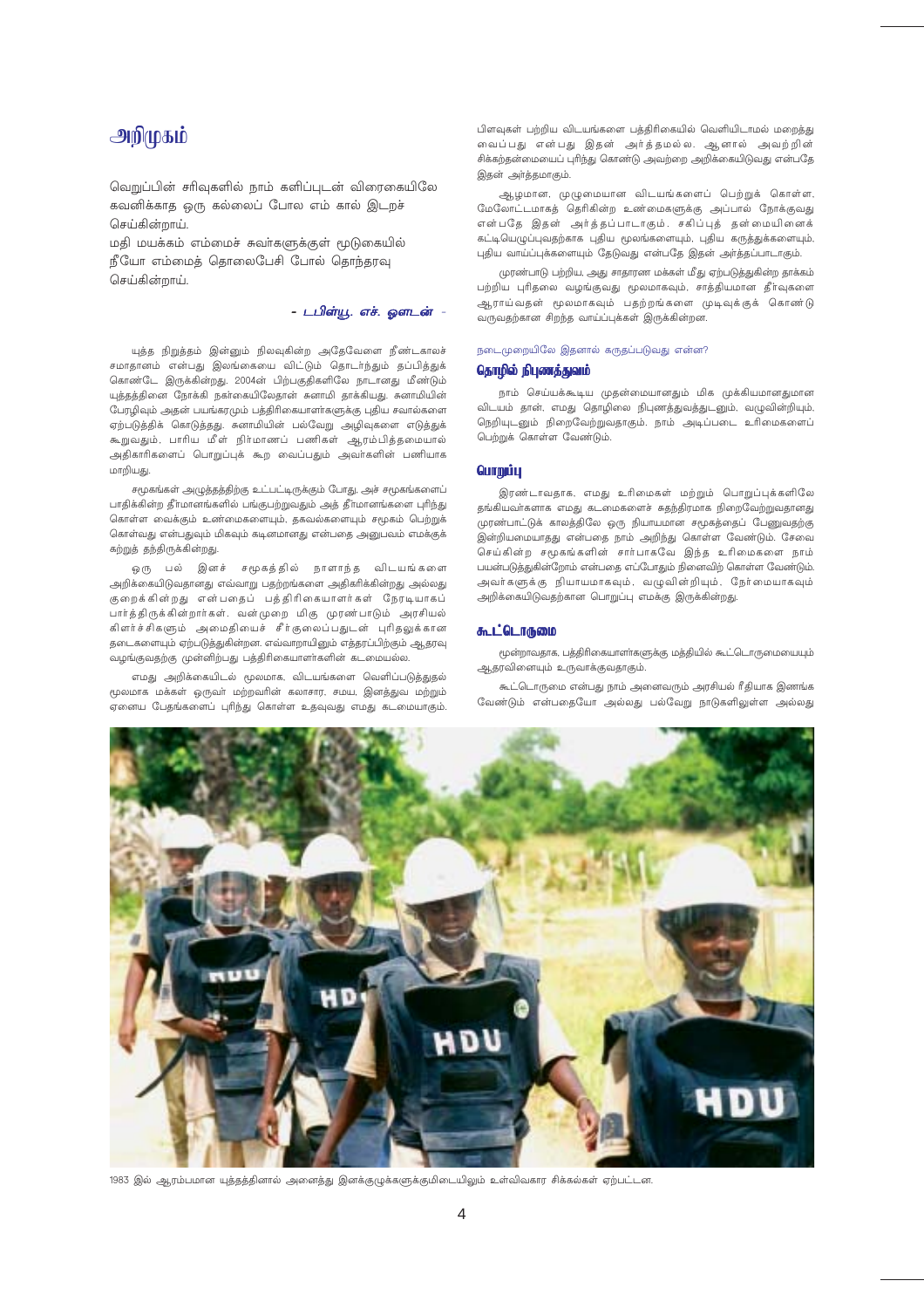# அறிமுகம்

வெறுப்பின் சரிவுகளில் நாம் களிப்புடன் விரைகையிலே
கவனிக்காத ஒரு கல்லைப் போல எம் கால் இடறச்
செய்கின்றாய்.
மதி மயக்கம் எம்மைச் சுவர்களுக்குள் மூடுகையில்
நீயோ எம்மைத் தொலைபேசி போல் தொந்தரவு
செய்கின்றாய்.

*- டபிள்யூ. எச். ஓடன் -*

யுத்த நிறுத்தம் இன்னும் நிலவுகின்ற அதேவேளை நீண்டகாலச் சமாதானம் என்பது இலங்கையை விட்டும் தொடர்ந்தும் தப்பித்துக் கொண்டே இருக்கின்றது. 2004ன் பிற்பகுதிகளிலே நாடானது மீண்டும் யுத்தத்தினை நோக்கி நகர்கையிலேதான் சுனாமி தாக்கியது. சுனாமியின் பேரழிவும் அதன் பயங்கரமும் பத்திரிகையாளர்களுக்கு புதிய சவால்களை ஏற்படுத்திக் கொடுத்தது. சுனாமியின் பல்வேறு அழிவுகளை எடுத்துக் கூறுவதும், பாரிய மீள் நிர்மாணப் பணிகள் ஆரம்பித்தமையால் அதிகாரிகளைப் பொறுப்புக் கூற வைப்பதும் அவர்களின் பணியாக மாறியது.

சமூகங்கள் அழுத்தத்திற்கு உட்பட்டிருக்கும் போது, அச் சமூகங்களைப் பாதிக்கின்ற தீர்மானங்களில் பங்குபற்றுவதும் அத் தீர்மானங்களை புரிந்து கொள்ள வைக்கும் உண்மைகளையும், தகவல்களையும் சமூகம் பெற்றுக் கொள்வது என்பதுவும் மிகவும் கடினமானது என்பதை அனுபவம் எமக்குக் கற்றுத் தந்திருக்கின்றது.

ஒரு பல் இனச் சமூகத்தில் நாளாந்த விடயங்களை அறிக்கையிடுவதானது எவ்வாறு பதற்றங்களை அதிகரிக்கின்றது அல்லது குறைக்கின்றது என்பதைப் பத்திரிகையாளர்கள் நேரடியாகப் பார்த்திருக்கின்றார்கள். வன்முறை மிகு முரண்பாடும் அரசியல் கிளர்ச்சிகளும் அமைதியைச் சீர்குலைப்பதுடன் புரிதலுக்கான தடைகளையும் ஏற்படுத்துகின்றன. எவ்வாறாயினும் எத்தரப்பிற்கும் ஆதரவு வழங்குவதற்கு முன்னிற்பது பத்திரிகையாளர்களின் கடமையல்ல.

எமது அறிக்கையிடல் மூலமாக, விடயங்களை வெளிப்படுத்துதல் மூலமாக மக்கள் ஒருவர் மற்றவரின் கலாசார, சமய, இனத்துவ மற்றும் ஏனைய பேதங்களைப் புரிந்து கொள்ள உதவுவது எமது கடமையாகும். பிளவுகள் பற்றிய விடயங்களை பத்திரிகையில் வெளியிடாமல் மறைத்து வைப்பது என்பது இதன் அர்த்தமல்ல. ஆனால் அவற்றின் சிக்கற்தன்மையைப் புரிந்து கொண்டு அவற்றை அறிக்கையிடுவது என்பதே இதன் அர்த்தமாகும்.

ஆழமான, முழுமையான விடயங்களைப் பெற்றுக் கொள்ள, மேலோட்டமாகத் தெரிகின்ற உண்மைகளுக்கு அப்பால் நோக்குவது என்பதே இதன் அர்த்தப்பாடாகும். சகிப்புத் தன்மையினைக் கட்டியெழுப்புவதற்காக புதிய மூலங்களையும், புதிய கருத்துக்களையும், புதிய வாய்ப்புக்களையும் தேடுவது என்பதே இதன் அர்த்தப்பாடாகும்.

முரண்பாடு பற்றிய, அது சாதாரண மக்கள் மீது ஏற்படுத்துகின்ற தாக்கம் பற்றிய புரிதலை வழங்குவது மூலமாகவும், சாத்தியமான தீர்வுகளை ஆராய்வதன் மூலமாகவும் பதற்றங்களை முடிவுக்குக் கொண்டு வருவதற்கான சிறந்த வாய்ப்புக்கள் இருக்கின்றன.

நடைமுறையிலே இதனால் கருதப்படுவது என்ன?

### தொழில் நிபுணத்துவம்

நாம் செய்யக்கூடிய முதன்மையானதும் மிக முக்கியமானதுமான விடயம் தான், எமது தொழிலை நிபுணத்துவத்துடனும், வழுவின்றியும், நெறியுடனும் நிறைவேற்றுவதாகும். நாம் அடிப்படை உரிமைகளைப் பெற்றுக் கொள்ள வேண்டும்.

### பொறுப்பு

இரண்டாவதாக, எமது உரிமைகள் மற்றும் பொறுப்புக்களிலே தங்கியவர்களாக எமது கடமைகளைச் சுதந்திரமாக நிறைவேற்றுவதானது முரண்பாட்டுக் காலத்திலே ஒரு நியாயமான சமூகத்தைப் பேணுவதற்கு இன்றியமையாதது என்பதை நாம் அறிந்து கொள்ள வேண்டும். சேவை செய்கின்ற சமூகங்களின் சார்பாகவே இந்த உரிமைகளை நாம் பயன்படுத்துகின்றோம் என்பதை எப்போதும் நினைவிற் கொள்ள வேண்டும். அவர்களுக்கு நியாயமாகவும், வழுவின்றியும், நேர்மையாகவும் அறிக்கையிடுவதற்கான பொறுப்பு எமக்கு இருக்கின்றது.

### கூட்டொருமை

மூன்றாவதாக, பத்திரிகையாளர்களுக்கு மத்தியில் கூட்டொருமையையும் ஆதரவினையும் உருவாக்குவதாகும்.

கூட்டொருமை என்பது நாம் அனைவரும் அரசியல் ரீதியாக இணங்க வேண்டும் என்பதையோ அல்லது பல்வேறு நாடுகளிலுள்ள அல்லது

1983 இல் ஆரம்பமான யுத்தத்தினால் அனைத்து இனக்குழுக்களுக்குமிடையிலும் உள்விவகார சிக்கல்கள் ஏற்பட்டன.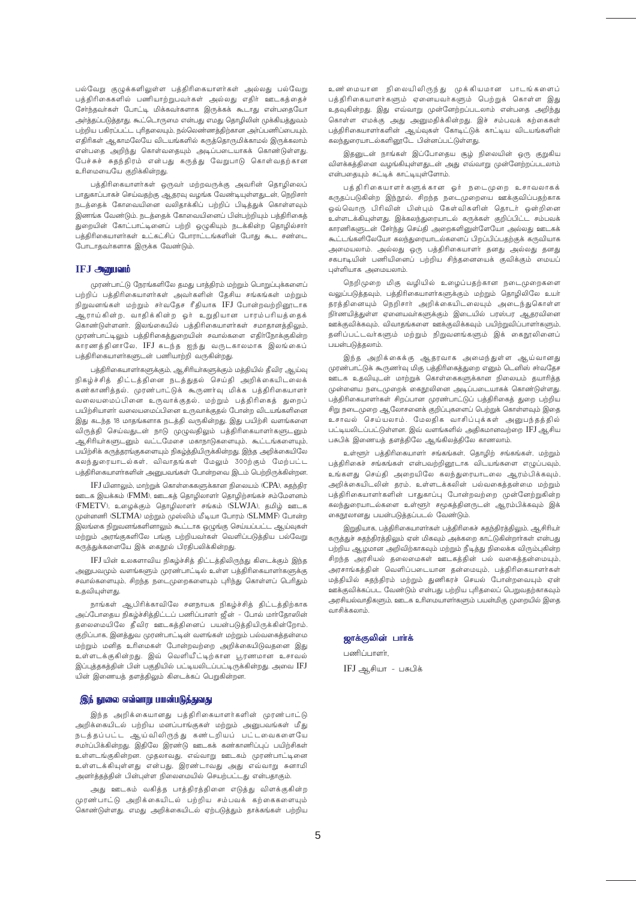பல்வேறு குழுக்களிலுள்ள பத்திரிகையாளர்கள் அல்லது பல்வேறு பத்திரிகைகளில் பணியாற்றுபவர்கள் அல்லது எதிர் ஊடகத்தைச் சேர்ந்தவர்கள் போட்டி மிக்கவர்களாக இருக்கக் கூடாது என்பதையோ அர்த்தப்படுத்தாது. கூட்டொருமை என்பது எமது தொழிலின் முக்கியத்துவம் பற்றிய பகிரப்பட்ட புரிதலையும், நல்லெண்ணத்திற்கான அர்ப்பணிப்பையும், எதிரிகள் ஆகாமலேயே விடயங்களில் கருத்தொருமிக்காமல் இருக்கலாம் என்பதை அறிந்து கொள்வதையும் அடிப்படையாகக் கொண்டுள்ளது. பேச்சுச் சுதந்திரம் என்பது கருத்து வேறுபாடு கொள்வதற்கான உரிமையையே குறிக்கின்றது.

பத்திரிகையாளர்கள் ஒருவர் மற்றவருக்கு அவரின் தொழிலைப் பாதுகாப்பாகச் செய்வதற்கு ஆதரவு வழங்க வேண்டியுள்ளதுடன், நெறிசார் நடத்தைக் கோவையினை வலிதாக்கிப் பற்றிப் பிடித்துக் கொள்ளவும் இணங்க வேண்டும். நடத்தைக் கோவையினைப் பின்பற்றியும் பத்திரிகைத் துறையின் கோட்பாட்டினைப் பற்றி ஒழுகியும் நடக்கின்ற தொழில்சார் பத்திரிகையாளர்கள் உட்கட்சிப் போராட்டங்களின் போது கூட சண்டை போடாதவர்களாக இருக்க வேண்டும்.

## IFJ அனுபவம்

முரண்பாட்டு நேரங்களிலே தமது பாத்திரம் மற்றும் பொறுப்புக்களைப் பற்றிப் பத்திரிகையாளர்கள் அவர்களின் தேசிய சங்கங்கள் மற்றும் நிறுவனங்கள் மற்றும் சர்வதேச ரீதியாக IFJ போன்றவற்றினூடாக ஆராய்கின்ற, வாதிக்கின்ற ஓர் உறுதியான பாரம்பரியத்தைக் கொண்டுள்ளனர். இலங்கையில் பத்திரிகையாளர்கள் சமாதானத்திலும், முரண்பாட்டிலும் பத்திரிகைத்துறையின் சவால்களை எதிர்நோக்குகின்ற காரணத்தினாலே, IFJ கடந்த ஐந்து வருடகாலமாக இலங்கைப் பத்திரிகையாளர்களுடன் பணியாற்றி வருகின்றது.

பத்திரிகையாளர்களுக்கும், ஆசிரியர்களுக்கும் மத்தியில் தீவிர ஆய்வு நிகழ்ச்சித் திட்டத்தினை நடத்துதல் செய்தி அறிக்கையிடலைக் கண்காணித்தல், முரண்பாட்டுக் கூருணர்வு மிக்க பத்திரிகையாளர் வலையமைப்பினை உருவாக்குதல், மற்றும் பத்திரிகைத் துறைப் பயிற்சியாளர் வலையமைப்பினை உருவாக்குதல் போன்ற விடயங்களினை இது கடந்த 18 மாதங்களாக நடத்தி வருகின்றது. இது பயிற்சி வளங்களை விருத்தி செய்வதுடன் நாடு முழுவதிலும் பத்திரிகையாளர்களுடனும் ஆசிரியர்களுடனும் வட்டமேசை மகாநாடுகளையும், கூட்டங்களையும், பயிற்சிக் கருத்தரங்குகளையும் நிகழ்த்தியிருக்கின்றது. இந்த அறிக்கையிலே கலந்துரையாடல்கள், விவாதங்கள் மேலும் 300ற்கும் மேற்பட்ட பத்திரிகையாளர்களின் அனுபவங்கள் போன்றவை இடம் பெற்றிருக்கின்றன.

IFJ யினாலும், மாற்றுக் கொள்கைகளுக்கான நிலையம் (CPA), சுதந்திர ஊடக இயக்கம் (FMM), ஊடகத் தொழிலாளர் தொழிற்சங்கச் சம்மேளனம் (FMETV), உழைக்கும் தொழிலாளர் சங்கம் (SLWJA), தமிழ் ஊடக முன்னணி (SLTMA) மற்றும் முஸ்லிம் மீடியா போரம் (SLMMF) போன்ற இலங்கை நிறுவனங்களினாலும் கூட்டாக ஒழுங்கு செய்யப்பட்ட ஆய்வுகள் மற்றும் அரங்குகளிலே பங்கு பற்றியவர்கள் வெளிப்படுத்திய பல்வேறு கருத்துக்களையே இக் கைநூல் பிரதிபலிக்கின்றது.

IFJ யின் உலகளாவிய நிகழ்ச்சித் திட்டத்திலிருந்து கிடைக்கும் இந்த அனுபவமும் வளங்களும் முரண்பாட்டில் உள்ள பத்திரிகையாளர்களுக்கு சவால்களையும், சிறந்த நடைமுறைகளையும் புரிந்து கொள்ளப் பெரிதும் உதவியுள்ளது.

நாங்கள் ஆபிரிக்காவிலே சனநாயக நிகழ்ச்சித் திட்டத்திற்காக அப்போதைய நிகழ்ச்சித்திட்டப் பணிப்பாளர் ஜீன் - போல் மார்தோஸின் தலைமையிலே தீவிர ஊடகத்தினைப் பயன்படுத்தியிருக்கின்றோம். குறிப்பாக, இனத்துவ முரண்பாட்டின் வளங்கள் மற்றும் பல்வகைத்தன்மை மற்றும் மனித உரிமைகள் போன்றவற்றை அறிக்கையிடுவதனை இது உள்ளடக்குகின்றது. இவ் வெளியீட்டிற்கான பூரணமான உசாவல் இப்புத்தகத்தின் பின் பகுதியில் பட்டியலிடப்பட்டிருக்கின்றது. அவை IFJ யின் இணையத் தளத்திலும் கிடைக்கப் பெறுகின்றன.

## இந் நூலை எவ்வாறு பயன்படுத்துவது

இந்த அறிக்கையானது பத்திரிகையாளர்களின் முரண்பாட்டு அறிக்கையிடல் பற்றிய மனப்பாங்குகள் மற்றும் அனுபவங்கள் மீது நடத்தப்பட்ட ஆய்விலிருந்து கண்டறியப் பட்டவைகளையே சமர்ப்பிக்கின்றது. இதிலே இரண்டு ஊடகக் கண்காணிப்புப் பயிற்சிகள் உள்ளடங்குகின்றன. முதலாவது, எவ்வாறு ஊடகம் முரண்பாட்டினை உள்ளடக்கியுள்ளது என்பது. இரண்டாவது அது எவ்வாறு சுனாமி அனர்த்தத்தின் பின்புள்ள நிலைமையில் செயற்பட்டது என்பதாகும்.

அது ஊடகம் வகித்த பாத்திரத்தினை எடுத்து விளக்குகின்ற முரண்பாட்டு அறிக்கையிடல் பற்றிய சம்பவக் கற்கைகளையும் கொண்டுள்ளது. எமது அறிக்கையிடல் ஏற்படுத்தும் தாக்கங்கள் பற்றிய உண்மையான நிலையிலிருந்து முக்கியமான பாடங்களைப் பத்திரிகையாளர்களும் ஏனையவர்களும் பெற்றுக் கொள்ள இது உதவுகின்றது. இது எவ்வாறு முன்னேற்றப்படலாம் என்பதை அறிந்து கொள்ள எமக்கு அது அனுமதிக்கின்றது. இச் சம்பவக் கற்கைகள் பத்திரிகையாளர்களின் ஆய்வுகள் கோடிட்டுக் காட்டிய விடயங்களின் கலந்துரையாடல்களினூடே பின்னப்பட்டுள்ளது.

இதனுடன் நாங்கள் இப்போதைய சூழ் நிலையின் ஒரு குறுகிய விளக்கத்தினை வழங்கியுள்ளதுடன் அது எவ்வாறு முன்னேற்றப்படலாம் என்பதையும் சுட்டிக் காட்டியுள்ளோம்.

பத்திரிகையாளர்களுக்கான ஓர் நடைமுறை உசாவலாகக் கருதப்படுகின்ற இந்நூல், சிறந்த நடைமுறையை ஊக்குவிப்பதற்காக ஒவ்வொரு பிரிவின் பின்பும் கேள்விகளின் தொடர் ஒன்றினை உள்ளடக்கியுள்ளது. இக்கலந்துரையாடல் கருக்கள் குறிப்பிட்ட சம்பவக் காரணிகளுடன் சேர்ந்து செய்தி அறைகளினுள்ளேயோ அல்லது ஊடகக் கூட்டங்களிலேயோ கலந்துரையாடல்களைப் பிறப்பிப்பதற்குக் கருவியாக அமையலாம். அல்லது ஒரு பத்திரிகையாளர் தனது அல்லது தனது சகபாடியின் பணியினைப் பற்றிய சிந்தனையைக் குவிக்கும் மையப் புள்ளியாக அமையலாம்.

நெறிமுறை மிகு வழியில் உழைப்பதற்கான நடைமுறைகளை வலுப்படுத்தவும், பத்திரிகையாளர்களுக்கும் மற்றும் தொழிலிலே உயர் தரத்தினையும் நெறிசார் அறிக்கையிடலையும் அடைந்துகொள்ள நிர்ணயித்துள்ள ஏனையவர்களுக்கும் இடையில் பரஸ்பர ஆதரவினை ஊக்குவிக்கவும், விவாதங்களை ஊக்குவிக்கவும் பயிற்றுவிப்பாளர்களும், தனிப்பட்டவர்களும் மற்றும் நிறுவனங்களும் இக் கைநூலினைப் பயன்படுத்தலாம்.

இந்த அறிக்கைக்கு ஆதரவாக அமைந்துள்ள ஆய்வானது முரண்பாட்டுக் கூருணர்வு மிகு பத்திரிகைத்துறை எனும் டெனிஸ் சர்வதேச ஊடக உதவியுடன் மாற்றுக் கொள்கைகளுக்கான நிலையம் தயாரித்த முன்னைய நடைமுறைக் கைநூலினை அடிப்படையாகக் கொண்டுள்ளது. பத்திரிகையாளர்கள் சிறப்பான முரண்பாட்டுப் பத்திரிகைத் துறை பற்றிய சிறு நடைமுறை ஆலோசனைக் குறிப்புகளைப் பெற்றுக் கொள்ளவும் இதை உசாவல் செய்யலாம். மேலதிக வாசிப்புக்கள் அனுபந்தத்தில் பட்டியலிடப்பட்டுள்ளன. இவ் வளங்களில் அதிகமானவற்றை IFJ ஆசிய பசுபிக் இணையத் தளத்திலே ஆங்கிலத்திலே காணலாம்.

உள்ளூர் பத்திரிகையாளர் சங்கங்கள், தொழிற் சங்கங்கள், மற்றும் பத்திரிகைச் சங்கங்கள் என்பவற்றினூடாக விடயங்களை எழுப்பவும், உங்களது செய்தி அறையிலே கலந்துரையாடலை ஆரம்பிக்கவும், அறிக்கையிடலின் தரம், உள்ளடக்கலின் பல்வகைத்தன்மை மற்றும் பத்திரிகையாளர்களின் பாதுகாப்பு போன்றவற்றை முன்னேற்றுகின்ற கலந்துரையாடல்களை உள்ளூர் சமூகத்தினருடன் ஆரம்பிக்கவும் இக் கைநூலானது பயன்படுத்தப்படல் வேண்டும்.

இறுதியாக, பத்திரிகையாளர்கள் பத்திரிகைச் சுதந்திரத்திலும், ஆசிரியர் கருத்துச் சுதந்திரத்திலும் ஏன் மிகவும் அக்கறை காட்டுகின்றார்கள் என்பது பற்றிய ஆழமான அறிவிற்காகவும் மற்றும் நீடித்து நிலைக்க விரும்புகின்ற சிறந்த அரசியல் தலைமைகள் ஊடகத்தின் பல் வகைத்தன்மையும், அரசாங்கத்தின் வெளிப்படையான தன்மையும், பத்திரிகையாளர்கள் மத்தியில் சுதந்திரம் மற்றும் துணிகரச் செயல் போன்றவையும் ஏன் ஊக்குவிக்கப்பட வேண்டும் என்பது பற்றிய புரிதலைப் பெறுவதற்காகவும் அரசியல்வாதிகளும், ஊடக உரிமையாளர்களும் பயன்மிகு முறையில் இதை வாசிக்கலாம்.

**ஜாக்குலின் பார்க்**

பணிப்பாளர்,

IFJ ஆசியா - பசுபிக்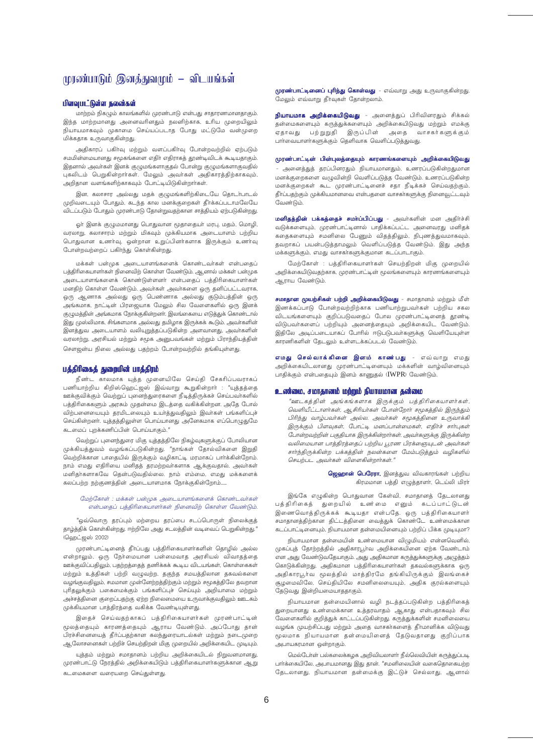# முரண்பாடும் இனத்துவமும் – விடயங்கள்

## பிளவுபட்டுள்ள நலன்கள்

மாற்றம் நிகழும் காலங்களில் முரண்பாடு என்பது சாதாரணமானதாகும். இந்த மாற்றமானது அனைவரினதும் நலனிற்காக, உரிய முறையிலும் நியாயமாகவும் முகாமை செய்யப்படாத போது மட்டுமே வன்முறை மிக்கதாக உருவாகுகின்றது.

அதிகாரப் பகிர்வு மற்றும் வளப்பகிர்வு போன்றவற்றில் ஏற்படும் சமமின்மையானது சமூகங்களை எதிர் எதிராகத் தூண்டிவிடக் கூடியதாகும். இதனால் அவர்கள் இனக் குழுமங்களாகுதல் போன்று குழுமங்களாகுவதில் புகலிடம் பெறுகின்றார்கள். மேலும் அவர்கள் அதிகாரத்திற்காகவும், அறிதான வளங்களிற்காகவும் போட்டியிடுகின்றார்கள்.

இன, கலாசார அல்லது மதக் குழுமங்களிற்கிடையே தொடர்பாடல் முறிவடையும் போதும், கடந்த கால மனக்குறைகள் தீர்க்கப்படாமலேயே விடப்படும் போதும் முரண்பாடு தோன்றுவதற்கான சாத்தியம் ஏற்படுகின்றது.

ஓர் இனக் குழுமமானது பொதுவான மூதாதையர் மரபு, மதம், மொழி, வரலாறு, கலாசாரம் மற்றும் மிகவும் முக்கியமாக அடையாளம் பற்றிய பொதுவான உணர்வு, ஒன்றான உறுப்பினர்களாக இருக்கும் உணர்வு போன்றவற்றைப் பகிர்ந்து கொள்கின்றது.

மக்கள் பன்முக அடையாளங்களைக் கொண்டவர்கள் என்பதைப் பத்திரிகையாளர்கள் நினைவிற் கொள்ள வேண்டும். ஆனால் மக்கள் பன்முக அடையாளங்களைக் கொண்டுள்ளனர் என்பதைப் பத்திரிகையாளர்கள் மனதிற் கொள்ள வேண்டும். அவர்கள் அவர்களை ஒரு தனிப்பட்டவராக, ஒரு ஆணாக அல்லது ஒரு பெண்ணாக அல்லது குடும்பத்தின் ஒரு அங்கமாக, நாட்டின் பிரஜையாக மேலும் சில வேளைகளில் ஒரு இனக் குழுமத்தின் அங்கமாக நோக்குகின்றனர். இலங்கையை எடுத்துக் கொண்டால் இது முஸ்லிமாக, சிங்களமாக அல்லது தமிழாக இருக்கக் கூடும். அவர்களின் இனத்துவ அடையாளம் வலியுறுத்தப்படுகின்ற அளவானது, அவர்களின் வரலாற்று, அரசியல் மற்றும் சமூக அனுபவங்கள் மற்றும் பிராந்தியத்தின் சௌஜன்ய நிலை அல்லது பதற்றம் போன்றவற்றில் தங்கியுள்ளது.

## பத்திரிகைத் துறையின் பாத்திரம்

நீண்ட காலமாக யுத்த முனையிலே செய்தி சேகரிப்பவராகப் பணியாற்றிய கிறிஸ்ஹெட்ஜஸ் இவ்வாறு கூறுகின்றார் : "யுத்தத்தை ஊக்குவிக்கும் வெற்றுப் புனைந்துரைகளை நீடித்திருக்கச் செய்பவர்களில் பத்திரிகைகளும் அரசும் முதன்மை இடத்தை வகிக்கின்றன. அதே போல் விற்பனையையும் தரமிடலையும் உயர்த்துவதிலும் இவர்கள் பங்களிப்புச் செய்கின்றனர். யுத்தத்திலுள்ள பொய்யானது அனேகமாக எப்பொழுதுமே கடமைப் புறக்கணிப்பின் பொய்யாகும்."

வெற்றுப் புனைந்துரை மிகு யுத்தத்திலே நிகழ்வுகளுக்குப் போலியான முக்கியத்துவம் வழங்கப்படுகின்றது. "நாங்கள் தோல்விகளை இறுதி வெற்றிக்கான பாதையில் இருக்கும் வழிகாட்டி மரமாகப் பார்க்கின்றோம். நம் எமது எதிரியை மனிதத் தரமற்றவர்களாக ஆக்குவதால், அவர்கள் மனிதர்களாகவே தென்படுவதில்லை. நம் எம்மை, எமது மக்களைக் கலப்பற்ற நற்குணத்தின் அடையாளமாக நோக்குகின்றோம்.....

*மேற்கோள் : மக்கள் பன்முக அடையாளங்களைக் கொண்டவர்கள் என்பதைப் பத்திரிகையாளர்கள் நினைவிற் கொள்ள வேண்டும்.*

"ஒவ்வொரு தரப்பும் மற்றைய தரப்பை சடப்பொருள் நிலைக்குத் தாழ்த்திக் கொள்கின்றது. ஈற்றிலே அது சடலத்தின் வடிவைப் பெறுகின்றது." (ஹெட்ஜஸ் 2002)

முரண்பாட்டினைத் தீர்ப்பது பத்திரிகையாளர்களின் தொழில் அல்ல என்றாலும், ஒரு நேர்மையான பன்மைவாத அரசியல் விவாதத்தை ஊக்குவிப்பதிலும், பதற்றத்தைத் தணிக்கக் கூடிய விடயங்கள், கொள்கைகள் மற்றும் உத்திகள் பற்றி வழுவற்ற, தகுந்த சமயத்திலான தகவல்களை வழங்குவதிலும், சமமான முன்னேற்றத்திற்கும் மற்றும் சமூகத்திலே தவறான புரிதலுக்கும் பகைமைக்கும் பங்களிப்புச் செய்யும் அறியாமை மற்றும் அச்சத்தினை குறைப்பதற்கு ஏற்ற நிலைமையை உருவாக்குவதிலும் ஊடகம் முக்கியமான பாத்திரத்தை வகிக்க வேண்டியுள்ளது.

இதைச் செய்வதற்காகப் பத்திரிகையாளர்கள் முரண்பாட்டின் மூலத்தையும் காரணத்தையும் ஆராய வேண்டும். அப்போது தான் பிரச்சினையைத் தீர்ப்பதற்கான கலந்துரையாடல்கள் மற்றும் நடைமுறை ஆலோசனைகள் பற்றிச் செயற்திறன் மிகு முறையில் அறிக்கையிட முடியும்.

யுத்தம் மற்றும் சமாதானம் பற்றிய அறிக்கையிடல் நிறுவனமானது, முரண்பாட்டு நேரத்தில் அறிக்கையிடும் பத்திரிகையாளர்களுக்கான ஆறு கடமைகளை வரையறை செய்துள்ளது.

**முரண்பாட்டினைப் புரிந்து கொள்வது** - எவ்வாறு அது உருவாகுகின்றது. மேலும் எவ்வாறு தீர்வுகள் தோன்றலாம்.

**நியாயமாக அறிக்கையிடுவது** - அனைத்துப் பிரிவினரதும் சிக்கல் தன்மைகளையும் கருத்துக்களையும் அறிக்கையிடுவது மற்றும் எமக்கு ஏதாவது பற்றுறுதி இருப்பின் அதை வாசகர்களுக்கும் பார்வையாளர்களுக்கும் தெளிவாக வெளிப்படுத்துவது.

**முரண்பாட்டின் பின்புலத்தையும் காரணங்களையும் அறிக்கையிடுவது** - அனைத்துத் தரப்பினரதும் நியாயமானதும், உணரப்படுகின்றதுமான மனக்குறைகளை வழுவின்றி வெளிப்படுத்த வேண்டும். உணரப்படுகின்ற மனக்குறைகள் கூட முரண்பாட்டினைச் சதா நீடிக்கச் செய்வதற்கும், தீர்ப்பதற்கும் முக்கியமானவை என்பதனை வாசகர்களுக்கு நினைவூட்டவும் வேண்டும்.

**மனிதத்தின் பக்கத்தைச் சமர்ப்பிப்பது** - அவர்களின் மன அதிர்ச்சி வடுக்களையும், முரண்பாட்டினால் பாதிக்கப்பட்ட அனைவரது மனிதக் கதைகளையும் சமனிலை பேணும் விதத்திலும், நிபுணத்துவமாகவும், தவறாகப் பயன்படுத்தாமலும் வெளிப்படுத்த வேண்டும். இது அந்த மக்களுக்கும், எமது வாசகர்களுக்குமான கடப்பாடாகும்.

மேற்கோள் : பத்திரிகையாளர்கள் செயற்திறன் மிகு முறையில் அறிக்கையிடுவதற்காக, முரண்பாட்டின் மூலங்களையும் காரணங்களையும் ஆராய வேண்டும்.

**சமாதான முயற்சிகள் பற்றி அறிக்கையிடுவது** - சமாதானம் மற்றும் மீள் இணக்கப்பாடு போன்றவற்றிற்காக பணியாற்றுபவர்கள் பற்றிய சகல விடயங்களையும் குறிப்பிடுவதைப் போல முரண்பாட்டினைத் தூண்டி விடுபவர்களைப் பற்றியும் அனைத்தையும் அறிக்கையிட வேண்டும். இதிலே அடிப்படையாகப் போரில் ஈடுபடுபவர்களுக்கு வெளியேயுள்ள காரணிகளின் தேடலும் உள்ளடக்கப்படல் வேண்டும்.

**எமது செல்வாக்கினை இனம் காண்பது** - எவ்வாறு எமது அறிக்கையிடலானது முரண்பாட்டினையும் மக்களின் வாழ்வினையும் பாதிக்கும் என்பதையும் இனம் காணுதல் (IWPR) வேண்டும்.

## உண்மை, சமாதானம் மற்றும் நியாயமான தன்மை

*"ஊடகத்தின் அங்கங்களாக இருக்கும் பத்திரிகையாளர்கள், வெளியீட்டாளர்கள், ஆசிரியர்கள் போன்றோர் சமூகத்தில் இருந்தும் பிரிந்து வாழ்பவர்கள் அல்ல. அவர்கள் சமூகத்தினை உருவாக்கி இருக்கும் பிளவுகள், போட்டி மனப்பான்மைகள், எதிர்ச் சார்புகள் போன்றவற்றின் பகுதியாக இருக்கின்றார்கள். அவர்களுக்கு இருக்கின்ற வலிமையான பாத்திரத்தைப் பற்றிய பூரண பிரக்ஞையுடன் அவர்கள் சார்ந்திருக்கின்ற பக்கத்தின் நலன்களை மேம்படுத்தும் வழிகளில் செயற்பட அவர்கள் விளைகின்றார்கள்."*

**ஜெஹான் பெரேரா**, இனத்துவ விவகாரங்கள் பற்றிய கிரமமான பத்தி எழுத்தாளர், டெய்லி மிரர்

இங்கே எழுகின்ற பொதுவான கேள்வி, சமாதானத் தேடலானது பத்திரிகைத் துறையில் உண்மை எனும் கடப்பாட்டுடன் இணைவொத்திருக்கக் கூடியதா என்பதே. ஒரு பத்திரிகையாளர் சமாதானத்திற்கான திட்டத்தினை வைத்துக் கொண்டே உண்மைக்கான கடப்பாட்டினையும், நியாயமான தன்மையினையும் பற்றிப் பிக்க முடியுமா?

நியாயமான தன்மையின் உண்மையான விழுமியம் என்னவெனில், முகப்புத் தோற்றத்தில் அதிகாரபூர்வ அறிக்கையினை ஏற்க வேண்டாம் என அது வேண்டுவதேயாகும். அது அதிகமான கருத்துக்களுக்கு அழுத்தம் கொடுக்கின்றது. அதிகமான பத்திரிகையாளர்கள் தகவல்களுக்காக ஒரு அதிகாரபூர்வ மூலத்தில் மாத்திரமே தங்கியிருக்கும் இலங்கைச் சூழமைவிலே, செய்தியிலே சமனிலையையும், அதிக குரல்களையும் தேடுவது இன்றியமையாததாகும்.

நியாயமான தன்மையினால் வழி நடத்தப்படுகின்ற பத்திரிகைத் துறையானது உண்மைக்கான உத்தரவாதம் ஆகாது என்பதாகவும் சில வேளைகளில் குறித்துக் காட்டப்படுகின்றது. கருத்துக்களின் சமனிலையை வழங்க முயற்சிப்பது மற்றும் அதை வாசகர்களைத் தீர்மானிக்க விடுவது மூலமாக நியாயமான தன்மையினைத் தேடுவதானது குறிப்பாக அபாயகரமான ஒன்றாகும்.

மெல்போர்ன் பல்கலைக்கழக அறிவியலாளர் நீல்லெவியின் கருத்துப்படி பார்க்கையிலே, அபாயமானது இது தான். "சமனிலையின் வகைதொகையற்ற தேடலானது, நியாயமான தன்மைக்கு இட்டுச் செல்லாது. ஆனால்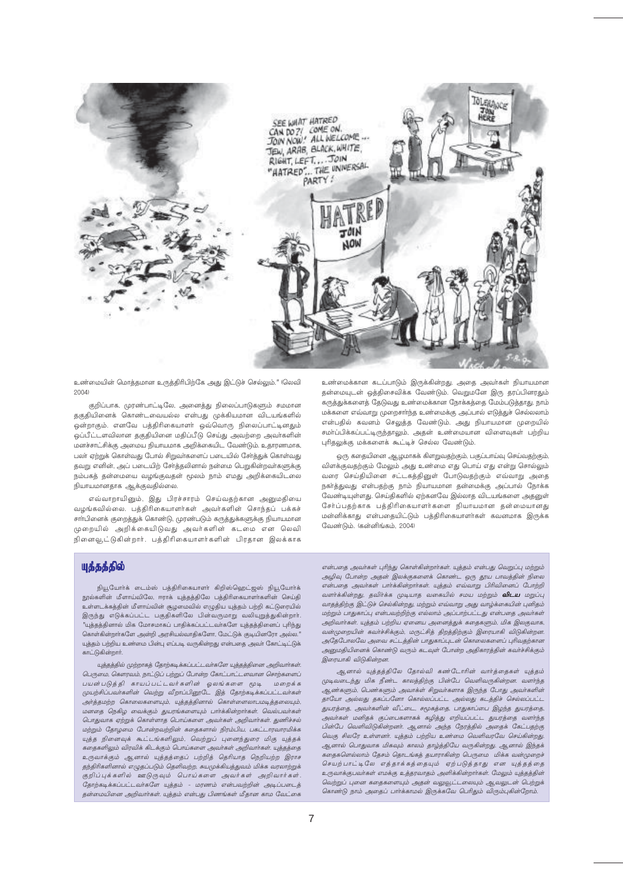உண்மையின் மொத்தமான உருத்திரிபிற்கே அது இட்டுச் செல்லும்." (லெவி 2004)

குறிப்பாக, முரண்பாட்டிலே, அனைத்து நிலைப்பாடுகளும் சமமான தகுதியினைக் கொண்டவையல்ல என்பது முக்கியமான விடயங்களில் ஒன்றாகும். எனவே பத்திரிகையாளர் ஒவ்வொரு நிலைப்பாட்டினதும் ஒப்பீட்டளவிலான தகுதியினை மதிப்பீடு செய்து அவற்றை அவர்களின் மனச்சாட்சிக்கு அமைய நியாயமாக அறிக்கையிட வேண்டும். உதாரணமாக, பலர் ஏற்றுக் கொள்வது போல் சிறுவர்களைப் படையில் சேர்த்துக் கொள்வது தவறு எனின், அப் படையிற் சேர்த்தலினால் நன்மை பெறுகின்றவர்களுக்கு நம்பகத் தன்மையை வழங்குவதன் மூலம் நாம் எமது அறிக்கையிடலை நியாயமானதாக ஆக்குவதில்லை.

எவ்வாறாயினும், இது பிரச்சாரம் செய்வதற்கான அனுமதியை வழங்கவில்லை. பத்திரிகையாளர்கள் அவர்களின் சொந்தப் பக்கச் சார்பினைக் குறைத்துக் கொண்டு, முரண்படும் கருத்துக்களுக்கு நியாயமான முறையில் அறிக்கையிடுவது அவர்களின் கடமை என லெவி நினைவூட்டுகின்றார். பத்திரிகையாளர்களின் பிரதான இலக்காக உண்மைக்கான கடப்பாடும் இருக்கின்றது. அதை அவர்கள் நியாயமான தன்மையுடன் ஒத்திசைவிக்க வேண்டும். வெறுமனே இரு தரப்பினரதும் கருத்துக்களைத் தேடுவது உண்மைக்கான நோக்கத்தை மேம்படுத்தாது. நாம் மக்களை எவ்வாறு முறைசார்ந்த உண்மைக்கு அப்பால் எடுத்துச் செல்லலாம் என்பதில் கவனம் செலுத்த வேண்டும். அது நியாயமான முறையில் சமர்ப்பிக்கப்பட்டிருந்தாலும், அதன் உண்மையான விளைவுகள் பற்றிய புரிதலுக்கு மக்களைக் கூட்டிச் செல்ல வேண்டும்.

ஒரு கதையினை ஆழமாகக் கிளறுவதற்கும், பகுப்பாய்வு செய்வதற்கும், விளக்குவதற்கும் மேலும் அது உண்மை எது பொய் எது என்று சொல்லும் வரை செய்தியினை சட்டகத்தினுள் போடுவதற்கும் எவ்வாறு அதை நகர்த்துவது என்பதற்கு நாம் நியாயமான தன்மைக்கு அப்பால் நோக்க வேண்டியுள்ளது. செய்திகளில் ஏற்கனவே இல்லாத விடயங்களை அதனுள் சேர்ப்பதற்காக பத்திரிகையாளர்களை நியாயமான தன்மையானது மன்னிக்காது என்பதையிட்டும் பத்திரிகையாளர்கள் கவனமாக இருக்க வேண்டும். (கன்னிங்கம், 2004)

## யுத்தத்தில்

நியூயோர்க் டைம்ஸ் பத்திரிகையாளர் கிறிஸ்ஹெட்ஜஸ் நியூயோர்க் நூல்களின் மீளாய்விலே, ஈராக் யுத்தத்திலே பத்திரிகையாளர்களின் செய்தி உள்ளடக்கத்தின் மீளாய்வின் சூழமைவில் எழுதிய யுத்தம் பற்றி கட்டுரையில் இருந்து எடுக்கப்பட்ட பகுதிகளிலே பின்வருமாறு வலியுறுத்துகின்றார். "யுத்தத்தினால் மிக மோசமாகப் பாதிக்கப்பட்டவர்களே யுத்தத்தினைப் புரிந்து கொள்கின்றார்களே அன்றி அரசியல்வாதிகளோ, மேட்டுக் குடியினரோ அல்ல." யுத்தம் பற்றிய உண்மை பின்பு எப்படி வருகின்றது என்பதை அவர் கோடிட்டுக் காட்டுகின்றார்.

*யுத்தத்தில் முற்றாகத் தோற்கடிக்கப்பட்டவர்களே யுத்தத்தினை அறிவார்கள். பெருமை, கௌரவம், நாட்டுப் பற்றுப் போன்ற கோட்பாட்டளவான சொற்களைப் பயன்படுத்தி காயப்பட்டவர்களின் ஓலங்களை மூடி மறைக்க முயற்சிப்பவர்களின் வெற்று வீறாப்பினூடே இத் தோற்கடிக்கப்பட்டவர்கள் அர்த்தமற்ற கொலைகளையும், யுத்தத்தினால் கொள்ளளவாடபடித்தலையும், மனதை நெகிழ வைக்கும் துயரங்களையும் பார்க்கின்றார்கள். வெல்பவர்கள் பொதுவாக ஏற்றுக் கொள்ளாத பொய்களை அவர்கள் அறிவார்கள். துணிச்சல் மற்றும் தோழமை போன்றவற்றின் கதைகளால் நிரம்பிய, பகட்டாரவாரமிக்க யுத்த நினைவுக் கூட்டங்களிலும், வெற்றுப் புனைந்துரை மிகு யுத்தக் கதைகளிலும் விரவிக் கிடக்கும் பொய்களை அவர்கள் அறிவார்கள். யுத்தத்தை உருவாக்கும் ஆனால் யுத்தத்தைப் பற்றித் தெரியாத நெறியற்ற இராச தந்திரிகளினால் எழுதப்படும் தெளிவற்ற, சுயமுக்கியத்துவம் மிக்க வரலாற்றுக் குறிப்புக்களில் ஊடுருவும் பொய்களை அவர்கள் அறிவார்கள். தோற்கடிக்கப்பட்டவர்களே யுத்தம் - மரணம் என்பவற்றின் அடிப்படைத் தன்மையினை அறிவார்கள். யுத்தம் என்பது பிணங்கள் மீதான காம வேட்கை என்பதை அவர்கள் புரிந்து கொள்கின்றார்கள். யுத்தம் என்பது வெறுப்பு மற்றும் அழிவு போன்ற அதன் இலக்குகளைக் கொண்ட ஒரு தூய பாவத்தின் நிலை என்பதை அவர்கள் பார்க்கின்றார்கள். யுத்தம் எவ்வாறு பிரிவினைப் போற்றி வளர்க்கின்றது, தவிர்க்க முடியாத வகையில் சமய மற்றும்* ***விடய*** *மறுப்பு வாதத்திற்கு இட்டுச் செல்கின்றது, மற்றும் எவ்வாறு அது வாழ்க்கையின் புனிதம் மற்றும் பாதுகாப்பு என்பவற்றிற்கு எல்லாம் அப்பாற்பட்டது என்பதை அவர்கள் அறிவார்கள். யுத்தம் பற்றிய ஏனைய அனைத்துக் கதைகளும், மிக இலகுவாக, வன்முறையின் கவர்ச்சிக்கும், மருட்சித் திறத்திற்கும் இரையாகி விடுகின்றன. அதேபோலவே அவை சட்டத்தின் பாதுகாப்புடன் கொலைகளைப் புரிவதற்கான அனுமதியினைக் கொண்டு வரும் கடவுள் போன்ற அதிகாரத்தின் கவர்ச்சிக்கும் இரையாகி விடுகின்றன.*

*ஆனால் யுத்தத்திலே தோல்வி கண்டோரின் வார்த்தைகள் யுத்தம் முடிவடைந்து மிக நீண்ட காலத்திற்கு பின்பே வெளிவருகின்றன. வளர்ந்த ஆண்களும், பெண்களும் அவர்கள் சிறுவர்களாக இருந்த போது அவர்களின் தாயோ அல்லது தகப்பனோ கொல்லப்பட்ட அல்லது கடத்திச் செல்லப்பட்ட துயரத்தை, அவர்களின் வீட்டை, சமூகத்தை, பாதுகாப்பை இழந்த துயரத்தை, அவர்கள் மனிதக் குப்பைகளாகக் கழித்து எறியப்பட்ட துயரத்தை வளர்ந்த பின்பே வெளிவிடுகின்றனர். ஆனால் அந்த நேரத்தில் அதைக் கேட்பதற்கு வெகு சிலரே உள்ளனர். யுத்தம் பற்றிய உண்மை வெளிவரவே செய்கின்றது. ஆனால் பொதுவாக மிகவும் காலம் தாழ்த்தியே வருகின்றது. ஆனால் இந்தக் கதைகளெல்லாம் தேசம் தொடங்கத் தயாராகின்ற பெருமை மிக்க வன்முறைச் செயற்பாட்டிலே எத்தாக்கத்தையும் ஏற்படுத்தாது என யுத்தத்தை உருவாக்குபவர்கள் எமக்கு உத்தரவாதம் அளிக்கின்றார்கள். மேலும் யுத்தத்தின் வெற்றுப் புனை கதைகளையும் அதன் வலுவூட்டலையும் ஆவலுடன் பெற்றுக் கொண்டு நாம் அதைப் பார்க்காமல் இருக்கவே பெரிதும் விரும்புகின்றோம்.*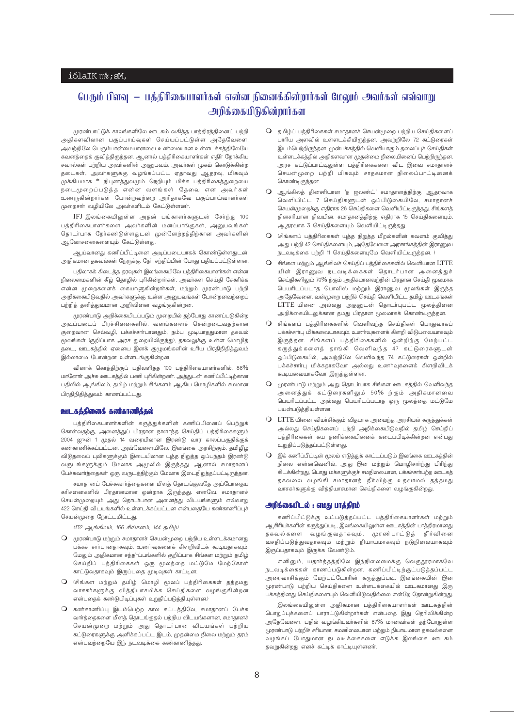# பெரும் பிளவு – பத்திரிகையாளர்கள் என்ன நினைக்கின்றார்கள் மேலும் அவர்கள் எவ்வாறு அறிக்கையிடுகின்றார்கள்

முரண்பாட்டுக் காலங்களிலே ஊடகம் வகித்த பாத்திரத்தினைப் பற்றி அதிகளவிலான பகுப்பாய்வுகள் செய்யப்பட்டுள்ள அதேவேளை, அவற்றிலே பெரும்பான்மையானவை உண்மையான உள்ளடக்கத்திலேயே கவனத்தைக் குவித்திருந்தன. ஆனால் பத்திரிகையாளர்கள் எதிர் நோக்கிய சவால்கள் பற்றிய அவர்களின் அனுபவம், அவர்கள் முகம் கொடுக்கின்ற தடைகள், அவர்களுக்கு வழங்கப்பட்ட ஏதாவது ஆதரவு, மிகவும் முக்கியமாக * நிபுணத்துவமும் நெறியும் மிக்க பத்திரிகைத்துறையை நடைமுறைப்படுத்த என்ன வளங்கள் தேவை என அவர்கள் உணருகின்றார்கள் போன்றவற்றை அரிதாகவே பகுப்பாய்வாளர்கள் முறைசார் வழியிலே அவர்களிடம் கேட்டுள்ளனர்.

IFJ இலங்கையிலுள்ள அதன் பங்காளர்களுடன் சேர்ந்து 100 பத்திரிகையாளர்களை அவர்களின் மனப்பாங்குகள், அனுபவங்கள் தொடர்பாக நேர்கண்டுள்ளதுடன் முன்னேற்றத்திற்கான அவர்களின் ஆலோசனைகளையும் கேட்டுள்ளது.

ஆய்வானது கணிப்பீட்டினை அடிப்படையாகக் கொண்டுள்ளதுடன், அதிகமான தகவல்கள் நேருக்கு நேர் சந்திப்பின் போது பதியப்பட்டுள்ளன.

பதிலாகக் கிடைத்த தரவுகள் இலங்கையிலே பத்திரிகையாளர்கள் என்ன நிலைமைகளின் கீழ் தொழில் புரிகின்றார்கள், அவர்கள் செய்தி சேகரிக்க என்ன முறைகளைக் கையாளுகின்றார்கள், மற்றும் முரண்பாடு பற்றி அறிக்கையிடுவதில் அவர்களுக்கு உள்ள அனுபவங்கள் போன்றனவற்றைப் பற்றித் தனித்துவமான அறிவினை வழங்குகின்றன.

முரண்பாடு அறிக்கையிடப்படும் முறையில் தற்போது காணப்படுகின்ற அடிப்படைப் பிரச்சினைகளில், வளங்களைச் சென்றடைவதற்கான குறைவான செல்வழி, பக்கச்சார்பானதும், நம்ப முடியாததுமான தகவல் மூலங்கள் (குறிப்பாக அரச துறையிலிருந்து), தகவலுக்கு உள்ள மொழித் தடை, ஊடகத்தில் ஏனைய இனக் குழுமங்களின் உரிய பிரதிநிதித்துவம் இல்லாமை போன்றன உள்ளடங்குகின்றன.

வினாக் கொத்திற்குப் பதிலளித்த 100 பத்திரிகையாளர்களில், 88% மானோர் அச்சு ஊடகத்தில் பணி புரிகின்றனர். அத்துடன் கணிப்பீட்டிற்கான பதிலில் ஆங்கிலம், தமிழ் மற்றும் சிங்களம் ஆகிய மொழிகளில் சமமான பிரதிநிதித்துவம் காணப்பட்டது.

## ஊடகத்தினைக் கண்காணித்தல்

பத்திரிகையாளர்களின் கருத்துக்களின் கணிப்பினைப் பெற்றுக் கொள்வதற்கு, அனைத்துப் பிரதான நாளாந்த செய்திப் பத்திரிகைகளும் 2004 ஜுன் 1 முதல் 14 வரையிலான இரண்டு வார காலப்பகுதிக்குக் கண்காணிக்கப்பட்டன. அவ்வேளையிலே, இலங்கை அரசிற்கும், தமிழீழ விடுதலைப் புலிகளுக்கும் இடையிலான யுத்த நிறுத்த ஒப்பந்தம் இரண்டு வருடங்களுக்கும் மேலாக அமுலில் இருந்தது. ஆனால் சமாதானப் பேச்சுவார்த்தைகள் ஒரு வருடத்திற்கும் மேலாக இடைநிறுத்தப்பட்டிருந்தன.

சமாதானப் பேச்சுவார்த்தைகளை மீளத் தொடங்குவதே அப்போதைய கரிசனைகளில் பிரதானமான ஒன்றாக இருந்தது. எனவே, சமாதானச் செயன்முறையும் அது தொடர்பான அனைத்து விடயங்களும் எவ்வாறு 422 செய்தி விடயங்களில் உள்ளடக்கப்பட்டன என்பதையே கண்காணிப்புச் செயன்முறை நோக்கமிட்டது.

*(132 ஆங்கிலம், 166 சிங்களம், 144 தமிழ்)*

- முரண்பாடு மற்றும் சமாதானச் செயன்முறை பற்றிய உள்ளடக்கமானது பக்கச் சார்பானதாகவும், உணர்வுகளைக் கிளறிவிடக் கூடியதாகவும், மேலும் அதிகமான சந்தர்ப்பங்களில் குறிப்பாக சிங்கள மற்றும் தமிழ் செய்திப் பத்திரிகைகள் ஒரு மூலத்தை மட்டுமே மேற்கோள் காட்டுவதாகவும் இருப்பதை முடிவுகள் காட்டின.
- (சிங்கள மற்றும் தமிழ் மொழி மூலப் பத்திரிகைகள் தத்தமது வாசகர்களுக்கு வித்தியாசமிக்க செய்திகளை வழங்குகின்றன என்பதைக் கண்டுபிடிப்புகள் உறுதிப்படுத்தியுள்ளன.)
- கண்காணிப்பு இடம்பெற்ற கால கட்டத்திலே, சமாதானப் பேச்சு வார்த்தைகளை மீளத் தொடங்குதல் பற்றிய விடயங்களான, சமாதானச் செயன்முறை மற்றும் அது தொடர்பான விடயங்கள் பற்றிய கட்டுரைகளுக்கு அளிக்கப்பட்ட இடம், முதன்மை நிலை மற்றும் தரம் என்பவற்றையே இந் நடவடிக்கை கண்காணித்தது.
- தமிழ்ப் பத்திரிகைகள் சமாதானச் செயன்முறை பற்றிய செய்திகளைப் பாரிய அளவில் உள்ளடக்கியிருந்தன. அவற்றிலே 72 கட்டுரைகள் இடம்பெற்றிருந்தன. முன்பக்கத்தில் வெளியாகும் தலைப்புச் செய்திகள் உள்ளடக்கத்தில் அதிகளவான முதன்மை நிலையினைப் பெற்றிருந்தன. அரச கட்டுப்பாட்டிலுள்ள பத்திரிகைகளை விட இவை சமாதானச் செயன்முறை பற்றி மிகவும் சாதகமான நிலைப்பாட்டினைக் கொண்டிருந்தன.
- ஆங்கிலத் தினசரியான 'த ஐலண்ட்' சமாதானத்திற்கு ஆதரவாக வெளியிட்ட 7 செய்திகளுடன் ஒப்பிடுகையிலே, சமாதானச் செயன்முறைக்கு எதிராக 26 செய்திகளை வெளியிட்டிருந்தது. சிங்களத் தினசரியான திவயின, சமாதானத்திற்கு எதிராக 15 செய்திகளையும், ஆதரவாக 3 செய்திகளையும் வெளியிட்டிருந்தது.
- (சிங்களப் பத்திரிகைகள் யுத்த நிறுத்த மீறல்களின் கவனம் குவித்து அது பற்றி 42 செய்திகளையும், அதேவேளை அரசாங்கத்தின் இராணுவ நடவடிக்கை பற்றி 11 செய்திகளையுமே வெளியிட்டிருந்தன. )
- சிங்கள மற்றும் ஆங்கிலச் செய்திப் பத்திரிகைகளில் வெளியான LTTE யின் இராணுவ நடவடிக்கைகள் தொடர்பான அனைத்துச் செய்திகளிலும் 70% ற்கும் அதிகமானவற்றின் பிரதான செய்தி மூலமாக பெயரிடப்படாத பொலிஸ் மற்றும் இராணுவ மூலங்கள் இருந்த அதேவேளை, வன்முறை பற்றிச் செய்தி வெளியிட்ட தமிழ் ஊடகங்கள் LTTE யினை அல்லது அதனுடன் தொடர்புபட்ட மூலத்தினை அறிக்கையிடலுக்கான தமது பிரதான மூலமாகக் கொண்டிருந்தன.
- சிங்களப் பத்திரிகைகளில் வெளிவந்த செய்திகள் பொதுவாகப் பக்கச்சார்பு மிக்கவையாகவும், உணர்வுகளைக் கிளறி விடுபவையாகவும் இருந்தன. சிங்களப் பத்திரிகைகளில் ஒன்றிற்கு மேற்பட்ட கருத்துக்களைத் தாங்கி வெளிவந்த 47 கட்டுரைகளுடன் ஒப்பிடுகையில், அவற்றிலே வெளிவந்த 74 கட்டுரைகள் ஒன்றில் பக்கச்சார்பு மிக்கதாகவோ அல்லது உணர்வுகளைக் கிளறிவிடக் கூடியவையாகவோ இருந்துள்ளன.
- முரண்பாடு மற்றும் அது தொடர்பாக சிங்கள ஊடகத்தில் வெளிவந்த அனைத்துக் கட்டுரைகளிலும் 50% ற்கும் அதிகமானவை பெயரிடப்பட்ட அல்லது பெயரிடப்படாத ஒரு மூலத்தை மட்டுமே பயன்படுத்தியுள்ளன.
- LTTE யினை விமர்சிக்கும் விதமாக அமைந்த அரசியல் கருத்துக்கள் அல்லது செய்திகளைப் பற்றி அறிக்கையிடுவதில் தமிழ் செய்திப் பத்திரிகைகள் சுய தணிக்கையினைக் கடைப்பிடிக்கின்றன என்பது உறுதிப்படுத்தப்பட்டுள்ளது.
- இக் கணிப்பீட்டின் மூலம் எடுத்துக் காட்டப்படும் இலங்கை ஊடகத்தின் நிலை என்னவெனில், அது இன மற்றும் மொழிசார்ந்து பிரிந்து கிடக்கின்றது. பொது மக்களுக்குச் சமநிலையான, பக்கச்சார்பற்ற ஊடகத் தகவலை வழங்கி சமாதானத் தீர்விற்கு உதவாமல் தத்தமது வாசகர்களுக்கு வித்தியாசமான செய்திகளை வழங்குகின்றது.

## அறிக்கையிடல் : எமது பாத்திரம்

கணிப்பீட்டுக்கு உட்படுத்தப்பட்ட பத்திரிகையாளர்கள் மற்றும் ஆசிரியர்களின் கருத்துப்படி, இலங்கையிலுள்ள ஊடகத்தின் பாத்திரமானது தகவல்களை வழங்குவதாகவும், முரண்பாட்டுத் தீர்வினை வசதிப்படுத்துவதாகவும் மற்றும் நியாயமாகவும் நடுநிலையாகவும் இருப்பதாகவும் இருக்க வேண்டும்.

எனினும், யதார்த்தத்திலே இந்நிலைமைக்கு வெகுதூரமாகவே நடவடிக்கைகள் காணப்படுகின்றன. கணிப்பீட்டிற்குட்படுத்தப்பட்ட அரைவாசிக்கும் மேற்பட்டோரின் கருத்துப்படி, இலங்கையின் இன முரண்பாடு பற்றிய செய்திகளை உள்ளடக்கையில் ஊடகமானது இரு பக்கத்தினது செய்திகளையும் வெளியிடுவதில்லை என்றே தோன்றுகின்றது.

இலங்கையிலுள்ள அதிகமான பத்திரிகையாளர்கள் ஊடகத்தின் பொறுப்புக்களைப் பாராட்டுகின்றார்கள் என்பதை இது தெரிவிக்கின்ற அதேவேளை, பதில் வழங்கியவர்களில் 87% மானவர்கள் தற்போதுள்ள முரண்பாடு பற்றிச் சரியான, சமனிலையான மற்றும் நியாயமான தகவல்களை வழங்கப் போதுமான நடவடிக்கைகளை எடுக்க இலங்கை ஊடகம் தவறுகின்றது எனச் சுட்டிக் காட்டியுள்ளனர்.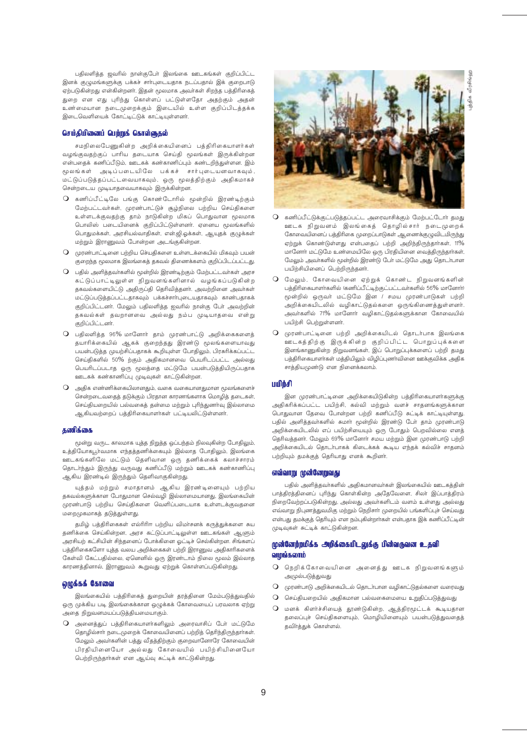பதிலளித்த ஜவரில் நான்குபேர் இலங்கை ஊடகங்கள் குறிப்பிட்ட இனக் குழுமங்களுக்கு பக்கச் சார்புடையதாக நடப்பதால் இக் குறைபாடு ஏற்படுகின்றது என்கின்றனர். இதன் மூலமாக அவர்கள் சிறந்த பத்திரிகைத் துறை என எது புரிந்து கொள்ளப் பட்டுள்ளதோ அதற்கும் அதன் உண்மையான நடைமுறைக்கும் இடையில் உள்ள குறிப்பிடத்தக்க இடைவெளியைக் கோட்டிட்டுக் காட்டியுள்ளனர்.

### செய்தியினைப் பெற்றுக் கொள்ளுதல்

சமநிலைபேணுகின்ற அறிக்கையினைப் பத்திரிகையாளர்கள் வழங்குவதற்குப் பாரிய தடையாக செய்தி மூலங்கள் இருக்கின்றன என்பதைக் கணிப்பீடும், ஊடகக் கண்காணிப்பும் கண்டறிந்துள்ளன. இம் மூலங்கள் அடிப்படையிலே பக்கச் சார்புடையனவாகவும், மட்டுப்படுத்தப்பட்டவையாகவும், ஒரு மூலத்திற்கும் அதிகமாகச் சென்றடைய முடியாதவையாகவும் இருக்கின்றன.

- கணிப்பீட்டிலே பங்கு கொண்டோரில் மூன்றில் இரண்டிற்கும் மேற்பட்டவர்கள், முரண்பாட்டுச் சூழ்நிலை பற்றிய செய்திகளை உள்ளடக்குவதற்கு தாம் நாடுகின்ற மிகப் பொதுவான மூலமாக பொலிஸ் படையினைக் குறிப்பிட்டுள்ளனர். ஏனைய மூலங்களில் பொதுமக்கள், அரசியல்வாதிகள், என்.ஜி.ஓக்கள், ஆயுதக் குழுக்கள் மற்றும் இராணுவம் போன்றன அடங்குகின்றன.
- முரண்பாட்டினை பற்றிய செய்திகளை உள்ளடக்கையில் மிகவும் பயன் குறைந்த மூலமாக இலங்கைத் தகவல் திணைக்களம் குறிப்பிடப்பட்டது.
- பதில் அளித்தவர்களில் மூன்றில் இரண்டிற்கும் மேற்பட்டவர்கள் அரச கட்டுப்பாட்டிலுள்ள நிறுவனங்களினால் வழங்கப்படுகின்ற தகவல்களையிட்டு அதிருப்தி தெரிவித்தனர். அவற்றினை அவர்கள் மட்டுப்படுத்தப்பட்டதாகவும் பக்கச்சார்புடையதாகவும் காணப்படுதாக குறிப்பிட்டனர். மேலும் பதிலளித்த ஐவரில் நான்கு பேர் அவற்றின் தகவல்கள் தவறானவை அல்லது நம்ப முடியாதவை என்று குறிப்பிட்டனர்.
- பதிலளித்த 96% மானோர் தாம் முரண்பாட்டு அறிக்கைகளைத் தயாரிக்கையில் ஆகக் குறைந்தது இரண்டு மூலங்களையாவது பயன்படுத்த முயற்சிப்பதாகக் கூறியுள்ள போதிலும், பிரசுரிக்கப்பட்ட செய்திகளில் 50% ற்கும் அதிகமானவை பெயரிடப்பட்ட அல்லது பெயரிடப்படாத ஒரு மூலத்தை மட்டுமே பயன்படுத்தியிருப்பதாக ஊடகக் கண்காணிப்பு முடிவுகள் காட்டுகின்றன.
- அதிக எண்ணிக்கையிலானதும், வகை வகையானதுமான மூலங்களைச் சென்றடைவதைத் தடுக்கும் பிரதான காரணங்களாக மொழித் தடைகள், செய்தியறையில் பல்வகைத் தன்மை மற்றும் புரிந்துணர்வு இல்லாமை ஆகியவற்றைப் பத்திரிகையாளர்கள் பட்டியலிட்டுள்ளனர்.

### தணிக்கை

மூன்று வருட காலமாக யுத்த நிறுத்த ஒப்பந்தம் நிலவுகின்ற போதிலும், உத்தியோகபூர்வமாக எந்தத்தணிக்கையும் இல்லாத போதிலும், இலங்கை ஊடகங்களிலே மட்டும் தெளிவான ஒரு தணிக்கைக் கலாச்சாரம் தொடர்ந்தும் இருந்து வருவது கணிப்பீடு மற்றும் ஊடகக் கண்காணிப்பு ஆகிய இரண்டில் இருந்தும் தெளிவாகுகின்றது.

யுத்தம் மற்றும் சமாதானம் ஆகிய இரண்டினையும் பற்றிய தகவல்களுக்கான போதுமான செல்வழி இல்லாமையானது, இலங்கையின் முரண்பாடு பற்றிய செய்திகளை வெளிப்படையாக உள்ளடக்குவதனை மறைமுகமாகத் தடுத்துள்ளது.

தமிழ் பத்திரிகைகள் எல்ரிரிஈ பற்றிய விமர்சனக் கருத்துக்களை சுய தணிக்கை செய்கின்றன, அரச கட்டுப்பாட்டிலுள்ள ஊடகங்கள் ஆளும் அரசியற் கட்சியின் சிந்தனைப் போக்கினை ஒட்டிச் செல்கின்றன. சிங்களப் பத்திரிகைகளோ யுத்த வலய அறிக்கைகள் பற்றி இராணுவ அதிகாரிகளைக் கேள்வி கேட்பதில்லை, ஏனெனில் ஒரு இரண்டாம் நிலை மூலம் இல்லாத காரணத்தினால், இராணுவம் கூறுவது ஏற்றுக் கொள்ளப்படுகின்றது.

### ஒழுக்கக் கோவை

இலங்கையில் பத்திரிகைத் துறையின் தரத்தினை மேம்படுத்துவதில் ஒரு முக்கிய படி இலங்கைக்கான ஒழுக்கக் கோவையைப் பரவலாக ஏற்று அதை நிறுவனமயப்படுத்தியமையாகும்.

- அனைத்துப் பத்திரிகையாளர்களிலும் அரைவாசிப் பேர் மட்டுமே தொழில்சார் நடைமுறைக் கோவையினைப் பற்றித் தெரிந்திருந்தார்கள். மேலும் அவர்களின் பத்து வீதத்திற்கும் குறைவானோரே கோவையின் பிரதியினையோ அல்லது கோவையில் பயிற்சியினையோ பெற்றிருந்தார்கள் என ஆய்வு சுட்டிக் காட்டுகின்றது.
- கணிப்பீட்டுக்குட்படுத்தப்பட்ட அரைவாசிக்கும் மேற்பட்டோர் தமது ஊடக நிறுவனம் இலங்கைத் தொழில்சார் நடைமுறைக் கோவையினைப் பத்திரிகை முறைப்பாடுகள் ஆணைக்குழுவிடமிருந்து ஏற்றுக் கொண்டுள்ளது என்பதைப் பற்றி அறிந்திருந்தார்கள். 11% மானோர் மட்டுமே உண்மையிலே ஒரு பிரதியினை வைத்திருந்தார்கள். மேலும் அவர்களில் மூன்றில் இரண்டு பேர் மட்டுமே அது தொடர்பான பயிற்சியினைப் பெற்றிருந்தனர்.
- மேலும், கோவையினை ஏற்றுக் கொண்ட நிறுவனங்களின் பத்திரிகையாளர்களில் (கணிப்பீட்டிற்குட்பட்டவர்களில் 56% மானோர்) மூன்றில் ஒருவர் மட்டுமே இன / சமய முரண்பாடுகள் பற்றி அறிக்கையிடலில் வழிகாட்டுதல்களை ஒருங்கிணைத்துள்ளனர். அவர்களில் 71% மானோர் வழிகாட்டுதல்களுக்கான கோவையில் பயிற்சி பெற்றுள்ளனர்.
- முரண்பாட்டினை பற்றி அறிக்கையிடல் தொடர்பாக இலங்கை ஊடகத்திற்கு இருக்கின்ற குறிப்பிட்ட பொறுப்புக்களை இனங்காணுகின்ற நிறுவனங்கள், இப் பொறுப்புக்களைப் பற்றி தமது பத்திரிகையாளர்கள் மத்தியிலும் விழிப்புணர்வினை ஊக்குவிக்க அதிக சாத்தியமுண்டு என நினைக்கலாம்.

### பயிற்சி

இன முரண்பாட்டினை அறிக்கையிடுகின்ற பத்திரிகையாளர்களுக்கு அதிகரிக்கப்பட்ட பயிற்சி, கல்வி மற்றும் வளச் சாதனங்களுக்கான பொதுவான தேவை போன்றன பற்றி கணிப்பீடு சுட்டிக் காட்டியுள்ளது. பதில் அளித்தவர்களில் சுமார் மூன்றில் இரண்டு பேர் தாம் முரண்பாடு அறிக்கையிடலில் எப் பயிற்சியையும் ஒரு போதும் பெறவில்லை எனத் தெரிவித்தனர். மேலும் 69% மானோர் சமய மற்றும் இன முரண்பாடு பற்றி அறிக்கையிடல் தொடர்பாகக் கிடைக்கக் கூடிய எந்தக் கல்விச் சாதனம் பற்றியும் தமக்குத் தெரியாது எனக் கூறினர்.

### எவ்வாறு முன்னேறுவது

பதில் அளித்தவர்களில் அதிகமானவர்கள் இலங்கையில் ஊடகத்தின் பாத்திரத்தினைப் புரிந்து கொள்கின்ற அதேவேளை, சிலர் இப்பாத்திரம் நிறைவேற்றப்படுகின்றது, அல்லது அவர்களிடம் வளம் உள்ளது அல்லது எவ்வாறு நிபுணத்துவமிகு மற்றும் நெறிசார் முறையில் பங்களிப்புச் செய்வது என்பது தமக்குத் தெரியும் என நம்புகின்றார்கள் என்பதாக இக் கணிப்பீட்டின் முடிவுகள் சுட்டிக் காட்டுகின்றன.

### முன்னேற்றமிக்க அறிக்கையிடலுக்கு பின்வருவன உதவி வழங்கலாம்

- நெறிக் கோவையினை அனைத்து ஊடக நிறுவனங்களும் அமுல்படுத்துவது
- முரண்பாடு அறிக்கையிடல் தொடர்பான வழிகாட்டுதல்களை வரைவது
- செய்தியறையில் அதிகமான பல்வகைமையை உறுதிப்படுத்துவது
- மனக் கிளர்ச்சியைத் தூண்டுகின்ற, ஆத்திரமூட்டக் கூடியதான தலைப்புச் செய்திகளையும், மொழியினையும் பயன்படுத்துவதைத் தவிர்த்துக் கொள்ளல்.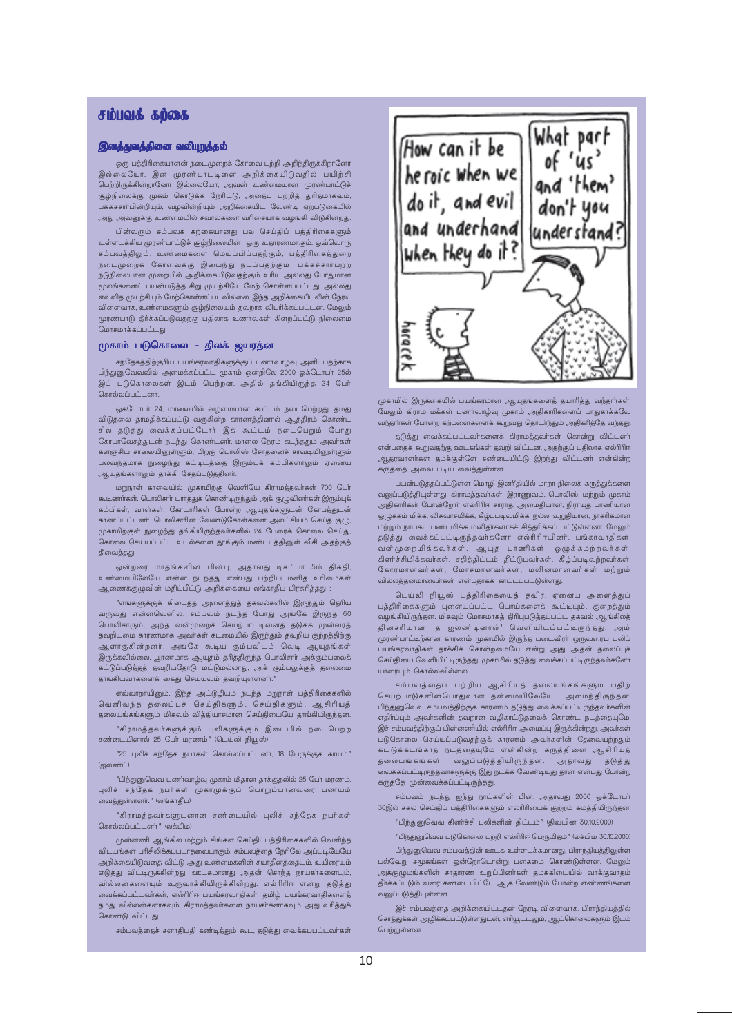# சம்பவக் கற்கை

## இனத்துவத்தினை வலியுறுத்தல்

ஒரு பத்திரிகையாளன் நடைமுறைக் கோவை பற்றி அறிந்திருக்கிறானோ இல்லையோ, இன முரண்பாட்டினை அறிக்கையிடுவதில் பயிற்சி பெற்றிருக்கின்றானோ இல்லையோ, அவன் உண்மையான முரண்பாட்டுச் சூழ்நிலைக்கு முகம் கொடுக்க நேரிட்டு, அதைப் பற்றித் துரிதமாகவும், பக்கச்சார்பின்றியும், வழுவின்றியும் அறிக்கையிட வேண்டி ஏற்படுகையில் அது அவனுக்கு உண்மையில் சவால்களை வரிசையாக வழங்கி விடுகின்றது.

பின்வரும் சம்பவக் கற்கையானது பல செய்திப் பத்திரிகைகளும் உள்ளடக்கிய முரண்பாட்டுச் சூழ்நிலையின் ஒரு உதாரணமாகும். ஒவ்வொரு சம்பவத்திலும், உண்மைகளை மெய்ப்பிப்பதற்கும், பத்திரிகைத்துறை நடைமுறைக் கோவைக்கு இயைந்து நடப்பதற்கும், பக்கச்சார்பற்ற நடுநிலையான முறையில் அறிக்கையிடுவதற்கும் உரிய அல்லது போதுமான மூலங்களைப் பயன்படுத்த சிறு முயற்சியே மேற் கொள்ளப்பட்டது. அல்லது எவ்வித முயற்சியும் மேற்கொள்ளப்படவில்லை. இந்த அறிக்கையிடலின் நேரடி விளைவாக, உண்மைகளும் சூழ்நிலையும் தவறாக விபரிக்கப்பட்டன. மேலும் முரண்பாடு தீர்க்கப்படுவதற்கு பதிலாக உணர்வுகள் கிளறப்பட்டு நிலைமை மோசமாக்கப்பட்டது.

### முகாம் படுகொலை – திலக் ஜயரத்ன

சந்தேகத்திற்குரிய பயங்கரவாதிகளுக்குப் புனர்வாழ்வு அளிப்பதற்காக பிந்துனுவேவவில் அமைக்கப்பட்ட முகாம் ஒன்றிலே 2000 ஒக்டோபர் 25ல் இப் படுகொலைகள் இடம் பெற்றன. அதில் தங்கியிருந்த 24 பேர் கொல்லப்பட்டனர்.

ஒக்டோபர் 24, மாலையில் வழமையான கூட்டம் நடைபெற்றது. தமது விடுதலை தாமதிக்கப்பட்டு வருகின்ற காரணத்தினால் ஆத்திரம் கொண்ட சில தடுத்து வைக்கப்பட்டோர் இக் கூட்டம் நடைபெறும் போது கோபாவேசத்துடன் நடந்து கொண்டனர். மாலை நேரம் கடந்ததும் அவர்கள் களஞ்சிய சாலையினுள்ளும், பிறகு பொலிஸ் சோதனைச் சாவடியினுள்ளும் பலவந்தமாக நுழைந்து கட்டிடத்தை இரும்புக் கம்பிகளாலும் ஏனைய ஆயுதங்களாலும் தாக்கி சேதப்படுத்தினர்.

மறுநாள் காலையில் முகாமிற்கு வெளியே கிராமத்தவர்கள் 700 பேர் கூடினார்கள். பொலிசார் பார்த்துக் கொண்டிருந்தும் அக் குழுவினர்கள் இரும்புக் கம்பிகள், வாள்கள், கோடாரிகள் போன்ற ஆயுதங்களுடன் கோபத்துடன் காணப்பட்டனர். பொலிசாரின் வேண்டுகோள்களை அலட்சியம் செய்த குழு, முகாமிற்குள் நுழைந்து தங்கியிருந்தவர்களில் 24 பேரைக் கொலை செய்து, கொலை செய்யப்பட்ட உடல்களை தூங்கும் மண்டபத்தினுள் வீசி அதற்குத் தீவைத்தது.

ஒன்றரை மாதங்களின் பின்பு, அதாவது டிசம்பர் 5ம் திகதி, உண்மையிலேயே என்ன நடந்தது என்பது பற்றிய மனித உரிமைகள் ஆணைக்குழுவின் மதிப்பீட்டு அறிக்கையை லங்காதீப பிரசுரித்தது :

"எங்களுக்குக் கிடைத்த அனைத்துத் தகவல்களில் இருந்தும் தெரிய வருவது என்னவெனில், சம்பவம் நடந்த போது அங்கே இருந்த 60 பொலிசாரும், அந்த வன்முறைச் செயற்பாட்டினைத் தடுக்க முன்வரத் தவறியமை காரணமாக அவர்கள் கடமையில் இருந்தும் தவறிய குற்றத்திற்கு ஆளாகுகின்றனர். அங்கே கூடிய கும்பலிடம் வெடி ஆயுதங்கள் இருக்கவில்லை. பூரணமாக ஆயுதம் தரித்திருந்த பொலிசார் அக்கும்பலைக் கட்டுப்படுத்தத் தவறியதோடு மட்டுமல்லாது, அக் கும்பலுக்குத் தலைமை தாங்கியவர்களைக் கைது செய்யவும் தவறியுள்ளனர்."

எவ்வாறாயினும், இந்த அட்டூழியம் நடந்த மறுநாள் பத்திரிகைகளில் வெளிவந்த தலைப்புச் செய்திகளும், செய்திகளும், ஆசிரியத் தலையங்கங்களும் மிகவும் வித்தியாசமான செய்தியையே தாங்கியிருந்தன.

"கிராமத்தவர்களுக்கும் புலிகளுக்கும் இடையில் நடைபெற்ற சண்டையினால் 25 பேர் மரணம்." (டெய்லி நியூஸ்)

"25 புலிச் சந்தேக நபர்கள் கொல்லப்பட்டனர், 18 பேருக்குக் காயம்" (ஐலண்ட்)

"பிந்துனுவெவ புனர்வாழ்வு முகாம் மீதான தாக்குதலில் 25 பேர் மரணம். புலிச் சந்தேக நபர்கள் முகாமுக்குப் பொறுப்பானவரை பணயம் வைத்துள்ளனர்." (லங்காதீப)

"கிராமத்தவர்களுடனான சண்டையில் புலிச் சந்தேக நபர்கள் கொல்லப்பட்டனர்" (லக்பிம)

முன்னணி ஆங்கில மற்றும் சிங்கள செய்திப்பத்திரிகைகளில் வெளிந்த விடயங்கள் பரிசீலிக்கப்படாதவையாகும். சம்பவத்தை நேரிலே அப்படியேயே அறிக்கையிடுவதை விட்டு அது உண்மைகளின் சுயாதீனத்தையும், உயிரையும் எடுத்து விட்டிருக்கின்றது. ஊடகமானது அதன் சொந்த நாயகர்களையும், வில்லன்களையும் உருவாக்கியிருக்கின்றது. எல்ரிரிஈ என்று தடுத்து வைக்கப்பட்டவர்கள், எல்ரிரிஈ பயங்கரவாதிகள், தமிழ் பயங்கரவாதிகளைத் தமது வில்லன்களாகவும், கிராமத்தவர்களை நாயகர்களாகவும் அது வரித்துக் கொண்டு விட்டது.

சம்பவத்தைச் சனாதிபதி கண்டித்தும் கூட தடுத்து வைக்கப்பட்டவர்கள் முகாமில் இருக்கையில் பயங்கரமான ஆயுதங்களைத் தயாரித்து வந்தார்கள், மேலும் கிராம மக்கள் புனர்வாழ்வு முகாம் அதிகாரிகளைப் பாதுகாக்கவே வந்தார்கள் போன்ற கற்பனைகளைக் கூறுவது தொடர்ந்தும் அதிகரித்தே வந்தது.

தடுத்து வைக்கப்பட்டவர்களைக் கிராமத்தவர்கள் கொன்று விட்டனர் என்பதைக் கூறுவதற்கு ஊடகங்கள் தவறி விட்டன. அதற்குப் பதிலாக எல்ரிரிஈ ஆதரவாளர்கள் தமக்குள்ளே சண்டையிட்டு இறந்து விட்டனர் என்கின்ற கருத்தை அவை படிய வைத்துள்ளன.

பயன்படுத்தப்பட்டுள்ள மொழி இனரீதியில் மாறா நிலைக் கருத்துக்களை வலுப்படுத்தியுள்ளது. கிராமத்தவர்கள், இராணுவம், பொலிஸ், மற்றும் முகாம் அதிகாரிகள் போன்றோர் எல்ரிரிஈ சாராத, அமைதியான, நிராயுத பாணியான ஒழுக்கம் மிக்க, விசுவாசமிக்க, கீழ்ப்படிவுமிக்க, நல்ல, உறுதியான, நாகரிகமான மற்றும் நாயகப் பண்புமிக்க மனிதர்களாகச் சித்தரிக்கப் பட்டுள்ளனர். மேலும் தடுத்து வைக்கப்பட்டிருந்தவர்களோ எல்ரிரிஈயினர், பங்கரவாதிகள், வன்முறைமிக்கவர்கள், ஆயுத பாணிகள், ஒழுக்கமற்றவர்கள், கிளர்ச்சிமிக்கவர்கள், சதித்திட்டம் தீட்டுபவர்கள், கீழ்ப்படிவற்றவர்கள், கோரமானவர்கள், மோசமானவர்கள், மலினமானவர்கள் மற்றும் வில்லத்தனமானவர்கள் என்பதாகக் காட்டப்பட்டுள்ளது.

டெய்லி நியூஸ் பத்திரிகையைத் தவிர, ஏனைய அனைத்துப் பத்திரிகைகளும் புனையப்பட்ட பொய்களைக் கூட்டியும், குறைத்தும் வழங்கியிருந்தன. மிகவும் மோசமாகத் திரிபுபடுத்தப்பட்ட தகவல் ஆங்கிலத் தினசரியான 'த ஐலண்டினால்' வெளியிடப்பட்டிருந்தது. அம் முரண்பாட்டிற்கான காரணம் முகாமில் இருந்த படைவீரர் ஒருவரைப் புலிப் பயங்கரவாதிகள் தாக்கிக் கொன்றமையே என்று அது அதன் தலைப்புச் செய்தியை வெளியிட்டிருந்தது. முகாமில் தடுத்து வைக்கப்பட்டிருந்தவர்களோ யாரையும் கொல்லவில்லை.

சம்பவத்தைப் பற்றிய ஆசிரியத் தலையங்கங்களும் பதிற் செயற்பாடுகளின்பொதுவான தன்மையிலேயே அமைந்திருந்தன. பிந்துனுவெவ சம்பவத்திற்குக் காரணம் தடுத்து வைக்கப்பட்டிருந்தவர்களின் எதிர்ப்பும் அவர்களின் தவறான வழிகாட்டுதலைக் கொண்ட நடத்தையுமே, இச் சம்பவத்திற்குப் பின்னணியில் எல்ரிரிஈ அமைப்பு இருக்கின்றது, அவர்கள் படுகொலை செய்யப்படுவதற்குக் காரணம் அவர்களின் தேவையற்றதும் கட்டுக்கடங்காத நடத்தையுமே என்கின்ற கருத்தினை ஆசிரியத் தலையங்கங்கள் வலுப்படுத்தியிருந்தன. அதாவது தடுத்து வைக்கப்பட்டிருந்தவர்களுக்கு இது நடக்க வேண்டியது தான் என்பது போன்ற கருத்தே முன்வைக்கப்பட்டிருந்தது.

சம்பவம் நடந்து ஐந்து நாட்களின் பின், அதாவது 2000 ஒக்டோபர் 30இல் சகல செய்திப் பத்திரிகைகளும் எல்ரிரிஈயைக் குற்றம் சுமத்தியிருந்தன.

"பிந்துனுவெவ கிளர்ச்சி புலிகளின் திட்டம்" (திவயின 30.10.2000)

"பிந்துனுவெவ படுகொலை பற்றி எல்ரிரிஈ பெருமிதம்" (லக்பிம 30.10.2000)

பிந்துனுவெவ சம்பவத்தின் ஊடக உள்ளடக்கமானது, பிராந்தியத்திலுள்ள பல்வேறு சமூகங்கள் ஒன்றோடொன்று பகைமை கொண்டுள்ளன. மேலும் அக்குழுமங்களின் சாதாரண உறுப்பினர்கள் தமக்கிடையில் வாக்குவாதம் தீர்க்கப்படும் வரை சண்டையிட்டே ஆக வேண்டும் போன்ற எண்ணங்களை வலுப்படுத்தியுள்ளன.

இச் சம்பவத்தை அறிக்கையிட்டதன் நேரடி விளைவாக, பிராந்தியத்தில் சொத்துக்கள் அழிக்கப்பட்டுள்ளதுடன், எரியூட்டலும், ஆட்கொலைகளும் இடம் பெற்றுள்ளன.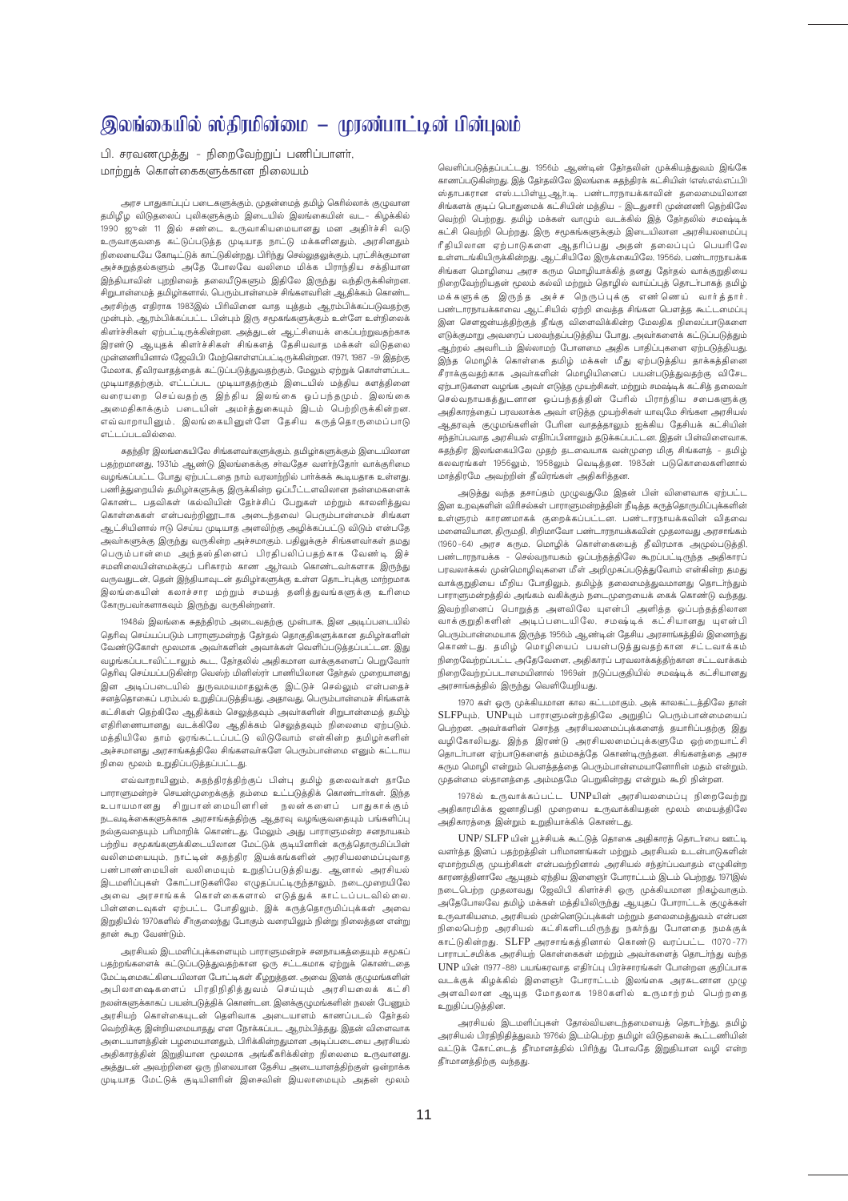# இலங்கையில் ஸ்திரமின்மை – முரண்பாட்டின் பின்புலம்

பி. சரவணமுத்து - நிறைவேற்றுப் பணிப்பாளர், மாற்றுக் கொள்கைகளுக்கான நிலையம்

அரச பாதுகாப்புப் படைகளுக்கும், முதன்மைத் தமிழ் கெரில்லாக் குழுவான தமிழீழ விடுதலைப் புலிகளுக்கும் இடையில் இலங்கையின் வட- கிழக்கில் 1990 ஜூன் 11 இல் சண்டை உருவாகியமையானது மன அதிர்ச்சி வடு உருவாகுவதை கட்டுப்படுத்த முடியாத நாட்டு மக்களினதும், அரசினதும் நிலைமையயே கோடிட்டுக் காட்டுகின்றது. பிரிந்து செல்லுதலுக்கும், புரட்சிக்குமான அச்சுறுத்தல்களும் அதே போலவே வலிமை மிக்க பிராந்திய சக்தியான இந்தியாவின் புறநிலைத் தலையீடுகளும் இதிலே இருந்து வந்திருக்கின்றன. சிறுபான்மைத் தமிழர்களால், பெரும்பான்மைச் சிங்களவரின் ஆதிக்கம் கொண்ட அரசிற்கு எதிராக 1983இல் பிரிவினை வாத யுத்தம் ஆரம்பிக்கப்படுவதற்கு முன்பும், ஆரம்பிக்கப்பட்ட பின்பும் இரு சமூகங்களுக்கும் உள்ளே உள்நிலைக் கிளர்ச்சிகள் ஏற்பட்டிருக்கின்றன. அத்துடன் ஆட்சியைக் கைப்பற்றுவதற்காக இரண்டு ஆயுதக் கிளர்ச்சிகள் சிங்களத் தேசியவாத மக்கள் விடுதலை முன்னணியினால் (ஜேவிபி) மேற்கொள்ளப்பட்டிருக்கின்றன. (1971, 1987 -9) இதற்கு மேலாக, தீவிரவாதத்தைக் கட்டுப்படுத்துவதற்கும், மேலும் ஏற்றுக் கொள்ளப்பட முடியாததற்கும், எட்டப்பட முடியாதற்கும் இடையில் மத்திய களத்தினை வரையறை செய்வதற்கு இந்திய இலங்கை ஒப்பந்தமும், இலங்கை அமைதிகாக்கும் படையின் அமர்த்துகையும் இடம் பெற்றிருக்கின்றன. எவ்வாறாயினும், இலங்கையினுள்ளே தேசிய கருத்தொருமைப்பாடு எட்டப்படவில்லை.

சுதந்திர இலங்கையிலே சிங்களவர்களுக்கும், தமிழர்களுக்கும் இடையிலான பதற்றமானது, 1931ம் ஆண்டு இலங்கைக்கு சர்வதேச வளர்ந்தோர் வாக்குரிமை வழங்கப்பட்ட போது ஏற்பட்டதை நாம் வரலாற்றில் பார்க்கக் கூடியதாக உள்ளது. பணித்துறையில் தமிழர்களுக்கு இருக்கின்ற ஒப்பீட்டளவிலான நன்மைகளைக் கொண்ட பதவிகள் (கல்வியின் தேர்ச்சிப் பேறுகள் மற்றும் காலனித்துவ கொள்கைகள் என்பவற்றினூடாக அடைந்தவை) பெரும்பான்மைச் சிங்கள ஆட்சியினால் ஈடு செய்ய முடியாத அளவிற்கு அழிக்கப்பட்டு விடும் என்பதே அவர்களுக்கு இருந்து வருகின்ற அச்சமாகும். பதிலுக்குச் சிங்களவர்கள் தமது பெரும்பான்மை அந்தஸ்தினைப் பிரதிபலிப்பதற்காக வேண்டி இச் சமனின்மையின்மைக்குப் பரிகாரம் காண ஆர்வம் கொண்டவர்களாக இருந்து வருவதுடன், தென் இந்தியாவுடன் தமிழர்களுக்கு உள்ள தொடர்புக்கு மாற்றமாக இலங்கையின் கலாச்சார மற்றும் சமயத் தனித்துவங்களுக்கு உரிமை கோருபவர்களாகவும் இருந்து வருகின்றனர்.

1948ல் இலங்கை சுதந்திரம் அடைவதற்கு முன்பாக, இன அடிப்படையில் தெரிவு செய்யப்படும் பாராளுமன்றத் தேர்தல் தொகுதிகளுக்கான தமிழர்களின் வேண்டுகோள் மூலமாக அவர்களின் அவசர்கள் வெளிப்படுத்தப்பட்டன. இது வழங்கப்படாவிட்டாலும் கூட, தேர்தலில் அதிகமான வாக்குகளைப் பெறுவோர் தெரிவு செய்யப்படுகின்ற வெஸ்ற் மினிஸ்ரர் பாணியிலான தேர்தல் முறையானது இன அடிப்படையில் துருவமயமாதலுக்கு இட்டுச் செல்லும் என்பதைச் சனத்தொகைப் பரம்பல் உறுதிப்படுத்தியது. அதாவது, பெரும்பான்மைச் சிங்களக் கட்சிகள் தெற்கிலே ஆதிக்கம் செலுத்தவும் அவர்களின் சிறுபான்மைத் தமிழ் எதிரிணையானது வடக்கிலே ஆதிக்கம் செலுத்தவும் நிலைமை ஏற்படும். மத்தியிலே தாம் ஓரங்கட்டப்பட்டு விடுவோம் என்கின்ற தமிழர்களின் அச்சமானது அரசாங்கத்திலே சிங்களவர்களே பெரும்பான்மை எனும் கட்டாய நிலை மூலம் உறுதிப்படுத்தப்பட்டது.

எவ்வாறாயினும், சுதந்திரத்திற்குப் பின்பு தமிழ் தலைவர்கள் தாமே பாராளுமன்றச் செயன்முறைக்குத் தம்மை உட்படுத்திக் கொண்டார்கள். இந்த உபாயமான து சிறுபான்மையினரின் நலன்களைப் பாதுகாக்கும் நடவடிக்கைகளுக்காக அரசாங்கத்திற்கு ஆதரவு வழங்குவதையும் பங்கசிப்பு நல்குவதையும் பரிமாறிக் கொண்டது. மேலும் அது பாராளுமன்ற சனநாயகம் பற்றிய சமூகங்களுக்கிடையிலான மேட்டுக் குடியினரின் கருத்தொருமிப்பின் வலிமையையும், நாட்டின் சுதந்திர இயக்கங்களின் அரசியலமைப்புவாத பண்பாண்மையின் வலிமையும் உறுதிப்படுத்தியது. ஆனால் அரசியல் இடமளிப்புகள் கோட்பாடுகளிலே எழுதப்பட்டிருந்தாலும், நடைமுறையிலே அவை அரசாங்கக் கொள்கைகளால் எடுத்துக் காட்டப்படவில்லை. பின்னடைவுகள் ஏற்பட்ட போதிலும், இக் கருத்தொருமிப்புக்கள் அவை இறுதியில் 1970களில் சீருலைந்து போகும் வரையிலும் நின்று நிலைத்தன என்று தான் கூற வேண்டும்.

அரசியல் இடமளிப்புக்களையும் பாராளுமன்றச் சனநாயகத்தையும் சமூகப் பதற்றங்களைக் கட்டுப்படுத்துவதற்கான ஒரு சட்டகமாக ஏற்றுக் கொண்டதை மேட்டிமைகட்கிடையிலான போட்டிகள் கீறுறுத்தன. அவை இனக் குழுமங்களின் அபிலாஷைகளைப் பிரதிநிதித்துவம் செய்யும் அரசியலைக் கட்சி நலன்களுக்காகப் பயன்படுத்திக் கொண்டன. இனக்குழுமங்களின் நலன் பேணும் அரசியற் கொள்கையுடன் தெளிவாக அடையாளம் காணப்படல் தேர்தல் வெற்றிக்கு இன்றியமையாதது என நோக்கப்பட ஆரம்பித்தது. இதன் விளைவாக அடையாளத்தின் பழமையானதும், பிரிக்கின்றதுமான அடிப்படையை அரசியல் அதிகாரத்தின் இறுதியான மூலமாக அங்கீகரிக்கின்ற நிலைமை உருவானது. அத்துடன் அவற்றினை ஒரு நிலையான தேசிய அடையாளத்திற்குள் ஒன்றாக்க முடியாத மேட்டுக் குடியினரின் இசைவின் இயலாமையும் அதன் மூலம் வெளிப்படுத்தப்பட்டது. 1956ம் ஆண்டின் தேர்தலின் முக்கியத்துவம் இங்கே காணப்படுகின்றது. இத் தேர்தலிலே இலங்கை சுதந்திரக் கட்சியின் (எஸ்.எல்.எப்.பி) ஸ்தாபகரான எஸ்.டபிள்யூ.ஆர்.டி பண்டாரநாயக்காவின் தலைமையிலான சிங்களக் குடிப் பொதுமைக் கட்சியின் மத்திய - இடதுசாரி முன்னணி தெற்கிலே வெற்றி பெற்றது. தமிழ் மக்கள் வாழும் வடக்கில் இத் தேர்தலில் சமஷ்டிக் கட்சி வெற்றி பெற்றது. இரு சமூகங்களுக்கும் இடையிலான அரசியலமைப்பு ரீதியிலான ஏற்பாடுகளை ஆதரிப்பது அதன் தலைப்புப் பெயரிலே உள்ளடங்கியிருக்கின்றது. ஆட்சியிலே இருக்கையிலே, 1956ல், பண்டாரநாயக்க சிங்கள மொழியை அரச கரும மொழியாக்கித் தனது தேர்தல் வாக்குறுதியை நிறைவேற்றியதன் மூலம் கல்வி மற்றும் தொழில் வாய்ப்புத் தொடர்பாகத் தமிழ் மக்களுக்கு இருந்த அச்ச நெருப்புக்கு எண்ணெய் வார்த்தார். பண்டாரநாயக்காவை ஆட்சியில் ஏற்றி வைத்த சிங்கள பௌத்த கூட்டமைப்பு இன சௌஜன்யத்திற்குத் தீங்கு விளைவிக்கின்ற மேலதிக நிலைப்பாடுகளை எடுக்குமாறு அவரைப் பலவந்தப்படுத்திய போது, அவர்களைக் கட்டுப்படுத்தும் ஆற்றல் அவரிடம் இல்லாமற் போனமை அதிக பாதிப்புகளை ஏற்படுத்தியது. இந்த மொழிக் கொள்கை தமிழ் மக்கள் மீது ஏற்படுத்திய தாக்கத்தினை சீராக்குவதற்காக அவர்களின் மொழியினைப் பயன்படுத்துவதற்கு விசேட ஏற்பாடுகளை வழங்க அவர் எடுத்த முயற்சிகள், மற்றும் சமஷ்டிக் கட்சித் தலைவர் செல்வநாயகத்துடனான ஒப்பந்தத்தின் பேரில் பிராந்திய சபைகளுக்கு அதிகாரத்தைப் பரவலாக்க அவர் எடுத்த முயற்சிகள் யாவுமே சிங்கள அரசியல் ஆதரவுக் குழுமங்களின் பேரின வாதத்தாலும் ஐக்கிய தேசியக் கட்சியின் சந்தர்ப்பவாத அரசியல் எதிர்ப்பினாலும் தடுக்கப்பட்டன. இதன் பின்விளைவாக, சுதந்திர இலங்கையிலே முதற் தடவையாக வன்முறை மிகு சிங்களத் - தமிழ் கலவரங்கள் 1956லும், 1958லும் வெடித்தன. 1983ன் படுகொலைகளினால் மாத்திரமே அவற்றின் தீவிரங்கள் அதிகரித்தன.

அடுத்து வந்த தசாப்தம் முழுவதுமே இதன் பின் விளைவாக ஏற்பட்ட இன உறவுகளின் விரிசல்கள் பாராளுமன்றத்தின் நீடித்த கருத்தொருமிப்புக்களின் உள்ளுறும் காரணமாகக் குறைக்கப்பட்டன. பண்டாரநாயக்கவின் விதவை மனைவியான, திருமதி, சிறிமாவோ பண்டாரநாயக்கவின் முதலாவது அரசாங்கம் (1960 -64) அரச கரும, மொழிக் கொள்கையைத் தீவிரமாக அமுல்படுத்தி, பண்டாரநாயக்க - செல்வநாயகம் ஒப்பந்தத்திலே கூறப்பட்டிருந்த அதிகாரப் பரவலாக்கல் முன்மொழிவுகளை மீள அறிமுகப்படுத்துவோம் என்கின்ற தமது வாக்குறுதியை மீறிய போதிலும், தமிழ்த் தலைமைத்துவமானது தொடர்ந்தும் பாராளுமன்றத்தில் அங்கம் வகிக்கும் நடைமுறையைக் கைக் கொண்டு வந்தது. இவற்றினைப் பொறுத்த அளவிலே யுஎன்பி அளித்த ஒப்பந்தத்திலான வாக்குறுதிகளின் அடிப்படையிலே, சமஷ்டிக் கட்சியானது யுஎன்பி பெரும்பான்மையாக இருந்த 1956ம் ஆண்டின் தேசிய அரசாங்கத்தில் இணைந்து கொண்டது. தமிழ் மொழியைப் பயன்படுத்துவதற்கான சட்டவாக்கம் நிறைவேற்றப்பட்ட அதேவேளை, அதிகாரப் பரவலாக்கத்திற்கான சட்டவாக்கம் நிறைவேற்றப்படாமையினால் 1969ன் நடுப்பகுதியில் சமஷ்டிக் கட்சியானது அரசாங்கத்தில் இருந்து வெளியேறியது.

1970 கள் ஒரு முக்கியமான கால கட்டமாகும். அக் காலகட்டத்திலே தான் SLFPயும், UNPயும் பாராளுமன்றத்திலே அறுதிப் பெரும்பான்மையைப் பெற்றன. அவர்களின் சொந்த அரசியலமைப்புக்களைத் தயாரிப்பதற்கு இது வழிகோலியது. இந்த இரண்டு அரசியலமைப்புக்களுமே ஒற்றையாட்சி தொடர்பான ஏற்பாடுகளைத் தம்மகத்தே கொண்டிருந்தன. சிங்களத்தை அரச கரும மொழி என்றும் பௌத்தத்தை பெரும்பான்மையானோரின் மதம் என்றும், முதன்மை ஸ்தானத்தை அம்மதமே பெறுகின்றது என்றும் கூறி நின்றன.

1978ல் உருவாக்கப்பட்ட UNPயின் அரசியலமைப்பு நிறைவேற்று அதிகாரமிக்க ஜனாதிபதி முறையை உருவாக்கியதன் மூலம் மையத்திலே அதிகாரத்தை இன்றும் உறுதியாக்கிக் கொண்டது.

UNP/ SLFP யின் பூச்சியக் கூட்டுத் தொகை அதிகாரத் தொடர்பை ஊட்டி வளர்த்த இனப் பதற்றத்தின் பரிமாணங்கள் மற்றும் அரசியல் உடன்பாடுகளின் ஏமாற்றமிகு முயற்சிகள் என்பவற்றினால் அரசியல் சந்தர்ப்பவாதம் எழுகின்ற காரணத்தினாலே ஆயுதம் ஏந்திய இளைஞர் போராட்டம் இடம் பெற்றது. 1971இல் நடைபெற்ற முதலாவது ஜேவிபி கிளர்ச்சி ஒரு முக்கியமான நிகழ்வாகும். அதேபோலவே தமிழ் மக்கள் மத்தியிலிருந்து ஆயுதப் போராட்டக் குழுக்கள் உருவாகியமை, அரசியல் முன்னெடுப்புக்கள் மற்றும் தலைமைத்துவம் என்பன நிலைபெற்ற அரசியல் கட்சிகளிடமிருந்து நகர்ந்து போனதை நமக்குக் காட்டுகின்றது. SLFP அரசாங்கத்தினால் கொண்டு வரப்பட்ட (1070 -77) பாரபட்சமிக்க அரசியற் கொள்கைகள் மற்றும் அவர்களைத் தொடர்ந்து வந்த UNP யின் (1977 -88) பயங்கரவாத எதிர்ப்பு பிரச்சாரங்கள் போன்றன குறிப்பாக வடக்குக் கிழக்கில் இளைஞர் போராட்டம் இலங்கை அரசுடனான முழு அளவிலான ஆயுத மோதலாக 1980களில் உருமாற்றம் பெற்றதை உறுதிப்படுத்தின.

அரசியல் இடமளிப்புக்கள் தோல்வியடைந்தமையைத் தொடர்ந்து, தமிழ் அரசியல் பிரதிநிதித்துவம் 1976ல் இடம்பெற்ற தமிழர் விடுதலைக் கூட்டணியின் வட்டுக் கோட்டைத் தீர்மானத்தில் பிரிந்து போவதே இறுதியான வழி என்ற தீர்மானத்திற்கு வந்தது.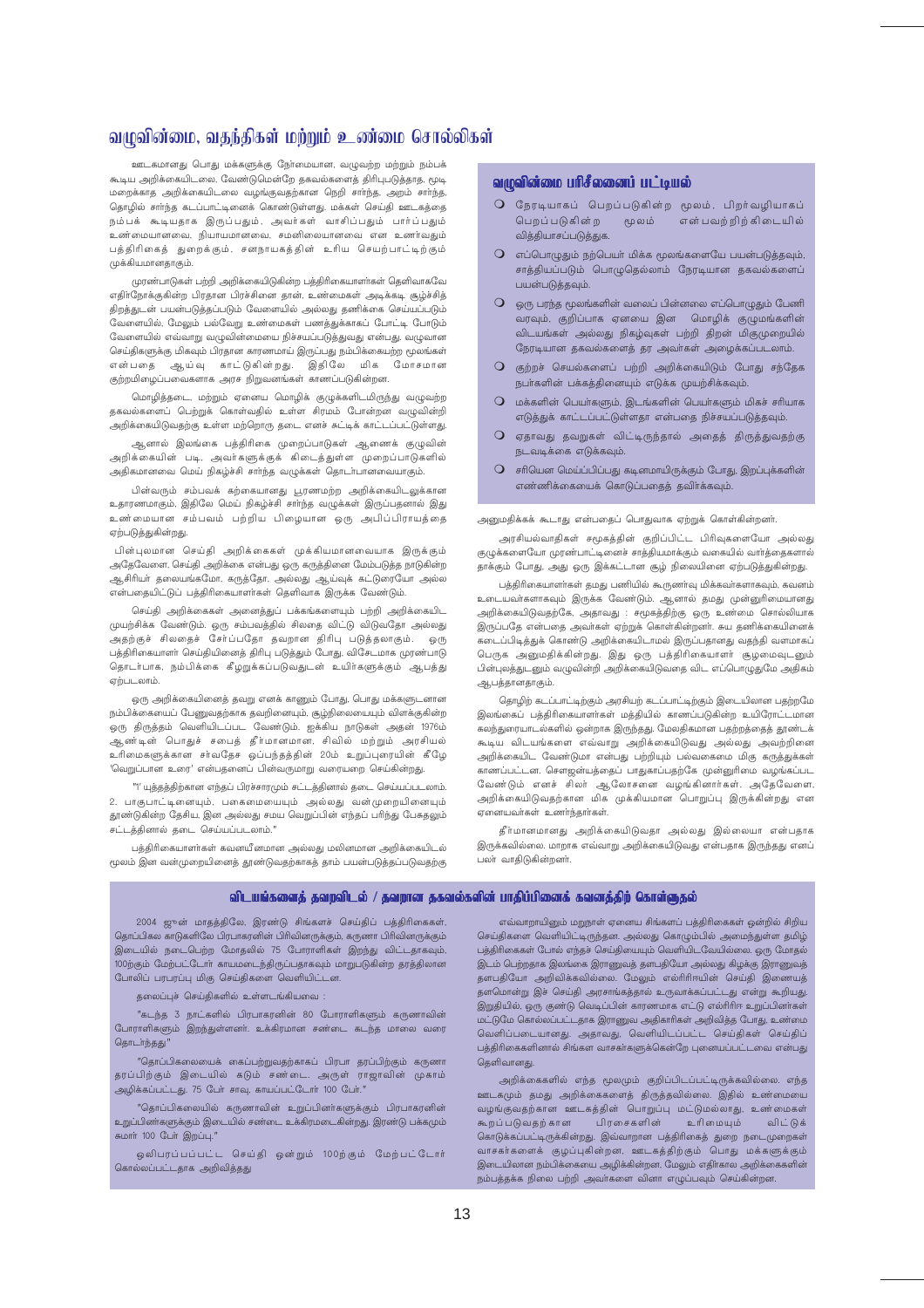# வழுவின்மை, வதந்திகள் மற்றும் உண்மை சொல்லிகள்

ஊடகமானது பொது மக்களுக்கு நேர்மையான, வழுவற்ற மற்றும் நம்பக் கூடிய அறிக்கையிடலை, வேண்டுமென்றே தகவல்களைத் திரிபுபடுத்தாத, மூடி மறைக்காத அறிக்கையிடலை வழங்குவதற்கான நெறி சார்ந்த, அறம் சார்ந்த, தொழில் சார்ந்த கடப்பாட்டினைக் கொண்டுள்ளது. மக்கள் செய்தி ஊடகத்தை நம்பக் கூடியதாக இருப்பதும், அவர்கள் வாசிப்பதும் பார்ப்பதும் உண்மையானவை, நியாயமானவை, சமனிலையானவை என உணர்வதும் பத்திரிகைத் துறைக்கும், சனநாயகத்தின் உரிய செயற்பாட்டிற்கும் முக்கியமானதாகும்.

முரண்பாடுகள் பற்றி அறிக்கையிடுகின்ற பத்திரிகையாளர்கள் தெளிவாகவே எதிர்நோக்குகின்ற பிரதான பிரச்சினை தான், உண்மைகள் அடிக்கடி சூழ்ச்சித் திறத்துடன் பயன்படுத்தப்படும் வேளையில் அல்லது தணிக்கை செய்யப்படும் வேளையில், மேலும் பல்வேறு உண்மைகள் பணத்துக்காகப் போட்டி போடும் வேளையில் எவ்வாறு வழுவின்மையை நிச்சயப்படுத்துவது என்பது. வழுவான செய்திகளுக்கு மிகவும் பிரதான காரணமாய் இருப்பது நம்பிக்கையற்ற மூலங்கள் என்பதை ஆய்வு காட்டுகின்றது. இதிலே மிக மோசமான குற்றமிழைப்பவைகளாக அரச நிறுவனங்கள் காணப்படுகின்றன.

மொழித்தடை, மற்றும் ஏனைய மொழிக் குழுக்களிடமிருந்து வழுவற்ற தகவல்களைப் பெற்றுக் கொள்வதில் உள்ள சிரமம் போன்றன வழுவின்றி அறிக்கையிடுவதற்கு உள்ள மற்றொரு தடை எனச் சுட்டிக் காட்டப்பட்டுள்ளது.

ஆனால் இலங்கை பத்திரிகை முறைப்பாடுகள் ஆணைக் குழுவின் அறிக்கையின் படி, அவர்களுக்குக் கிடைத்துள்ள முறைப்பாடுகளில் அதிகமானவை மெய் நிகழ்ச்சி சார்ந்த வழுக்கள் தொடர்பானவையாகும்.

பின்வரும் சம்பவக் கற்கையானது பூரணமற்ற அறிக்கையிடலுக்கான உதாரணமாகும், இதிலே மெய் நிகழ்ச்சி சார்ந்த வழுக்கள் இருப்பதனால் இது உண்மையான சம்பவம் பற்றிய பிழையான ஒரு அபிப்பிராயத்தை ஏற்படுத்துகின்றது.

பின்புலமான செய்தி அறிக்கைகள் முக்கியமானவையாக இருக்கும் அதேவேளை, செய்தி அறிக்கை என்பது ஒரு கருத்தினை மேம்படுத்த நாடுகின்ற ஆசிரியர் தலையங்கமோ, கருத்தோ, அல்லது ஆய்வுக் கட்டுரையோ அல்ல என்பதையிட்டுப் பத்திரிகையாளர்கள் தெளிவாக இருக்க வேண்டும்.

செய்தி அறிக்கைகள் அனைத்துப் பக்கங்களையும் பற்றி அறிக்கையிட முயற்சிக்க வேண்டும். ஒரு சம்பவத்தில் சிலதை விட்டு விடுவதோ அல்லது அதற்குச் சிலதைச் சேர்ப்பதோ தவறான திரிபு படுத்தலாகும். ஒரு பத்திரிகையாளர் செய்தியினைத் திரிபு படுத்தும் போது, விசேடமாக முரண்பாடு தொடர்பாக, நம்பிக்கை கீழறுக்கப்படுவதுடன் உயிர்களுக்கும் ஆபத்து ஏற்படலாம்.

ஒரு அறிக்கையினைத் தவறு எனக் காணும் போது, பொது மக்களுடனான நம்பிக்கையைப் பேணுவதற்காக தவறினையும், சூழ்நிலையையும் விளக்குகின்ற ஒரு திருத்தம் வெளியிடப்பட வேண்டும். ஐக்கிய நாடுகள் அதன் 1976ம் ஆண்டின் பொதுச் சபைத் தீர்மானமான, சிவில் மற்றும் அரசியல் உரிமைகளுக்கான சர்வதேச ஒப்பந்தத்தின் 20ம் உறுப்புரையின் கீழே 'வெறுப்பான உரை' என்பதனைப் பின்வருமாறு வரையறை செய்கின்றது.

"1' யுத்தத்திற்கான எந்தப் பிரச்சாரமும் சட்டத்தினால் தடை செய்யப்படலாம். 2. பாகுபாட்டினையும், பகைமையையும் அல்லது வன்முறையினையும் தூண்டுகின்ற தேசிய, இன அல்லது சமய வெறுப்பின் எந்தப் பரிந்து பேசுதலும் சட்டத்தினால் தடை செய்யப்படலாம்."

பத்திரிகையாளர்கள் கவனயீனமான அல்லது மலினமான அறிக்கையிடல் மூலம் இன வன்முறையினைத் தூண்டுவதற்காகத் தாம் பயன்படுத்தப்படுவதற்கு அனுமதிக்கக் கூடாது என்பதைப் பொதுவாக ஏற்றுக் கொள்கின்றனர்.

அரசியல்வாதிகள் சமூகத்தின் குறிப்பிட்ட பிரிவுகளையோ அல்லது குழுக்களையோ முரண்பாட்டினைச் சாத்தியமாக்கும் வகையில் வார்த்தைகளால் தாக்கும் போது, அது ஒரு இக்கட்டான சூழ் நிலையினை ஏற்படுத்துகின்றது.

பத்திரிகையாளர்கள் தமது பணியில் கூருணர்வு மிக்கவர்களாகவும், கவனம் உடையவர்களாகவும் இருக்க வேண்டும். ஆனால் தமது முன்னுரிமையானது அறிக்கையிடுவதற்கே, அதாவது : சமூகத்திற்கு ஒரு உண்மை சொல்லியாக இருப்பதே என்பதை அவர்கள் ஏற்றுக் கொள்கின்றனர். சுய தணிக்கைகளைக் கடைப்பிடித்துக் கொண்டு அறிக்கையிடாமல் இருப்பதானது வதந்தி வளமாகப் பெருக அனுமதிக்கின்றது. இது ஒரு பத்திரிகையாளர் சூழமைவுடனும் பின்புலத்துடனும் வழுவின்றி அறிக்கையிடுவதை விட எப்பொழுதுமே அதிகம் ஆபத்தானதாகும்.

தொழிற் கடப்பாட்டிற்கும் அரசியற் கடப்பாட்டிற்கும் இடையிலான பதற்றமே இலங்கைப் பத்திரிகையாளர்கள் மத்தியில் காணப்படுகின்ற உயிரோட்டமான கலந்துரையாடல்களில் ஒன்றாக இருந்தது. மேலதிகமான பதற்றத்தைத் தூண்டக் கூடிய விடயங்களை எவ்வாறு அறிக்கையிடுவது அல்லது அவற்றினை அறிக்கையிட வேண்டுமா என்பது பற்றியும் பல்வகைமை மிகு கருத்துக்கள் காணப்பட்டன. சௌஜன்யத்தைப் பாதுகாப்பதற்கே முன்னுரிமை வழங்கப்பட வேண்டும் எனச் சிலர் ஆலோசனை வழங்கினார்கள். அதேவேளை, அறிக்கையிடுவதற்கான மிக முக்கியமான பொறுப்பு இருக்கின்றது என ஏனையவர்கள் உணர்ந்தார்கள்.

தீர்மானமானது அறிக்கையிடுவதா அல்லது இல்லையா என்பதாக இருக்கவில்லை. மாறாக எவ்வாறு அறிக்கையிடுவது என்பதாக இருந்தது எனப் பலர் வாதிடுகின்றனர்.

## வழுவின்மை பரிசீலனைப் பட்டியல்

- நேரடியாகப் பெறப்படுகின்ற மூலம், பிறர்வழியாகப் பெறப்படுகின்ற மூலம் என்பவற்றிற்கிடையில் வித்தியாசப்படுத்துக.
- எப்பொழுதும் நற்பெயர் மிக்க மூலங்களையே பயன்படுத்தவும், சாத்தியப்படும் பொழுதெல்லாம் நேரடியான தகவல்களைப் பயன்படுத்தவும்.
- ஒரு பரந்த மூலங்களின் வலைப் பின்னலை எப்பொழுதும் பேணி வரவும், குறிப்பாக ஏனைய இன மொழிக் குழுமங்களின் விடயங்கள் அல்லது நிகழ்வுகள் பற்றி திறன் மிகுமுறையில் நேரடியான தகவல்களைத் தர அவர்கள் அழைக்கப்படலாம்.
- குற்றச் செயல்களைப் பற்றி அறிக்கையிடும் போது சந்தேக நபர்களின் பக்கத்தினையும் எடுக்க முயற்சிக்கவும்.
- மக்களின் பெயர்களும், இடங்களின் பெயர்களும் மிகச் சரியாக எடுத்துக் காட்டப்பட்டுள்ளதா என்பதை நிச்சயப்படுத்தவும்.
- ஏதாவது தவறுகள் விட்டிருந்தால் அதைத் திருத்துவதற்கு நடவடிக்கை எடுக்கவும்.
- சரியென மெய்ப்பிப்பது கடினமாயிருக்கும் போது, இறப்புக்களின் எண்ணிக்கையைக் கொடுப்பதைத் தவிர்க்கவும்.

## விடயங்களைத் தவறவிடல் / தவறான தகவல்களின் பாதிப்பினைக் கவனத்திற் கொள்ளுதல்

2004 ஜுன் மாதத்திலே, இரண்டு சிங்களச் செய்திப் பத்திரிகைகள், தொப்பிகல காடுகளிலே பிரபாகரனின் பிரிவினருக்கும், கருணா பிரிவினருக்கும் இடையில் நடைபெற்ற மோதலில் 75 போராளிகள் இறந்து விட்டதாகவும், 100ற்கும் மேற்பட்டோர் காயமடைந்திருப்பதாகவும் மாறுபடுகின்ற தரத்திலான போலிப் பரபரப்பு மிகு செய்திகளை வெளியிட்டன.

தலைப்புச் செய்திகளில் உள்ளடங்கியவை :

"கடந்த 3 நாட்களில் பிரபாகரனின் 80 போராளிகளும் கருணாவின் போராளிகளும் இறந்துள்ளனர். உக்கிரமான சண்டை கடந்த மாலை வரை தொடர்ந்தது"

"தொப்பிகலையைக் கைப்பற்றுவதற்காகப் பிரபா தரப்பிற்கும் கருணா தரப்பிற்கும் இடையில் கடும் சண்டை. அருள் ராஜாவின் முகாம் அழிக்கப்பட்டது. 75 பேர் சாவு, காயப்பட்டோர் 100 பேர்."

"தொப்பிகலையில் கருணாவின் உறுப்பினர்களுக்கும் பிரபாகரனின் உறுப்பினர்களுக்கும் இடையில் சண்டை உக்கிரமடைகின்றது. இரண்டு பக்கமும் சுமார் 100 பேர் இறப்பு."

ஒலிபரப்பப்பட்ட செய்தி ஒன்றும் 100ற்கும் மேற்பட்டோர் கொல்லப்பட்டதாக அறிவித்தது

எவ்வாறாயினும் மறுநாள் ஏனைய சிங்களப் பத்திரிகைகள் ஒன்றில் சிறிய செய்திகளை வெளியிட்டிருந்தன. அல்லது கொழும்பில் அமைந்துள்ள தமிழ் பத்திரிகைகள் போல் எந்தச் செய்தியையும் வெளியிடவேயில்லை. ஒரு மோதல் இடம் பெற்றதாக இலங்கை இராணுவத் தளபதியோ அல்லது கிழக்கு இராணுவத் தளபதியோ அறிவிக்கவில்லை. மேலும் எல்ரிரிஈயின் செய்தி இணையத் தளமொன்று இச் செய்தி அரசாங்கத்தால் உருவாக்கப்பட்டது எனக் கூறியது. இறுதியில், ஒரு குண்டு வெடிப்பின் காரணமாக எட்டு எல்ரிரிஈ உறுப்பினர்கள் மட்டுமே கொல்லப்பட்டதாக இராணுவ அதிகாரிகள் அறிவித்த போது, உண்மை வெளிப்படையானது. அதாவது, வெளியிடப்பட்ட செய்திகள் சிங்களப் பத்திரிகைகளினால் சிங்கள வாசகர்களுக்கென்றே புனையப்பட்டவை என்பது தெளிவானது.

அறிக்கைகளில் எந்த மூலமும் குறிப்பிடப்பட்டிருக்கவில்லை. எந்த ஊடகமும் தமது அறிக்கைகளைத் திருத்தவில்லை. இதில் உண்மையை வழங்குவதற்கான ஊடகத்தின் பொறுப்பு மட்டுமல்லாது, உண்மைகள் கூறப்படுவதற்கான பிரசைகளின் உரிமையும் விட்டுக் கொடுக்கப்பட்டிருக்கின்றது. இவ்வாறான பத்திரிகைத் துறை நடைமுறைகள் வாசகர்களைக் குழப்புகின்றன, ஊடகத்திற்கும் பொது மக்களுக்கும் இடையிலான நம்பிக்கையை அழிக்கின்றன. மேலும் எதிர்கால அறிக்கைகளின் நம்பத்தக்க நிலை பற்றி அவர்களை வினா எழுப்பவும் செய்கின்றன.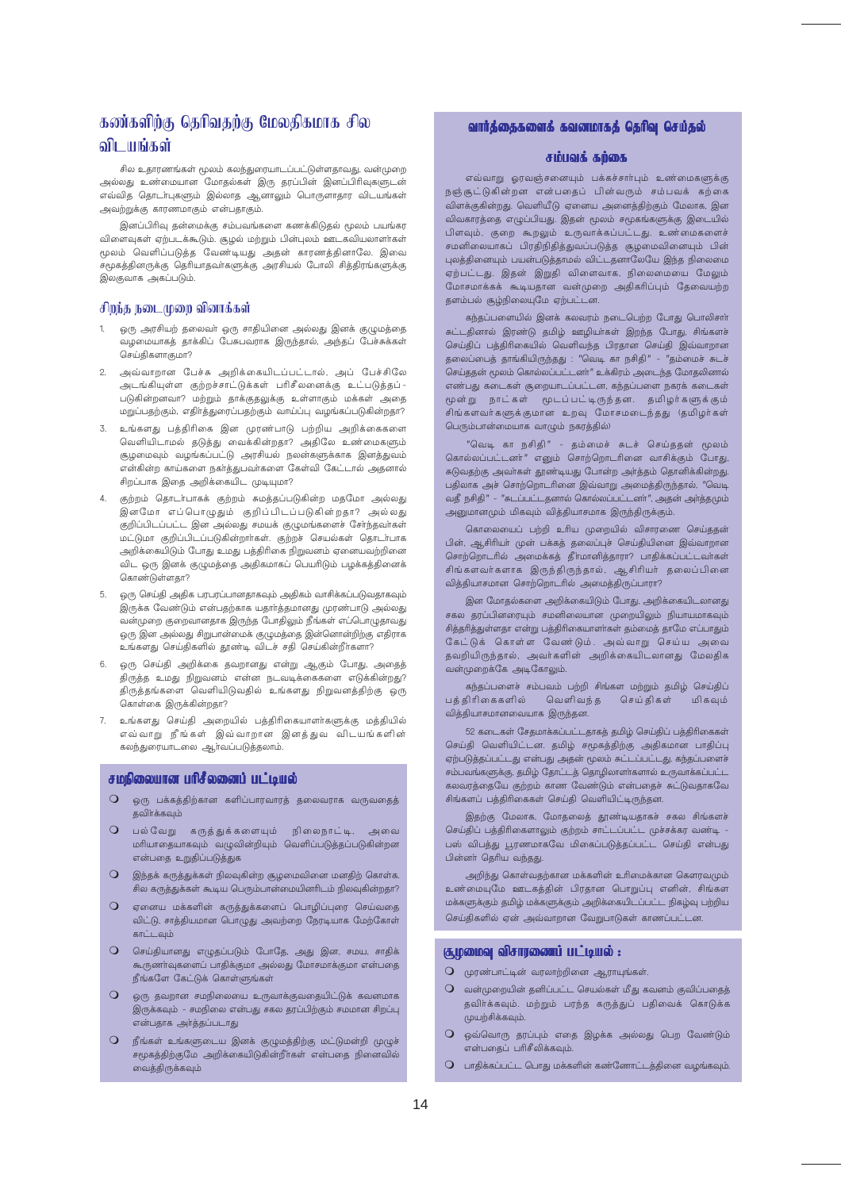## கண்களிற்கு தெரிவதற்கு மேலதிகமாக சில விடயங்கள்

சில உதாரணங்கள் மூலம் கலந்துரையாடப்பட்டுள்ளதாவது, வன்முறை அல்லது உண்மையான மோதல்கள் இரு தரப்பின் இனப்பிரிவுகளுடன் எவ்வித தொடர்புகளும் இல்லாத ஆனாலும் பொருளாதார விடயங்கள் அவற்றுக்கு காரணமாகும் என்பதாகும்.

இனப்பிரிவு தன்மைக்கு சம்பவங்களை கணக்கிடுதல் மூலம் பயங்கர விளைவுகள் ஏற்படக்கூடும். சூழல் மற்றும் பின்புலம் ஊடகவியலாளர்கள் மூலம் வெளிப்படுத்த வேண்டியது அதன் காரணத்தினாலே. இவை சமூகத்தினருக்கு தெரியாதவர்களுக்கு அரசியல் போலி சித்திரங்களுக்கு இலகுவாக அகப்படும்.

### சிறந்த நடைமுறை வினாக்கள்

1. ஒரு அரசியற் தலைவர் ஒரு சாதியினை அல்லது இனக் குழுமத்தை வழமையாகத் தாக்கிப் பேசுபவராக இருந்தால், அந்தப் பேச்சுக்கள் செய்திகளாகுமா?
2. அவ்வாறான பேச்சு அறிக்கையிடப்பட்டால், அப் பேச்சிலே அடங்கியுள்ள குற்றச்சாட்டுக்கள் பரிசீலனைக்கு உட்படுத்தப்படுகின்றனவா? மற்றும் தாக்குதலுக்கு உள்ளாகும் மக்கள் அதை மறுப்பதற்கும், எதிர்த்துரைப்பதற்கும் வாய்ப்பு வழங்கப்படுகின்றதா?
3. உங்களது பத்திரிகை இன முரண்பாடு பற்றிய அறிக்கைகளை வெளியிடாமல் தடுத்து வைக்கின்றதா? அதிலே உண்மைகளும் சூழமைவும் வழங்கப்பட்டு அரசியல் நலன்களுக்காக இனத்துவம் என்கின்ற காயங்களை நக்கித்துபவர்களை கேள்வி கேட்டால் அதனால் சிறப்பாக இதை அறிக்கையிட முடியுமா?
4. குற்றம் தொடர்பாகக் குற்றம் சுமத்தப்படுகின்ற மதமோ அல்லது இனமோ எப்பொழுதும் குறிப்பிடப்படுகின்றதா? அல்லது குறிப்பிடப்பட்ட இன அல்லது சமயக் குழுமங்களைச் சேர்ந்தவர்கள் மட்டுமா குறிப்பிடப்படுகின்றார்கள். குற்றச் செயல்கள் தொடர்பாக அறிக்கையிடும் போது உமது பத்திரிகை நிறுவனம் ஏனையவற்றினை விட ஒரு இனக் குழுமத்தை அதிகமாகப் பெயரிடும் பழக்கத்தினைக் கொண்டுள்ளதா?
5. ஒரு செய்தி அதிக பரபரப்பானதாகவும் அதிகம் வாசிக்கப்படுவதாகவும் இருக்க வேண்டும் என்பதற்காக யதார்த்தமானது முரண்பாடு அல்லது வன்முறை குறைவானதாக இருந்த போதிலும் நீங்கள் எப்பொழுதாவது ஒரு இன அல்லது சிறுபான்மைக் குழுமத்தை இன்னொன்றிற்கு எதிராக உங்களது செய்திகளில் தூண்டி விடச் சதி செய்கின்றீர்களா?
6. ஒரு செய்தி அறிக்கை தவறானது என்று ஆகும் போது, அதைத் திருத்த உமது நிறுவனம் என்ன நடவடிக்கைகளை எடுக்கின்றது? திருத்தங்களை வெளியிடுவதில் உங்களது நிறுவனத்திற்கு ஒரு கொள்கை இருக்கின்றதா?
7. உங்களது செய்தி அறையில் பத்திரிகையாளர்களுக்கு மத்தியில் எவ்வாறு நீங்கள் இவ்வாறான இனத்துவ விடயங்களின் கலந்துரையாடலை ஆர்வப்படுத்தலாம்.

### சமநிலையான பரிசீலனைப் பட்டியல்

- ஒரு பக்கத்திற்கான களிப்பாரவாரத் தலைவராக வருவதைத் தவிர்க்கவும்
- பல்வேறு கருத்துக்களையும் நிலைநாட்டி, அவை மரியாதையாகவும் வழுவின்றியும் வெளிப்படுத்தப்படுகின்றன என்பதை உறுதிப்படுத்துக
- இந்தக் கருத்துக்கள் நிலவுகின்ற சூழமைவினை மனதிற் கொள்க. சில கருத்துக்கள் கூடிய பெரும்பான்மையினரிடம் நிலவுகின்றதா?
- ஏனைய மக்களின் கருத்துக்களைப் பொழிப்புரை செய்வதை விட்டு, சாத்தியமான பொழுது அவற்றை நேரடியாக மேற்கோள் காட்டவும்
- செய்தியானது எழுதப்படும் போதே, அது இன, சமய, சாதிக் கூருணர்வுகளைப் பாதிக்குமா அல்லது மோசமாக்குமா என்பதை நீங்களே கேட்டுக் கொள்ளுங்கள்
- ஒரு தவறான சமநிலையை உருவாக்குவதையிட்டுக் கவனமாக இருக்கவும் - சமநிலை என்பது சகல தரப்பிற்கும் சமமான சிறப்பு என்பதாக அர்த்தப்படாது
- நீங்கள் உங்களுடைய இனக் குழுமத்திற்கு மட்டுமன்றி முழுச் சமூகத்திற்குமே அறிக்கையிடுகின்றீர்கள் என்பதை நினைவில் வைத்திருக்கவும்

## வார்த்தைகளைக் கவனமாகத் தெரிவு செய்தல்

### சம்பவக் கற்கை

எவ்வாறு ஓரவஞ்சனையும் பக்கச்சார்பும் உண்மைகளுக்கு நஞ்சூட்டுகின்றன என்பதைப் பின்வரும் சம்பவக் கற்கை விளக்குகின்றது. வெளியீடு ஏனைய அனைத்திற்கும் மேலாக, இன விவகாரத்தை எழுப்பியது. இதன் மூலம் சமூகங்களுக்கு இடையில் பிளவும், குறை கூறலும் உருவாக்கப்பட்டது. உண்மைகளைச் சமனிலையாகப் பிரதிநிதித்துவப்படுத்த சூழமைவினையும் பின் புலத்தினையும் பயன்படுத்தாமல் விட்டதனாலேயே இந்த நிலைமை ஏற்பட்டது. இதன் இறுதி விளைவாக, நிலைமையை மேலும் மோசமாக்கக் கூடியதான வன்முறை அதிகரிப்பும் தேவையற்ற தளம்பல் சூழ்நிலையுமே ஏற்பட்டன.

கந்தப்பளையில் இனக் கலவரம் நடைபெற்ற போது பொலிசார் சுட்டதினால் இரண்டு தமிழ் ஊழியர்கள் இறந்த போது, சிங்களச் செய்திப் பத்திரிகையில் வெளிவந்த பிரதான செய்தி இவ்வாறான தலைப்பைத் தாங்கியிருந்தது : "வெடி கா நசித்" - "தம்மைச் சுடச் செய்ததன் மூலம் கொல்லப்பட்டனர்" உக்கிரம் அடைந்த மோதலினால் எண்பது கடைகள் சூறையாடப்பட்டன, கந்தப்பளை நகரக் கடைகள் மூன்று நாட்கள் மூடப்பட்டிருந்தன. தமிழர்களுக்கும் சிங்களவர்களுக்குமான உறவு மோசமடைந்தது (தமிழர்கள் பெரும்பான்மையாக வாழும் நகரத்தில்)

"வெடி கா நசித்" - தம்மைச் சுடச் செய்ததன் மூலம் கொல்லப்பட்டனர்" எனும் சொற்றொடரினை வாசிக்கும் போது, சுடுவதற்கு அவர்கள் தூண்டியது போன்ற அர்த்தம் தொனிக்கின்றது. பதிலாக அச் சொற்றொடரினை இவ்வாறு அமைத்திருந்தால், "வெடி வதீ நசித்" - "சுடப்பட்டதனால் கொல்லப்பட்டனர்", அதன் அர்த்தமும் அனுமானமும் மிகவும் வித்தியாசமாக இருந்திருக்கும்.

கொலையைப் பற்றி உரிய முறையில் விசாரணை செய்ததன் பின், ஆசிரியர் முன் பக்கத் தலைப்புச் செய்தியினை இவ்வாறான சொற்றொடரில் அமைக்கத் தீர்மானித்தாரா? பாதிக்கப்பட்டவர்கள் சிங்களவர்களாக இருந்திருந்தால், ஆசிரியர் தலைப்பினை வித்தியாசமான சொற்றொடரில் அமைத்திருப்பாரா?

இன மோதல்களை அறிக்கையிடும் போது, அறிக்கையிடலானது சகல தரப்பினரையும் சமனிலையான முறையிலும் நியாயமாகவும் சித்தரித்துள்ளதா என்று பத்திரிகையாளர்கள் தம்மைத் தாமே எப்பாதும் கேட்டுக் கொள்ள வேண்டும். அவ்வாறு செய்ய அவை தவறியிருந்தால், அவர்களின் அறிக்கையிடலானது மேலதிக வன்முறைக்கே அடிகோலும்.

கந்தப்பளைச் சம்பவம் பற்றி சிங்கள மற்றும் தமிழ் செய்திப் பத்திரிகைகளில் வெளிவந்த செய்திகள் மிகவும் வித்தியாசமானவையாக இருந்தன.

52 கடைகள் சேதமாக்கப்பட்டதாகத் தமிழ் செய்திப் பத்திரிகைகள் செய்தி வெளியிட்டன. தமிழ் சமூகத்திற்கு அதிகமான பாதிப்பு ஏற்படுத்தப்பட்டது என்பது அதன் மூலம் சுட்டப்பட்டது. கந்தப்பளைச் சம்பவங்களுக்கு, தமிழ் தோட்டத் தொழிலாளர்களால் உருவாக்கப்பட்ட கலவரத்தையே குற்றம் காண வேண்டும் என்பதைச் சுட்டுவதாகவே சிங்களப் பத்திரிகைகள் செய்தி வெளியிட்டிருந்தன.

இதற்கு மேலாக, மோதலைத் தூண்டியதாகச் சகல சிங்களச் செய்திப் பத்திரிகைகளாலும் குற்றம் சாட்டப்பட்ட முச்சக்கர வண்டி - பஸ் விபத்து பூரணமாகவே மிகைப்படுத்தப்பட்ட செய்தி என்பது பின்னர் தெரிய வந்தது.

அறிந்து கொள்வதற்கான மக்களின் உரிமைக்கான கௌரவமும் உண்மையுமே ஊடகத்தின் பிரதான பொறுப்பு எனின், சிங்கள மக்களுக்கும் தமிழ் மக்களுக்கும் அறிக்கையிடப்பட்ட நிகழ்வு பற்றிய செய்திகளில் ஏன் அவ்வாறான வேறுபாடுகள் காணப்பட்டன.

### சூழமைவு விசாரணைப் பட்டியல் :

- முரண்பாட்டின் வரலாற்றினை ஆராயுங்கள்.
- வன்முறையின் தனிப்பட்ட செயல்கள் மீது கவனம் குவிப்பதைத் தவிர்க்கவும். மற்றும் பரந்த கருத்துப் பதிவைக் கொடுக்க முயற்சிக்கவும்.
- ஒவ்வொரு தரப்பும் எதை இழக்க அல்லது பெற வேண்டும் என்பதைப் பரிசீலிக்கவும்.
- பாதிக்கப்பட்ட பொது மக்களின் கண்ணோட்டத்தினை வழங்கவும்.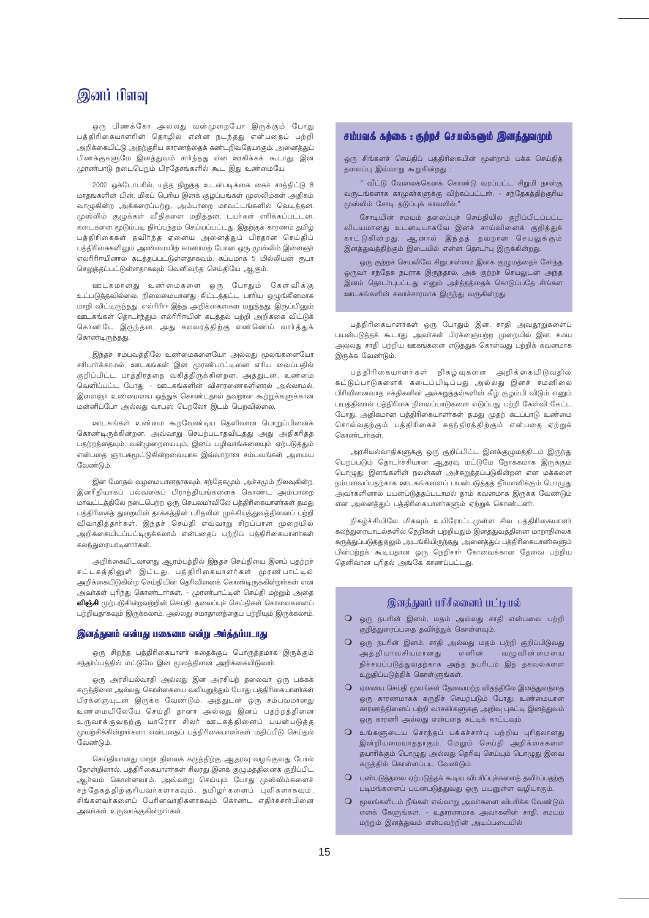# இனப் பிளவு

ஒரு பிணக்கோ அல்லது வன்முறையோ இருக்கும் போது பத்திரிகையாளரின் தொழில் என்ன நடந்தது என்பதைப் பற்றி அறிக்கையிட்டு அதற்குரிய காரணத்தைக் கண்டறிவதேயாகும். அனைத்துப் பிணக்குகளுமே இனத்துவம் சார்ந்தது என ஊகிக்கக் கூடாது. இன முரண்பாடு நடைபெறும் பிரதேசங்களில் கூட இது உண்மையே.

2002 ஒக்டோபரில், யுத்த நிறுத்த உடன்படிக்கை கைச் சாத்திட்டு 8 மாதங்களின் பின், மிகப் பெரிய இனக் குழப்பங்கள் முஸ்லிம்கள் அதிகம் வாழுகின்ற அக்கரைப்பற்று, அம்பாறை மாவட்டங்களில் வெடித்தன. முஸ்லிம் குழுக்கள் வீதிகளை மறித்தன, டயர்கள் எரிக்கப்பட்டன, கடைகளை மூடும்படி நிர்ப்பந்தம் செய்யப்பட்டது. இதற்குக் காரணம் தமிழ் பத்திரிகைகள் தவிர்ந்த ஏனைய அனைத்துப் பிரதான செய்திப் பத்திரிகைகளிலும் அண்மையிற் காணாமற் போன ஒரு முஸ்லிம் இளைஞர் எல்ரிரிஈயினால் கடத்தப்பட்டுள்ளதாகவும், கப்பமாக 5 மில்லியன் ரூபா செலுத்தப்பட்டுள்ளதாகவும் வெளிவந்த செய்தியே ஆகும்.

ஊடகமானது உண்மைகளை ஒரு போதும் கேள்விக்கு உட்படுத்தவில்லை. நிலைமையானது கிட்டத்தட்ட பாரிய ஒழுங்கீனமாக மாறி விட்டிருந்தது. எல்ரிரிஈ இந்த அறிக்கைகளை மறுத்தது. இருப்பினும் ஊடகங்கள் தொடர்ந்தும் எல்ரிரிஈயின் கடத்தல் பற்றி அறிக்கை விட்டுக் கொண்டே இருந்தன. அது கலவரத்திற்கு எண்ணெய் வார்த்துக் கொண்டிருந்தது.

இந்தச் சம்பவத்திலே உண்மைகளையோ அல்லது மூலங்களையோ சரிபார்க்காமல், ஊடகங்கள் இன முரண்பாட்டினை எரிய வைப்பதில் குறிப்பிட்ட பாத்திரத்தை வகித்திருக்கின்றன. அத்துடன், உண்மை வெளிப்பட்ட போது - ஊடகங்களின் விசாரணைகளினால் அல்லாமல், இளைஞர் உண்மையை ஒத்துக் கொண்டதால் தவறான கூற்றுக்களுக்கான மன்னிப்போ அல்லது வாபஸ் பெறலோ இடம் பெறவில்லை.

ஊடகங்கள் உண்மை கூறவேண்டிய தெளிவான பொறுப்பினைக் கொண்டிருக்கின்றன. அவ்வாறு செய்யப்படாதவிடத்து அது அதிகரித்த பதற்றத்தையும், வன்முறையையும், இனப் பழிவாங்கலையும் ஏற்படுத்தும் என்பதை ஞாபகமூட்டுகின்றவையாக இவ்வாறான சம்பவங்கள் அமைய வேண்டும்.

இன மோதல் வழமையானதாகவும், சந்தேகமும், அச்சமும் நிலவுகின்ற, இனரீதியாகப் பல்வகைப் பிரார்த்தியங்களைக் கொண்ட அம்பாறை மாவட்டத்திலே நடைபெற்ற ஒரு செயலமர்விலே பத்திரிகையாளர்கள் தமது பத்திரிகைத் துறையின் தாக்கத்தின் புரிதலின் முக்கியத்துவத்தினைப் பற்றி விவாதித்தார்கள். இந்தச் செய்தி எவ்வாறு சிறப்பான முறையில் அறிக்கையிடப்பட்டிருக்கலாம் என்பதைப் பற்றிப் பத்திரிகையாளர்கள் கலந்துரையாடினார்கள்.

அறிக்கையிடலானது ஆரம்பத்தில் இந்தச் செய்தியை இனப் பதற்றச் சட்டகத்தினுள் இட்டது. பத்திரிகையாளர்கள் முரண்பாட்டில் அறிக்கையிடுகின்ற செய்தியின் தெரிவினைக் கொண்டிருக்கின்றார்கள் என அவர்கள் புரிந்து கொண்டார்கள். - முரண்பாட்டின் செய்தி மற்றும் அதை **விஞ்சி** முற்படுகின்றவற்றின் செய்தி. தலைப்புச் செய்திகள் கொலைகளைப் பற்றியதாகவும் இருக்கலாம். அல்லது சமாதானத்தைப் பற்றியும் இருக்கலாம்.

## இனத்துவம் என்பது பகைமை என்று அர்த்தப்படாது

ஒரு சிறந்த பத்திரிகையாளர் கதைக்குப் பொருத்தமாக இருக்கும் சந்தர்ப்பத்தில் மட்டுமே இன மூலத்தினை அறிக்கையிடுவார்.

ஒரு அரசியல்வாதி அல்லது இன அரசியற் தலைவர் ஒரு பக்கக் கருத்தினை அல்லது கொள்கையை வலியுறுத்தும் போது பத்திரிகையாளர்கள் பிரக்ஞையுடன் இருக்க வேண்டும். அத்துடன் ஒரு சம்பவமானது உண்மையிலேயே செய்தி தானா அல்லது இனப் பதற்றத்தினை உருவாக்குவதற்கு யாரோ சிலர் ஊடகத்தினைப் பயன்படுத்த முயற்சிக்கின்றார்களா என்பதைப் பத்திரிகையாளர்கள் மதிப்பீடு செய்தல் வேண்டும்.

செய்தியானது மாறா நிலைக் கருத்திற்கு ஆதரவு வழங்குவது போல் தோன்றினால், பத்திரிகையாளர்கள் சிலரது இனக் குழுமத்தினைக் குறிப்பிட ஆர்வம் கொள்ளலாம். அவ்வாறு செய்யும் போது முஸ்லிம்களைச் சந்தேகத்திற்குரியவர்களாகவும், தமிழர்களைப் புலிகளாகவும், சிங்களவர்களைப் பேரினவாதிகளாகவும் கொண்ட எதிர்ச்சார்பினை அவர்கள் உருவாக்குகின்றார்கள்.

## சம்பவக் கற்கை : குற்றச் செயல்களும் இனத்துவமும்

ஒரு சிங்களச் செய்திப் பத்திரிகையின் மூன்றாம் பக்க செய்தித் தலைப்பு இவ்வாறு கூறுகின்றது :

" வீட்டு வேலைக்கெனக் கொண்டு வரப்பட்ட சிறுமி நான்கு வருடங்களாக காமுகர்களுக்கு விற்கப்பட்டாள். - சந்தேகத்திற்குரிய முஸ்லிம் சோடி தடுப்புக் காவலில்."

சோடியின் சமயம் தலைப்புச் செய்தியில் குறிப்பிடப்பட்ட விடயமானது உடனடியாகவே இனச் சாய்வினைக் குறித்துக் காட்டுகின்றது. ஆனால் இந்தத் தவறான செயலுக்கும் இனத்துவத்திற்கும் இடையில் என்ன தொடர்பு இருக்கின்றது.

ஒரு குற்றச் செயலிலே சிறுபான்மை இனக் குழுமத்தைச் சேர்ந்த ஒருவர் சந்தேக நபராக இருந்தால், அக் குற்றச் செயலுடன் அந்த இனம் தொடர்புபட்டது எனும் அர்த்தத்தைக் கொடுப்பதே சிங்கள ஊடகங்களின் கலாச்சாரமாக இருந்து வருகின்றது.

பத்திரிகையாளர்கள் ஒரு போதும் இன, சாதி அவதூறுகளைப் பயன்படுத்தக் கூடாது. அவர்கள் பிரக்ஞையற்ற முறையில் இன, சமய அல்லது சாதி பற்றிய ஊகங்களை எடுத்துக் கொள்வது பற்றிக் கவனமாக இருக்க வேண்டும்.

பத்திரிகையாளர்கள் நிகழ்வுகளை அறிக்கையிடுவதில் கட்டுப்பாடுகளைக் கடைப்பிடிப்பது அல்லது இனச் சமனிலை பிரிவினைவாத சக்திகளின் அச்சுறுத்தல்களின் கீழ் குழம்பி விடும் எனும் பயத்தினால் பத்திரிகை நிலைப்பாடுகளை எடுப்பது பற்றி கேள்வி கேட்ட போது, அதிகமான பத்திரிகையாளர்கள் தமது முதற் கடப்பாடு உண்மை சொல்வதற்கும் பத்திரிகைச் சுதந்திரத்திற்கும் என்பதை ஏற்றுக் கொண்டார்கள்.

அரசியல்வாதிகளுக்கு ஒரு குறிப்பிட்ட இனக்குழுமத்திடம் இருந்து பெறப்படும் தொடர்ச்சியான ஆதரவு மட்டுமே நோக்கமாக இருக்கும் பொழுது, இனங்களின் நலன்கள் அச்சுறுத்தப்படுகின்றன என மக்களை நம்பவைப்பதற்காக ஊடகங்களைப் பயன்படுத்தத் தீர்மானிக்கும் பொழுது அவர்களினால் பயன்படுத்தப்படாமல் தாம் கவனமாக இருக்க வேண்டும் என அனைத்துப் பத்திரிகையாளர்களும் ஏற்றுக் கொண்டனர்.

நிகழ்ச்சியிலே மிகவும் உயிரோட்டமுள்ள சில பத்திரிகையாளர் கலந்துரையாடல்களில் நெறிகள் பற்றியதும் இனத்துவத்தினை மாறாநிலைக் கருத்துப்படுத்துதலும் அடங்கியிருந்தது. அனைத்துப் பத்திரிகையாளர்களும் பின்பற்றக் கூடியதான ஒரு நெறிசார் கோவைக்கான தேவை பற்றிய தெளிவான புரிதல் அங்கே காணப்பட்டது.

## இனத்துவப் பரிசீலனைப் பட்டியல்

- ஒரு நபரின் இனம், மதம் அல்லது சாதி என்பவை பற்றி குறித்துரைப்பதை தவிர்த்துக் கொள்ளவும்.
- ஒரு நபரின் இனம், சாதி அல்லது மதம் பற்றி குறிப்பிடுவது அத்தியாவசியமானது எனின் வழுவின்மையை நிச்சயப்படுத்துவதற்காக அந்த நபரிடம் இத் தகவல்களை உறுதிப்படுத்திக் கொள்ளுங்கள்.
- ஏனைய செய்தி மூலங்கள் தேவையற்ற விதத்திலே இனத்துவத்தை ஒரு காரணமாகக் கருதிச் செயற்படும் போது, உண்மையான காரணத்தினைப் பற்றி வாசகர்களுக்கு அறிவு புகட்டி இனத்துவம் ஒரு காரணி அல்லது என்பதை சுட்டிக் காட்டவும்.
- உங்களுடைய சொந்தப் பக்கச்சார்பு பற்றிய புரிதலானது இன்றியமையாததாகும். மேலும் செய்தி அறிக்கைகளை தயாரிக்கும் பொழுது அல்லது தெரிவு செய்யும் பொழுது இவை கருத்தில் கொள்ளப்பட வேண்டும்.
- புண்படுத்தலை ஏற்படுத்தக் கூடிய விபரிப்புக்களைத் தவிர்ப்பதற்கு படிமங்களைப் பயன்படுத்துவது ஒரு பயனுள்ள வழியாகும்.
- மூலங்களிடம் நீங்கள் எவ்வாறு அவர்களை விபரிக்க வேண்டும் எனக் கேளுங்கள். - உதாரணமாக அவர்களின் சாதி, சமயம் மற்றும் இனத்துவம் என்பவற்றின் அடிப்படையில்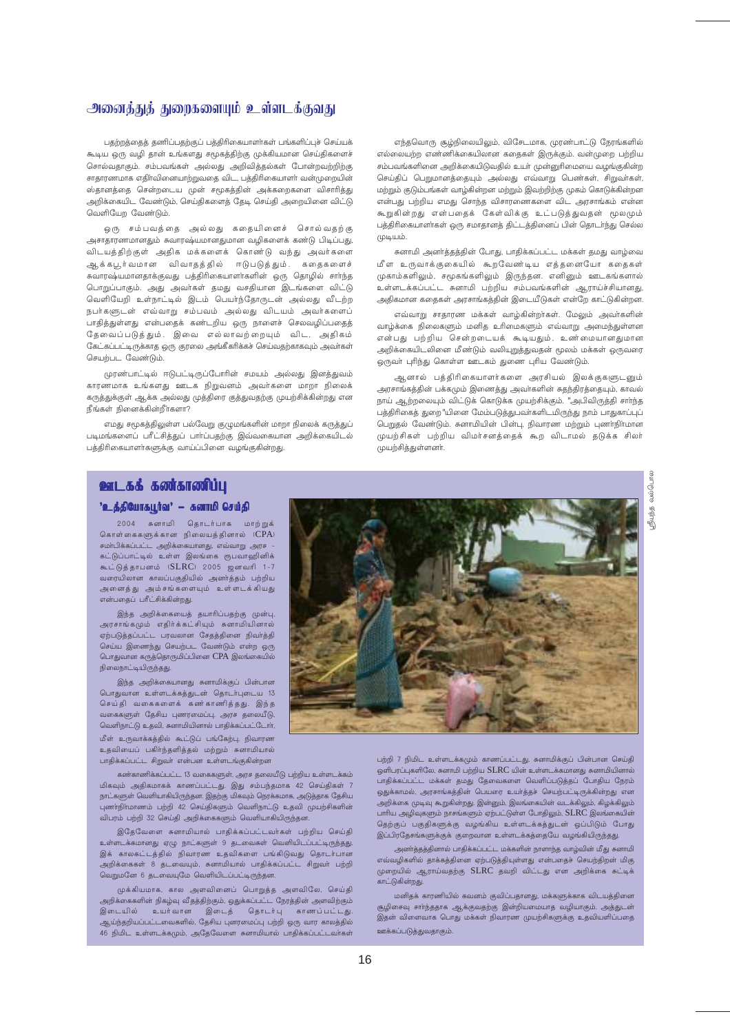# அனைத்துத் துறைகளையும் உள்ளடக்குவது

பதற்றத்தைத் தணிப்பதற்குப் பத்திரிகையாளர்கள் பங்களிப்புச் செய்யக் கூடிய ஒரு வழி தான் உங்களது சமூகத்திற்கு முக்கியமான செய்திகளைச் சொல்வதாகும். சம்பவங்கள் அல்லது அறிவித்தல்கள் போன்றவற்றிற்கு சாதாரணமாக எதிர்வினையாற்றுவதை விட, பத்திரிகையாளர் வன்முறையின் ஸ்தானத்தை சென்றடைய முன் சமூகத்தின் அக்கறைகளை விசாரித்து அறிக்கையிட வேண்டும். செய்திகளைத் தேடி செய்தி அறையினை விட்டு வெளியேற வேண்டும்.

ஒரு சம்பவத்தை அல்லது கதையினைச் சொல்வதற்கு அசாதாரணமானதும் சுவாரஷ்யமானதுமான வழிகளைக் கண்டு பிடிப்பது, விடயத்திற்குள் அதிக மக்களைக் கொண்டு வந்து அவர்களை ஆக்கபூர்வமான விவாதத்தில் ஈடுபடுத்தும். கதைகளைச் சுவாரஷ்யமானதாக்குவது பத்திரிகையாளர்களின் ஒரு தொழில் சார்ந்த பொறுப்பாகும். அது அவர்கள் தமது வசதியான இடங்களை விட்டு வெளியேறி உள்நாட்டில் இடம் பெயர்ந்தோருடன் அல்லது வீடற்ற நபர்களுடன் எவ்வாறு சம்பவம் அல்லது விடயம் அவர்களைப் பாதித்துள்ளது என்பதைக் கண்டறிய ஒரு நாளைச் செலவழிப்பதைத் தேவைப்படுத்தும். இவை எல்லாவற்றையும் விட, அதிகம் கேட்கப்பட்டிருக்காத ஒரு குரலை அங்கீகரிக்கச் செய்வதற்காகவும் அவர்கள் செயற்பட வேண்டும்.

முரண்பாட்டில் ஈடுபட்டிருப்போரின் சமயம் அல்லது இனத்துவம் காரணமாக உங்களது ஊடக நிறுவனம் அவர்களை மாறா நிலைக் கருத்துக்குள் ஆக்க அல்லது முத்திரை குத்துவதற்கு முயற்சிக்கின்றது என நீங்கள் நினைக்கின்றீர்களா?

எமது சமூகத்திலுள்ள பல்வேறு குழுமங்களின் மாறா நிலைக் கருத்துப் படிமங்களைப் பரீட்சித்துப் பார்ப்பதற்கு இவ்வகையான அறிக்கையிடல் பத்திரிகையாளர்களுக்கு வாய்ப்பினை வழங்குகின்றது.

எந்தவொரு சூழ்நிலையிலும், விசேடமாக, முரண்பாட்டு நேரங்களில் எல்லையற்ற எண்ணிக்கையிலான கதைகள் இருக்கும். வன்முறை பற்றிய சம்பவங்களினை அறிக்கையிடுவதில் உயர் முன்னுரிமையை வழங்குகின்ற செய்திப் பெறுமானத்தையும் அல்லது எவ்வாறு பெண்கள், சிறுவர்கள், மற்றும் குடும்பங்கள் வாழ்கின்றன மற்றும் இவற்றிற்கு முகம் கொடுக்கின்றன என்பது பற்றிய எமது சொந்த விசாரணைகளை விட அரசாங்கம் என்ன கூறுகின்றது என்பதைக் கேள்விக்கு உட்படுத்துவதன் மூலமும் பத்திரிகையாளர்கள் ஒரு சமதானத் திட்டத்தினைப் பின் தொடர்ந்து செல்ல முடியும்.

சுனாமி அனர்த்தத்தின் போது, பாதிக்கப்பட்ட மக்கள் தமது வாழ்வை மீள உருவாக்குகையில் கூறவேண்டிய எத்தனையோ கதைகள் முகாம்களிலும், சமூகங்களிலும் இருந்தன. எனினும் ஊடகங்களால் உள்ளடக்கப்பட்ட சுனாமி பற்றிய சம்பவங்களின் ஆராய்ச்சியானது, அதிகமான கதைகள் அரசாங்கத்தின் இடையீடுகள் என்றே காட்டுகின்றன.

எவ்வாறு சாதாரண மக்கள் வாழ்கின்றார்கள். மேலும் அவர்களின் வாழ்க்கை நிலைகளும் மனித உரிமைகளும் எவ்வாறு அமைந்துள்ளன என்பது பற்றிய சென்றடையக் கூடியதும், உண்மையானதுமான அறிக்கையிடலினை மீண்டும் வலியுறுத்துவதன் மூலம் மக்கள் ஒருவரை ஒருவர் புரிந்து கொள்ள ஊடகம் துணை புரிய வேண்டும்.

ஆனால் பத்திரிகையாளர்களை அரசியல் இலக்குகளுடனும் அரசாங்கத்தின் பக்கமும் இணைத்து அவர்களின் சுதந்திரத்தையும், காவல் நாய் ஆற்றலையும் விட்டுக் கொடுக்க முயற்சிக்கும். "அபிவிருத்தி சார்ந்த பத்திரிகைத் துறை"யினை மேம்படுத்துபவர்களிடமிருந்து நாம் பாதுகாப்புப் பெறுதல் வேண்டும். சுனாமியின் பின்பு, நிவாரண மற்றும் புனர்நிர்மான முயற்சிகள் பற்றிய விமர்சனத்தைக் கூற விடாமல் தடுக்க சிலர் முயற்சித்துள்ளனர்.

## ஊடகக் கண்காணிப்பு

### 'உத்தியோகபூர்வ' – சுனாமி செய்தி

2004 சுனாமி தொடர்பாக மாற்றுக் கொள்கைகளுக்கான நிலையத்தினால் (CPA) சமர்ப்பிக்கப்பட்ட அறிக்கையானது, எவ்வாறு அரச - கட்டுப்பாட்டில் உள்ள இலங்கை ரூபவாஹினிக் கூட்டுத்தாபனம் (SLRC) 2005 ஜனவரி 1-7 வரையிலான காலப்பகுதியில் அனர்த்தம் பற்றிய அனைத்து அம்சங்களையும் உள்ளடக்கியது என்பதைப் பரீட்சிக்கின்றது.

இந்த அறிக்கையைத் தயாரிப்பதற்கு முன்பு, அரசாங்கமும் எதிர்க்கட்சியும் சுனாமியினால் ஏற்படுத்தப்பட்ட பரவலான சேதத்தினை நிவர்த்தி செய்ய இணைந்து செயற்பட வேண்டும் என்ற ஒரு பொதுவான கருத்தொருமிப்பினை CPA இலங்கையில் நிலைநாட்டியிருந்தது.

இந்த அறிக்கையானது சுனாமிக்குப் பின்பான பொதுவான உள்ளடக்கத்துடன் தொடர்புடைய 13 செய்தி வகைகளைக் கண்காணித்தது. இந்த வகைகளுள் தேசிய புனரமைப்பு, அரச தலையீடு, வெளிநாட்டு உதவி, சுனாமியினால் பாதிக்கப்பட்டோர், மீள் உருவாக்கத்தில் கூட்டுப் பங்கேற்பு, நிவாரண உதவியைப் பகிர்ந்தளித்தல் மற்றும் சுனாமியால் பாதிக்கப்பட்ட சிறுவர் என்பன உள்ளடங்கின்றன.

கண்காணிக்கப்பட்ட 13 வகைகளுள், அரச தலையீடு பற்றிய உள்ளடக்கம் மிகவும் அதிகமாகக் காணப்பட்டது. இது சம்பந்தமாக 42 செய்திகள் 7 நாட்களுள் வெளியாகியிருந்தன. இதற்கு மிகவும் நெருக்கமாக, அடுத்தாக தேசிய புனர்நிர்மாணம் பற்றி 42 செய்திகளும் வெளிநாட்டு உதவி முயற்சிகளின் விபரம் பற்றி 32 செய்தி அறிக்கைகளும் வெளியாகியிருந்தன.

இதேவேளை சுனாமியால் பாதிக்கப்பட்டவர்கள் பற்றிய செய்தி உள்ளடக்கமானது ஏழு நாட்களுள் 9 தடவைகள் வெளியிடப்பட்டிருந்தது. இக் காலகட்டத்தில் நிவாரண உதவிகளை பங்கிடுவது தொடர்பான அறிக்கைகள் 8 தடவையும், சுனாமியால் பாதிக்கப்பட்ட சிறுவர் பற்றி வெறுமனே 6 தடவையுமே வெளியிடப்பட்டிருந்தன.

முக்கியமாக, கால அளவினைப் பொறுத்த அளவிலே, செய்தி அறிக்கைகளின் நிகழ்வு வீதத்திற்கும், ஒதுக்கப்பட்ட நேரத்தின் அளவிற்கும் இடையில் உயர்வான இடைத் தொடர்பு காணப்பட்டது. ஆய்ந்தறியப்பட்டவைகளில், தேசிய புனரமைப்பு பற்றி ஒரு வார காலத்தில் 46 நிமிட உள்ளடக்கமும், அதேவேளை சுனாமியால் பாதிக்கப்பட்டவர்கள் பற்றி 7 நிமிட உள்ளடக்கமும் காணப்பட்டது. சுனாமிக்குப் பின்பான செய்தி ஒளிபரப்புகளிலே, சுனாமி பற்றிய SLRC யின் உள்ளடக்கமானது சுனாமியினால் பாதிக்கப்பட்ட மக்கள் தமது தேவைகளை வெளிப்படுத்தப் போதிய நேரம் ஒதுக்காமல், அரசாங்கத்தின் பெயரை உயர்த்தச் செயற்பட்டிருக்கின்றது என அறிக்கை முடிவு கூறுகின்றது. இன்னும், இலங்கையின் வடக்கிலும், கிழக்கிலும் பாரிய அழிவுகளும் நாசங்களும் ஏற்பட்டுள்ள போதிலும், SLRC இலங்கையின் தெற்குப் பகுதிகளுக்கு வழங்கிய உள்ளடக்கத்துடன் ஒப்பிடும் போது இப்பிரதேசங்களுக்குக் குறைவான உள்ளடக்கத்தையே வழங்கியிருந்தது.

அனர்த்தத்தினால் பாதிக்கப்பட்ட மக்களின் நாளாந்த வாழ்வின் மீது சுனாமி எவ்வழிகளில் தாக்கத்தினை ஏற்படுத்தியுள்ளது என்பதைச் செயற்திறன் மிகு முறையில் ஆராய்வதற்கு SLRC தவறி விட்டது என அறிக்கை சுட்டிக் காட்டுகின்றது.

மனிதக் காரணியில் கவனம் குவிப்பதானது, மக்களுக்காக விடயத்தினை சூழ்நிலை சார்ந்ததாக ஆக்குவதற்கு இன்றியமையாத வழியாகும். அத்துடன் இதன் விளைவாக பொது மக்கள் நிவாரண முயற்சிகளுக்கு உதவியளிப்பதை ஊக்கப்படுத்துவதாகும்.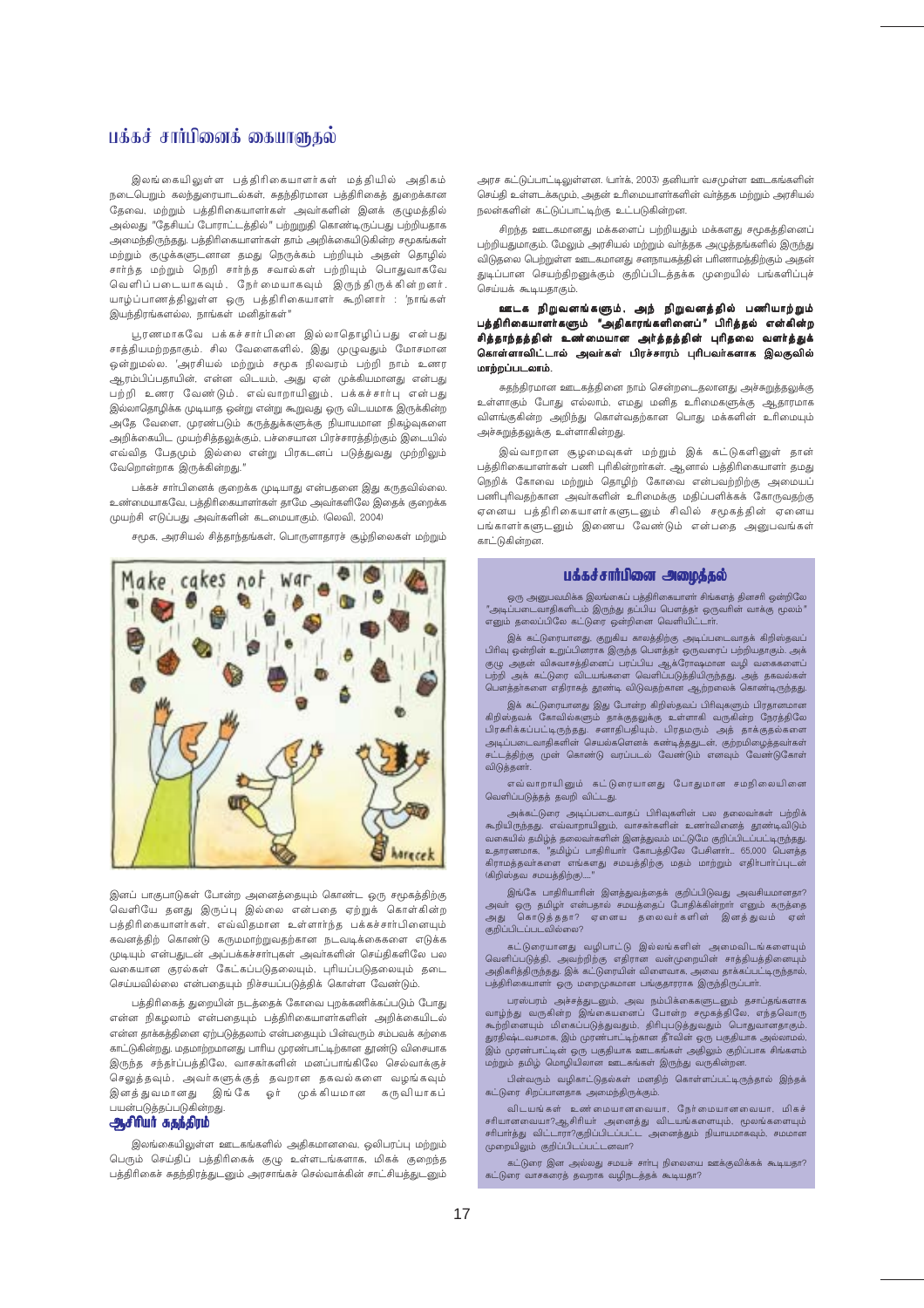# பக்கச் சார்பினைக் கையாளுதல்

இலங்கையிலுள்ள பத்திரிகையாளர்கள் மத்தியில் அதிகம் நடைபெறும் கலந்துரையாடல்கள், சுதந்திரமான பத்திரிகைத் துறைக்கான தேவை, மற்றும் பத்திரிகையாளர்கள் அவர்களின் இனக் குழுமத்தில் அல்லது "தேசியப் போராட்டத்தில்" பற்றுறுதி கொண்டிருப்பது பற்றியதாக அமைந்திருந்தது. பத்திரிகையாளர்கள் தாம் அறிக்கையிடுகின்ற சமூகங்கள் மற்றும் குழுக்களுடனான தமது நெருக்கம் பற்றியும் அதன் தொழில் சார்ந்த மற்றும் நெறி சார்ந்த சவால்கள் பற்றியும் பொதுவாகவே வெளிப்படையாகவும், நேர்மையாகவும் இருந்திருக்கின்றனர். யாழ்ப்பாணத்திலுள்ள ஒரு பத்திரிகையாளர் கூறினார் : "நாங்கள் இயந்திரங்களல்ல, நாங்கள் மனிதர்கள்"

பூரணமாகவே பக்கச்சார்பினை இல்லாதொழிப்பது என்பது சாத்தியமற்றதாகும். சில வேளைகளில், இது முழுவதும் மோசமான ஒன்றுமல்ல. 'அரசியல் மற்றும் சமூக நிலவரம் பற்றி நாம் உணர ஆரம்பிப்பதாயின், என்ன விடயம், அது ஏன் முக்கியமானது என்பது பற்றி உணர வேண்டும். எவ்வாறாயினும், பக்கச்சார்பு என்பது இல்லாதொழிக்க முடியாத ஒன்று என்று கூறுவது ஒரு விடயமாக இருக்கின்ற அதே வேளை, முரண்படும் கருத்துக்களுக்கு நியாயமான நிகழ்வுகளை அறிக்கையிட முயற்சித்தலுக்கும், பச்சையான பிரச்சாரத்திற்கும் இடையில் எவ்வித பேதமும் இல்லை என்று பிரகடனப் படுத்துவது முற்றிலும் வேறொன்றாக இருக்கின்றது."

பக்கச் சார்பினைக் குறைக்க முடியாது என்பதனை இது கருதவில்லை. உண்மையாகவே, பத்திரிகையாளர்கள் தாமே அவர்களிலே இதைக் குறைக்க முயற்சி எடுப்பது அவர்களின் கடமையாகும். (லெவி, 2004)

சமூக, அரசியல் சித்தாந்தங்கள், பொருளாதாரச் சூழ்நிலைகள் மற்றும் இனப் பாகுபாடுகள் போன்ற அனைத்தையும் கொண்ட ஒரு சமூகத்திற்கு வெளியே தனது இருப்பு இல்லை என்பதை ஏற்றுக் கொள்கின்ற பத்திரிகையாளர்கள், எவ்விதமான உள்ளார்ந்த பக்கச்சார்பினையும் கவனத்திற் கொண்டு கருமமாற்றுவதற்கான நடவடிக்கைகளை எடுக்க முடியும் என்பதுடன் அப்பக்கச்சார்புகள் அவர்களின் செய்திகளிலே பல வகையான குரல்கள் கேட்கப்படுதலையும், புரியப்படுதலையும் தடை செய்வதில்லை என்பதையும் நிச்சயப்படுத்திக் கொள்ள வேண்டும்.

பத்திரிகைத் துறையின் நடத்தைக் கோவை புறக்கணிக்கப்படும் போது என்ன நிகழலாம் என்பதையும் பத்திரிகையாளர்களின் அறிக்கையிடல் என்ன தாக்கத்தினை ஏற்படுத்தலாம் என்பதையும் பின்வரும் சம்பவக் கற்கை காட்டுகின்றது. மதமாற்றமானது பாரிய முரண்பாட்டிற்கான தூண்டு விசையாக இருந்த சந்தர்ப்பத்திலே, வாசகர்களின் மனப்பாங்கிலே செல்வாக்குச் செலுத்தவும், அவர்களுக்குத் தவறான தகவல்களை வழங்கவும் இனத்துவமானது இங்கே ஓர் முக்கியமான கருவியாகப் பயன்படுத்தப்படுகின்றது.

## ஆசிரியர் சுதந்திரம்

இலங்கையிலுள்ள ஊடகங்களில் அதிகமானவை, ஒலிபரப்பு மற்றும் பெரும் செய்திப் பத்திரிகைக் குழு உள்ளடங்களாக, மிகக் குறைந்த பத்திரிகைச் சுதந்திரத்துடனும் அரசாங்கச் செல்வாக்கின் சாட்சியத்துடனும் அரச கட்டுப்பாட்டிலுள்ளன. (பார்க், 2003) தனியார் வசமுள்ள ஊடகங்களின் செய்தி உள்ளடக்கமும், அதன் உரிமையாளர்களின் வர்த்தக மற்றும் அரசியல் நலன்களின் கட்டுப்பாட்டிற்கு உட்படுகின்றன.

சிறந்த ஊடகமானது மக்களைப் பற்றியதும் மக்களது சமூகத்தினைப் பற்றியதுமாகும். மேலும் அரசியல் மற்றும் வர்த்தக அழுத்தங்களில் இருந்து விடுதலை பெற்றுள்ள ஊடகமானது சனநாயகத்தின் பரிணாமத்திற்கும் அதன் துடிப்பான செயற்திறனுக்கும் குறிப்பிடத்தக்க முறையில் பங்களிப்புச் செய்யக் கூடியதாகும்.

**ஊடக நிறுவனங்களும், அந் நிறுவனத்தில் பணியாற்றும் பத்திரிகையாளர்களும் "அதிகாரங்களினைப்" பிரித்தல் என்கின்ற சித்தாந்தத்தின் உண்மையான அர்த்தத்தின் புரிதலை வளர்த்துக் கொள்ளாவிட்டால் அவர்கள் பிரச்சாரம் புரிபவர்களாக இலகுவில் மாற்றப்படலாம்.**

சுதந்திரமான ஊடகத்தினை நாம் சென்றடைதலானது அச்சுறுத்தலுக்கு உள்ளாகும் போது எல்லாம், எமது மனித உரிமைகளுக்கு ஆதாரமாக விளங்குகின்ற அறிந்து கொள்வதற்கான பொது மக்களின் உரிமையும் அச்சுறுத்தலுக்கு உள்ளாகின்றது.

இவ்வாறான சூழமைவுகள் மற்றும் இக் கட்டுகளினுள் தான் பத்திரிகையாளர்கள் பணி புரிகின்றார்கள். ஆனால் பத்திரிகையாளர் தமது நெறிக் கோவை மற்றும் தொழிற் கோவை என்பவற்றிற்கு அமையப் பணிபுரிவதற்கான அவர்களின் உரிமைக்கு மதிப்பளிக்கக் கோருவதற்கு ஏனைய பத்திரிகையாளர்களுடனும் சிவில் சமூகத்தின் ஏனைய பங்காளர்களுடனும் இணைய வேண்டும் என்பதை அனுபவங்கள் காட்டுகின்றன.

## பக்கச்சார்பினை அழைத்தல்

ஒரு அனுபவமிக்க இலங்கைப் பத்திரிகையாளர் சிங்களத் தினசரி ஒன்றிலே "அடிப்படைவாதிகளிடம் இருந்து தப்பிய பௌத்தர் ஒருவரின் வாக்கு மூலம்" எனும் தலைப்பிலே கட்டுரை ஒன்றினை வெளியிட்டார்.

இக் கட்டுரையானது, குறுகிய காலத்திற்கு அடிப்படைவாதக் கிறிஸ்தவப் பிரிவு ஒன்றின் உறுப்பினராக இருந்த பௌத்தர் ஒருவரைப் பற்றியதாகும். அக் குழு அதன் விசுவாசத்தினைப் பரப்பிய ஆக்ரோஷமான வழி வகைகளைப் பற்றி அக் கட்டுரை விடயங்களை வெளிப்படுத்தியிருந்தது. அத் தகவல்கள் பௌத்தர்களை எதிராகத் தூண்டி விடுவதற்கான ஆற்றலைக் கொண்டிருந்தது.

இக் கட்டுரையானது இது போன்ற கிறிஸ்தவப் பிரிவுகளும் பிரதானமான கிறிஸ்தவக் கோவில்களும் தாக்குதலுக்கு உள்ளாகி வருகின்ற நேரத்திலே பிரசுரிக்கப்பட்டிருந்தது. சனாதிபதியும், பிரதமரும் அத் தாக்குதல்களை அடிப்படைவாதிகளின் செயல்களெனக் கண்டித்ததுடன், குற்றமிழைத்தவர்கள் சட்டத்திற்கு முன் கொண்டு வரப்படல் வேண்டும் எனவும் வேண்டுகோள் விடுத்தனர்.

எவ்வாறாயினும் கட்டுரையானது போதுமான சமநிலையினை வெளிப்படுத்தத் தவறி விட்டது.

அக்கட்டுரை அடிப்படைவாதப் பிரிவுகளின் பல தலைவர்கள் பற்றிக் கூறியிருந்தது. எவ்வாறாயினும், வாசகர்களின் உணர்வினைத் தூண்டிவிடும் வகையில் தமிழ்த் தலைவர்களின் இனத்துவம் மட்டுமே குறிப்பிடப்பட்டிருந்தது. உதாரணமாக, "தமிழ்ப் பாதிரியார் கோபத்திலே பேசினார்... 65,000 பௌத்த கிராமத்தவர்களை எங்களது சமயத்திற்கு மதம் மாற்றும் எதிர்பார்ப்புடன் (கிறிஸ்தவ சமயத்திற்கு)..."

இங்கே பாதிரியாரின் இனத்துவத்தைக் குறிப்பிடுவது அவசியமானதா? அவர் ஒரு தமிழர் என்பதால் சமயத்தைப் போதிக்கின்றார் எனும் கருத்தை அது கொடுத்ததா? ஏனைய தலைவர்களின் இனத்துவம் ஏன் குறிப்பிடப்படவில்லை?

கட்டுரையானது வழிபாட்டு இல்லங்களின் அமைவிடங்களையும் வெளிப்படுத்தி, அவற்றிற்கு எதிரான வன்முறையின் சாத்தியத்தினையும் அதிகரித்திருந்தது. இக் கட்டுரையின் விளைவாக, அவை தாக்கப்பட்டிருந்தால், பத்திரிகையாளர் ஒரு மறைமுகமான பங்குதாரராக இருந்திருப்பார்.

பரஸ்பரம் அச்சத்துடனும், அவ நம்பிக்கைகளுடனும் தசாப்தங்களாக வாழ்ந்து வருகின்ற இங்கையைப் போன்ற சமூகத்திலே, எந்தவொரு கூற்றினையும் மிகைப்படுத்துவதும், திரிபுபடுத்துவதும் பொதுவானதாகும். துரதிஷ்டவசமாக, இம் முரண்பாட்டிற்கான தீர்வின் ஒரு பகுதியாக அல்லாமல், இம் முரண்பாட்டின் ஒரு பகுதியாக ஊடகங்கள் அதிலும் குறிப்பாக சிங்களம் மற்றும் தமிழ் மொழியிலான ஊடகங்கள் இருந்து வருகின்றன.

பின்வரும் வழிகாட்டுதல்கள் மனதிற் கொள்ளப்பட்டிருந்தால் இந்தக் கட்டுரை சிறப்பானதாக அமைந்திருக்கும்.

விடயங்கள் உண்மையானவையா, நேர்மையானவையா, மிகச் சரியானவையா?ஆசிரியர் அனைத்து விடயங்களையும், மூலங்களையும் சரிபார்த்து விட்டாரா?குறிப்பிடப்பட்ட அனைத்தும் நியாயமாகவும், சமமான முறையிலும் குறிப்பிடப்பட்டனவா?

கட்டுரை இன அல்லது சமயச் சார்பு நிலையை ஊக்குவிக்கக் கூடியதா? கட்டுரை வாசகரைத் தவறாக வழிநடத்தக் கூடியதா?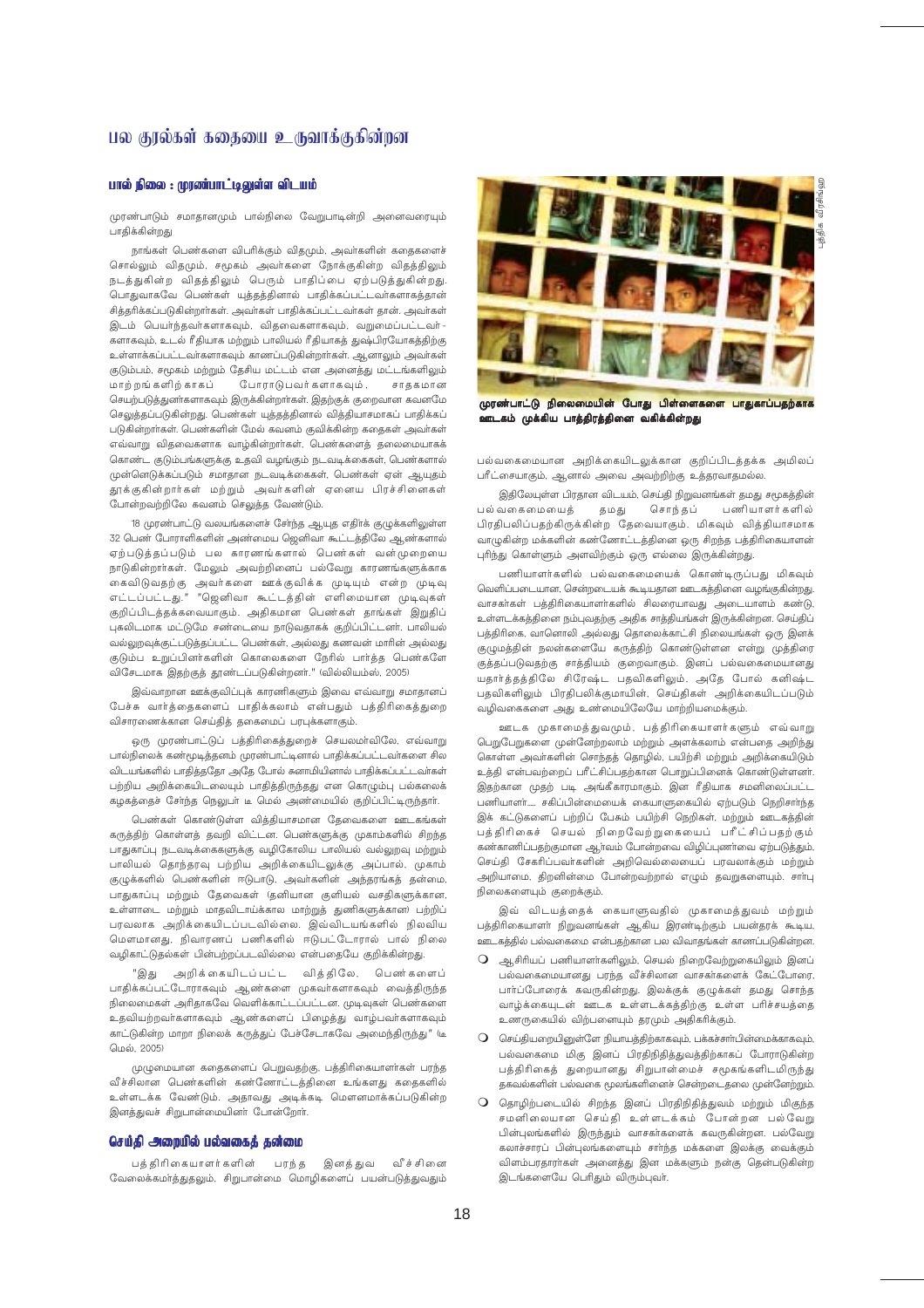# பல குரல்கள் கதையை உருவாக்குகின்றன

### பால் நிலை : முரண்பாட்டிலுள்ள விடயம்

முரண்பாடும் சமாதானமும் பால்நிலை வேறுபாடின்றி அனைவரையும் பாதிக்கின்றது

நாங்கள் பெண்களை விபரிக்கும் விதமும், அவர்களின் கதைகளைச் சொல்லும் விதமும், சமூகம் அவர்களை நோக்குகின்ற விதத்திலும் நடத்துகின்ற விதத்திலும் பெரும் பாதிப்பை ஏற்படுத்துகின்றது. பொதுவாகவே பெண்கள் யுத்தத்தினால் பாதிக்கப்பட்டவர்களாகத்தான் சித்தரிக்கப்படுகின்றார்கள். அவர்கள் பாதிக்கப்பட்டவர்கள் தான். அவர்கள் இடம் பெயர்ந்தவர்களாகவும், விதவைகளாகவும், வறுமைப்பட்டவர்களாகவும், உடல் ரீதியாக மற்றும் பாலியல் ரீதியாகத் துஷ்பிரயோகத்திற்கு உள்ளாக்கப்பட்டவர்களாகவும் காணப்படுகின்றார்கள். ஆனாலும் அவர்கள் குடும்பம், சமூகம் மற்றும் தேசிய மட்டம் என அனைத்து மட்டங்களிலும் மாற்றங்களிற்காகப் போராடுபவர்களாகவும், சாதகமான செயற்படுத்துனர்களாகவும் இருக்கின்றார்கள். இதற்குக் குறைவான கவனமே செலுத்தப்படுகின்றது. பெண்கள் யுத்தத்தினால் வித்தியாசமாகப் பாதிக்கப் படுகின்றார்கள். பெண்களின் மேல் கவனம் குவிக்கின்ற கதைகள் அவர்கள் எவ்வாறு விதவைகளாக வாழ்கின்றார்கள், பெண்களைத் தலைமையாகக் கொண்ட குடும்பங்களுக்கு உதவி வழங்கும் நடவடிக்கைகள், பெண்களால் முன்னெடுக்கப்படும் சமாதான நடவடிக்கைகள், பெண்கள் ஏன் ஆயுதம் தூக்குகின்றார்கள் மற்றும் அவர்களின் ஏனைய பிரச்சினைகள் போன்றவற்றிலே கவனம் செலுத்த வேண்டும்.

18 முரண்பாட்டு வலயங்களைச் சேர்ந்த ஆயுத எதிர்க் குழுக்களிலுள்ள 32 பென் போராளிகளின் அண்மைய ஜெனிவா கூட்டத்திலே ஆண்களால் ஏற்படுத்தப்படும் பல காரணங்களால் பெண்கள் வன்முறையை நாடுகின்றார்கள். மேலும் அவற்றினைப் பல்வேறு காரணங்களுக்காக கைவிடுவதற்கு அவர்களை ஊக்குவிக்க முடியும் என்ற முடிவு எட்டப்பட்டது." "ஜெனிவா கூட்டத்தின் எளிமையான முடிவுகள் குறிப்பிடத்தக்கவையாகும். அதிகமான பெண்கள் தாங்கள் இறுதிப் புகலிடமாக மட்டுமே சண்டையை நாடுவதாகக் குறிப்பிட்டனர். பாலியல் வல்லுறவுக்குட்படுத்தப்பட்ட பெண்கள், அல்லது கணவன் மாரின் அல்லது குடும்ப உறுப்பினர்களின் கொலைகளை நேரில் பார்த்த பெண்களே விசேடமாக இதற்குத் தூண்டப்படுகின்றனர்." (வில்லியம்ஸ், 2005)

இவ்வாறான ஊக்குவிப்புக் காரணிகளும் இவை எவ்வாறு சமாதானப் பேச்சு வார்த்தைகளைப் பாதிக்கலாம் என்பதும் பத்திரிகைத்துறை விசாரணைக்கான செய்தித் தகைமைப் பரப்புகளாகும்.

ஒரு முரண்பாட்டுப் பத்திரிகைத்துறைச் செயலமர்விலே, எவ்வாறு பால்நிலைக் கண்மூடித்தனம் முரண்பாட்டினால் பாதிக்கப்பட்டவர்களை சில விடயங்களில் பாதித்ததோ அதே போல் சுனாமியினால் பாதிக்கப்பட்டவர்கள் பற்றிய அறிக்கையிடலையும் பாதித்திருந்தது என கொழும்பு பல்கலைக் கழகத்தைச் சேர்ந்த நெலுபர் டீ மெல் அண்மையில் குறிப்பிட்டிருந்தார்.

பெண்கள் கொண்டுள்ள வித்தியாசமான தேவைகளை ஊடகங்கள் கருத்திற் கொள்ளத் தவறி விட்டன. பெண்களுக்கு முகாம்களில் சிறந்த பாதுகாப்பு நடவடிக்கைகளுக்கு வழிகோலிய பாலியல் வல்லுறவு மற்றும் பாலியல் தொந்தரவு பற்றிய அறிக்கையிடலுக்கு அப்பால், முகாம் குழுக்களில் பெண்களின் ஈடுபாடு, அவர்களின் அந்தரங்கத் தன்மை, பாதுகாப்பு மற்றும் தேவைகள் (தனியான குளியல் வசதிகளுக்கான, உள்ளாடை மற்றும் மாதவிடாய்க்கால மாற்றுத் துணிகளுக்கான) பற்றிப் பரவலாக அறிக்கையிடப்படவில்லை. இவ்விடயங்களில் நிலவிய மௌனமானது, நிவாரணப் பணிகளில் ஈடுபட்டோரால் பால் நிலை வழிகாட்டுதல்கள் பின்பற்றப்படவில்லை என்பதையே குறிக்கின்றது.

"இது அறிக்கையிடப்பட்ட விதத்திலே, பெண்களைப் பாதிக்கப்பட்டோராகவும் ஆண்களை முகவர்களாகவும் வைத்திருந்த நிலைமைகள் அரிதாகவே வெளிக்காட்டப்பட்டன. முடிவுகள் பெண்களை உதவியற்றவர்களாகவும் ஆண்களைப் பிழைத்து வாழ்பவர்களாகவும் காட்டுகின்ற மாறா நிலைக் கருத்துப் பேச்சேடாகவே அமைந்திருந்து" (டீ மெல், 2005)

முழுமையான கதைகளைப் பெறுவதற்கு, பத்திரிகையாளர்கள் பரந்த வீச்சிலான பெண்களின் கண்ணோட்டத்தினை உங்களது கதைகளில் உள்ளடக்க வேண்டும். அதாவது அடிக்கடி மௌனமாக்கப்படுகின்ற இனத்துவச் சிறுபான்மையினர் போன்றோர்.

### செய்தி அறையில் பல்வகைத் தன்மை

பத்திரிகையாளர்களின் பரந்த இனத்துவ வீச்சினை வேலைக்கமர்த்துதலும், சிறுபான்மை மொழிகளைப் பயன்படுத்துவதும்

முரண்பாட்டு நிலைமையின் போது பிள்ளைகளை பாதுகாப்பதற்காக ஊடகம் முக்கிய பாத்திரத்தினை வகிக்கின்றது

பல்வகைமையான அறிக்கையிடலுக்கான குறிப்பிடத்தக்க அமிலப் பரீட்சையாகும், ஆனால் அவை அவற்றிற்கு உத்தரவாதமல்ல.

இதிலேயுள்ள பிரதான விடயம், செய்தி நிறுவனங்கள் தமது சமூகத்தின் பல்வகைமையைத் தமது சொந்தப் பணியாளர்களில் பிரதிபலிப்பதற்கிருக்கின்ற தேவையாகும். மிகவும் வித்தியாசமாக வாழுகின்ற மக்களின் கண்ணோட்டத்தினை ஒரு சிறந்த பத்திரிகையாளன் புரிந்து கொள்ளும் அளவிற்கும் ஒரு எல்லை இருக்கின்றது.

பணியாளர்களில் பல்வகைமையைக் கொண்டிருப்பது மிகவும் வெளிப்படையான, சென்றடையக் கூடியதான ஊடகத்தினை வழங்குகின்றது. வாசகர்கள் பத்திரிகையாளர்களில் சிலரையாவது அடையாளம் கண்டு, உள்ளடக்கத்தினை நம்புவதற்கு அதிக சாத்தியங்கள் இருக்கின்றன. செய்திப் பத்திரிகை, வானொலி அல்லது தொலைக்காட்சி நிலையங்கள் ஒரு இனக் குழுமத்தின் நலன்களையே கருத்திற் கொண்டுள்ளன என்று முத்திரை குத்தப்படுவதற்கு சாத்தியம் குறைவாகும். இனப் பல்வகைமையானது யதார்த்தத்திலே சிரேஷ்ட பதவிகளிலும், அதே போல் கனிஷ்ட பதவிகளிலும் பிரதிபலிக்குமாயின், செய்திகள் அறிக்கையிடப்படும் வழிவகைகளை அது உண்மையிலேயே மாற்றியமைக்கும்.

ஊடக முகாமைத்துவமும், பத்திரிகையாளர்களும் எவ்வாறு பெறுபேறுகளை முன்னேற்றலாம் மற்றும் அளக்கலாம் என்பதை அறிந்து கொள்ள அவர்களின் சொந்தத் தொழில், பயிற்சி மற்றும் அறிக்கையிடும் உத்தி என்பவற்றைப் பரீட்சிப்பதற்கான பொறுப்பினைக் கொண்டுள்ளனர். இதற்கான முதற் படி அங்கீகாரமாகும். இன ரீதியாக சமனிலைப்பட்ட பணியாளர்..... சகிப்பின்மையைக் கையாளுகையில் ஏற்படும் நெறிசார்ந்த இக் கட்டுகளைப் பற்றிப் பேசும் பயிற்சி நெறிகள், மற்றும் ஊடகத்தின் பத்திரிகைச் செயல் நிறைவேற்றுகையைப் பரீட்சிப்பதற்கும் கண்காணிப்பதற்குமான ஆர்வம் போன்றவை விழிப்புணர்வை ஏற்படுத்தும். செய்தி சேகரிப்பவர்களின் அறிவெல்லையைப் பரவலாக்கும் மற்றும் அறியாமை, திறனின்மை போன்றவற்றால் எழும் தவறுகளையும், சார்பு நிலைகளையும் குறைக்கும்.

இவ் விடயத்தைக் கையாளுவதில் முகாமைத்துவம் மற்றும் பத்திரிகையாளர் நிறுவனங்கள் ஆகிய இரண்டிற்கும் பயன்தரக் கூடிய, ஊடகத்தில் பல்வகைமை என்பதற்கான பல விவாதங்கள் காணப்படுகின்றன.

- ஆசிரியப் பணியாளர்களிலும், செயல் நிறைவேற்றுகையிலும் இனப் பல்வகைமையானது பரந்த வீச்சிலான வாசகர்களைக் கேட்போரை, பார்ப்போரைக் கவருகின்றது. இலக்குக் குழுக்கள் தமது சொந்த வாழ்க்கையுடன் ஊடக உள்ளடக்கத்திற்கு உள்ள பரிச்சயத்தை உணருகையில் விற்பனையும் தரமும் அதிகரிக்கும்.
- செய்தியறையினுள்ளே நியாயத்திற்காகவும், பக்கச்சார்பின்மைக்காகவும், பல்வகைமை மிகு இனப் பிரதிநிதித்துவத்திற்காகப் போராடுகின்ற பத்திரிகைத் துறையானது சிறுபான்மைச் சமூகங்களிடமிருந்து தகவல்களின் பல்வகை மூலங்களினைச் சென்றடைதலை முன்னேற்றும்.
- தொழிற்படையில் சிறந்த இனப் பிரதிநிதித்துவம் மற்றும் மிகுந்த சமனிலையான செய்தி உள்ளடக்கம் போன்றன பல்வேறு பின்புலங்களில் இருந்தும் வாசகர்களைக் கவருகின்றன. பல்வேறு கலாச்சாரப் பின்புலங்களையும் சார்ந்த மக்களை இலக்கு வைக்கும் விளம்பரதாரர்கள் அனைத்து இன மக்களும் நன்கு தென்படுகின்ற இடங்களையே பெரிதும் விரும்புவர்.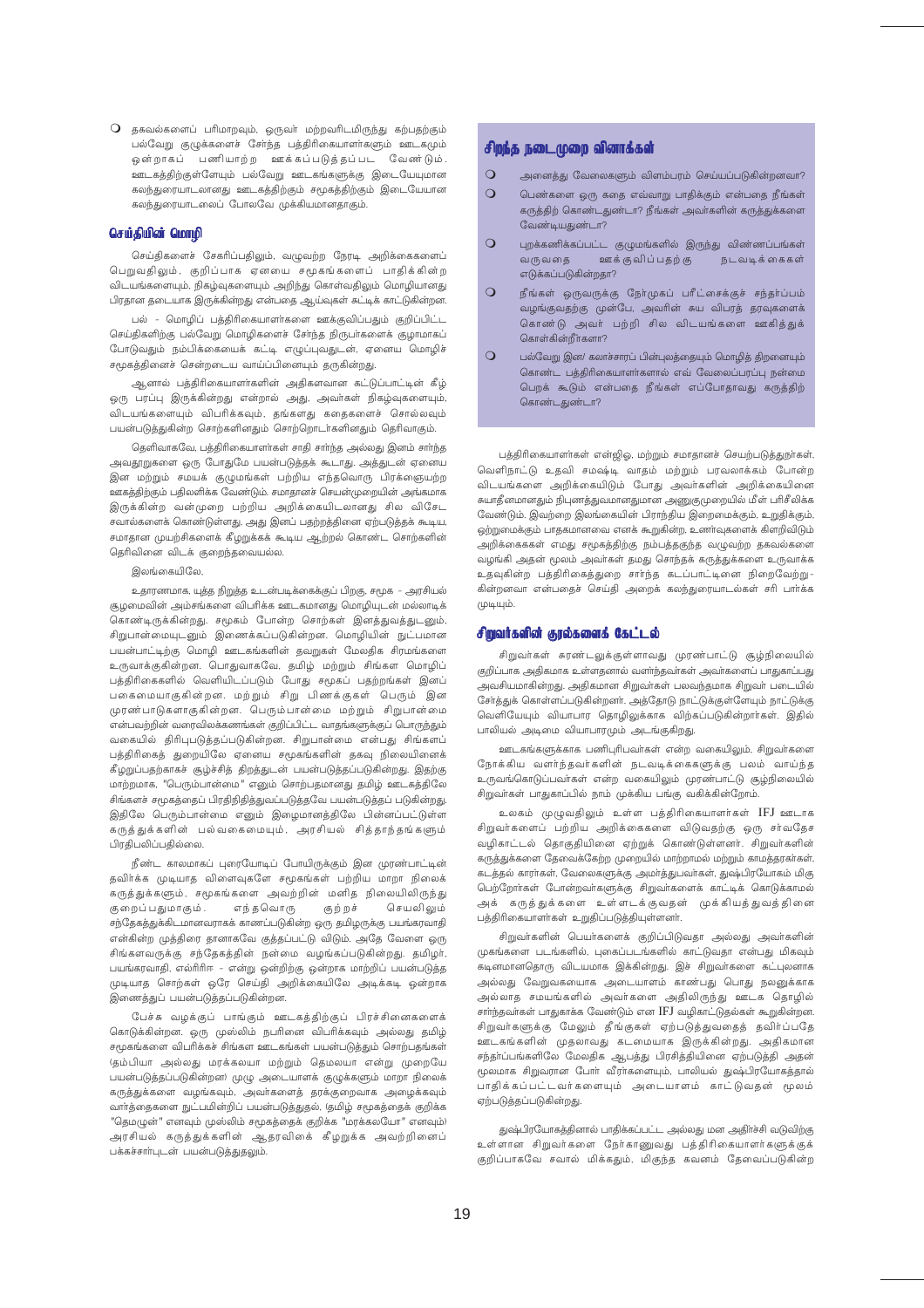- தகவல்களைப் பரிமாறவும், ஒருவர் மற்றவரிடமிருந்து கற்பதற்கும் பல்வேறு குழுக்களைச் சேர்ந்த பத்திரிகையாளர்களும் ஊடகமும் ஒன்றாகப் பணியாற்ற ஊக்கப்படுத்தப்பட வேண்டும். ஊடகத்திற்குள்ளேயும் பல்வேறு ஊடகங்களுக்கு இடையேயுமான கலந்துரையாடலானது ஊடகத்திற்கும் சமூகத்திற்கும் இடையேயான கலந்துரையாடலைப் போலவே முக்கியமானதாகும்.

## செய்தியின் மொழி

செய்திகளைச் சேகரிப்பதிலும், வழுவற்ற நேரடி அறிக்கைகளைப் பெறுவதிலும், குறிப்பாக ஏனைய சமூகங்களைப் பாதிக்கின்ற விடயங்களையும், நிகழ்வுகளையும் அறிந்து கொள்வதிலும் மொழியானது பிரதான தடையாக இருக்கின்றது என்பதை ஆய்வுகள் சுட்டிக் காட்டுகின்றன.

பல் - மொழிப் பத்திரிகையாளர்களை ஊக்குவிப்பதும் குறிப்பிட்ட செய்திகளிற்கு பல்வேறு மொழிகளைச் சேர்ந்த நிருபர்களைக் குழாமாகப் போடுவதும் நம்பிக்கையைக் கட்டி எழுப்புவதுடன், ஏனைய மொழிச் சமூகத்தினைச் சென்றடைய வாய்ப்பினையும் தருகின்றது.

ஆனால் பத்திரிகையாளர்களின் அதிகளவான கட்டுப்பாட்டின் கீழ் ஒரு பரப்பு இருக்கின்றது என்றால் அது, அவர்கள் நிகழ்வுகளையும், விடயங்களையும் விபரிக்கவும், தங்களது கதைகளைச் சொல்லவும் பயன்படுத்துகின்ற சொற்களினதும் சொற்றொடர்களினதும் தெரிவாகும்.

தெளிவாகவே, பத்திரிகையாளர்கள் சாதி சார்ந்த அல்லது இனம் சார்ந்த அவதூறுகளை ஒரு போதுமே பயன்படுத்தக் கூடாது. அத்துடன் ஏனைய இன மற்றும் சமயக் குழுமங்கள் பற்றிய எந்தவொரு பிரக்ஞையற்ற ஊகத்திற்கும் பதிலளிக்க வேண்டும். சமாதானச் செயன்முறையின் அங்கமாக இருக்கின்ற வன்முறை பற்றிய அறிக்கையிடலானது சில விசேட சவால்களைக் கொண்டுள்ளது. அது இனப் பதற்றத்தினை ஏற்படுத்தக் கூடிய, சமாதான முயற்சிகளைக் கீழறுக்கக் கூடிய ஆற்றல் கொண்ட சொற்களின் தெரிவினை விடக் குறைந்தவையல்ல.

இலங்கையிலே,

உதாரணமாக, யுத்த நிறுத்த உடன்படிக்கைக்குப் பிறகு, சமூக - அரசியல் சூழமைவின் அம்சங்களை விபரிக்க ஊடகமானது மொழியுடன் மல்லாடிக் கொண்டிருக்கின்றது. சமூகம் போன்ற சொற்கள் இனத்துவத்துடனும், சிறுபான்மையுடனும் இணைக்கப்படுகின்றன. மொழியின் நுட்பமான பயன்பாட்டிற்கு மொழி ஊடகங்களின் தவறுகள் மேலதிக சிரமங்களை உருவாக்குகின்றன. பொதுவாகவே, தமிழ் மற்றும் சிங்கள மொழிப் பத்திரிகைகளில் வெளியிடப்படும் போது சமூகப் பதற்றங்கள் இனப் பகைமையாகுகின்றன. மற்றும் சிறு பிணக்குகள் பெரும் இன முரண்பாடுகளாகுகின்றன. பெரும்பான்மை மற்றும் சிறுபான்மை என்பவற்றின் வரைவிலக்கணங்கள் குறிப்பிட்ட வாதங்களுக்குப் பொருந்தும் வகையில் திரிபுபடுத்தப்படுகின்றன. சிறுபான்மை என்பது சிங்களப் பத்திரிகைத் துறையிலே ஏனைய சமூகங்களின் தகவு நிலையினைக் கீழறுப்பதற்காகச் சூழ்ச்சித் திறத்துடன் பயன்படுத்தப்படுகின்றது. இதற்கு மாற்றமாக, "பெரும்பான்மை" எனும் சொற்பதமானது தமிழ் ஊடகத்திலே சிங்களச் சமூகத்தைப் பிரதிநிதித்துவப்படுத்தவே பயன்படுத்தப் படுகின்றது. இதிலே பெரும்பான்மை எனும் இழைமானத்திலே பின்னப்பட்டுள்ள கருத்துக்களின் பல்வகைமையும், அரசியல் சித்தாந்தங்களும் பிரதிபலிப்பதில்லை.

நீண்ட காலமாகப் புரையோடிப் போயிருக்கும் இன முரண்பாட்டின் தவிர்க்க முடியாத விளைவுகளே சமூகங்கள் பற்றிய மாறா நிலைக் கருத்துக்களும், சமூகங்களை அவற்றின் மனித நிலையிலிருந்து குறைப்பதுமாகும். எந்தவொரு குற்றச் செயலிலும் சந்தேகத்துக்கிடமானவராகக் காணப்படுகின்ற ஒரு தமிழருக்கு பயங்கரவாதி என்கின்ற முத்திரை தானாகவே குத்தப்பட்டு விடும். அதே வேளை ஒரு சிங்களவருக்கு சந்தேகத்தின் நன்மை வழங்கப்படுகின்றது. தமிழர், பயங்கரவாதி, எல்ரிரிஈ - என்று ஒன்றிற்கு ஒன்றாக மாற்றிப் பயன்படுத்த முடியாத சொற்கள் ஒரே செய்தி அறிக்கையிலே அடிக்கடி ஒன்றாக இணைத்துப் பயன்படுத்தப்படுகின்றன.

பேச்சு வழக்குப் பாங்கும் ஊடகத்திற்குப் பிரச்சினைகளைக் கொடுக்கின்றன. ஒரு முஸ்லிம் நபரினை விபரிக்கவும் அல்லது தமிழ் சமூகங்களை விபரிக்கச் சிங்கள ஊடகங்கள் பயன்படுத்தும் சொற்பதங்கள் (தம்பியா அல்லது மரக்கலயா மற்றும் தெமலயா என்று முறையே பயன்படுத்தப்படுகின்றன) முழு அடையாளக் குழுக்களும் மாறா நிலைக் கருத்துக்களை வழங்கவும், அவர்களைத் தரக்குறைவாக அழைக்கவும் வார்த்தைகளை நுட்பமின்றிப் பயன்படுத்துதல், (தமிழ் சமூகத்தைக் குறிக்க "தெமழுன்" எனவும் முஸ்லிம் சமூகத்தைக் குறிக்க "மரக்கலயோ" எனவும்) அரசியல் கருத்துக்களின் ஆதரவினைக் கீழறுக்க அவற்றினைப் பக்கச்சார்புடன் பயன்படுத்துதலும்.

### சிறந்த நடைமுறை வினாக்கள்

- அனைத்து வேலைகளும் விளம்பரம் செய்யப்படுகின்றனவா?
- பெண்களை ஒரு கதை எவ்வாறு பாதிக்கும் என்பதை நீங்கள் கருத்திற் கொண்டதுண்டா? நீங்கள் அவர்களின் கருத்துக்களை வேண்டியதுண்டா?
- புறக்கணிக்கப்பட்ட குழுமங்களில் இருந்து விண்ணப்பங்கள் வருவதை ஊக்குவிப்பதற்கு நடவடிக்கைகள் எடுக்கப்படுகின்றதா?
- நீங்கள் ஒருவருக்கு நேர்முகப் பரீட்சைக்குச் சந்தர்ப்பம் வழங்குவதற்கு முன்பே, அவரின் சுய விபரத் தரவுகளைக் கொண்டு அவர் பற்றி சில விடயங்களை ஊகித்துக் கொள்கின்றீர்களா?
- பல்வேறு இன/ கலாச்சாரப் பின்புலத்தையும் மொழித் திறனையும் கொண்ட பத்திரிகையாளர்களால் எவ் வேலைப்பரப்பு நன்மை பெறக் கூடும் என்பதை நீங்கள் எப்போதாவது கருத்திற் கொண்டதுண்டா?

பத்திரிகையாளர்கள் என்ஜிஓ. மற்றும் சமாதானச் செயற்படுத்துநர்கள், வெளிநாட்டு உதவி சமஷ்டி வாதம் மற்றும் பரவலாக்கம் போன்ற விடயங்களை அறிக்கையிடும் போது அவர்களின் அறிக்கையினை சுயாதீனமானதும் நிபுணத்துவமானதுமான அணுகுமுறையில் மீள் பரிசீலிக்க வேண்டும். இவற்றை இலங்கையின் பிராந்திய இறைமைக்கும், உறுதிக்கும், ஒற்றுமைக்கும் பாதகமானவை எனக் கூறுகின்ற, உணர்வுகளைக் கிளறிவிடும் அறிக்கைகளை எமது சமூகத்திற்கு நம்பத்தகுந்த வழுவற்ற தகவல்களை வழங்கி அதன் மூலம் அவர்கள் தமது சொந்தக் கருத்துக்களை உருவாக்க உதவுகின்ற பத்திரிகைத்துறை சார்ந்த கடப்பாட்டினை நிறைவேற்று-கின்றனவா என்பதைச் செய்தி அறைக் கலந்துரையாடல்கள் சரி பார்க்க முடியும்.

## சிறுவர்களின் குரல்களைக் கேட்டல்

சிறுவர்கள் சுரண்டலுக்குள்ளாவது முரண்பாட்டு சூழ்நிலையில் குறிப்பாக அதிகமாக உள்ளதனால் வளர்ந்தவர்கள் அவர்களைப் பாதுகாப்பது அவசியமாகின்றது. அதிகமான சிறுவர்கள் பலவந்தமாக சிறுவர் படையில் சேர்த்துக் கொள்ளப்படுகின்றனர். அத்தோடு நாட்டுக்குள்ளேயும் நாட்டுக்கு வெளியேயும் வியாபார தொழிலுக்காக விற்கப்படுகின்றார்கள். இதில் பாலியல் அடிமை வியாபாரமும் அடங்குகிறது.

ஊடகங்களுக்காக பணிபுரிபவர்கள் என்ற வகையிலும், சிறுவர்களை நோக்கிய வளர்ந்தவர்களின் நடவடிக்கைகளுக்கு பலம் வாய்ந்த உருவங்கொடுப்பவர்கள் என்ற வகையிலும் முரண்பாட்டு சூழ்நிலையில் சிறுவர்கள் பாதுகாப்பில் நாம் முக்கிய பங்கு வகிக்கின்றோம்.

உலகம் முழுவதிலும் உள்ள பத்திரிகையாளர்கள் IFJ ஊடாக சிறுவர்களைப் பற்றிய அறிக்கைகளை விடுவதற்கு ஒரு சர்வதேச வழிகாட்டல் தொகுதியினை ஏற்றுக் கொண்டுள்ளனர். சிறுவர்களின் கருத்துக்களை தேவைக்கேற்ற முறையில் மாற்றாமல் மற்றும் காமத்தரகர்கள், கடத்தல் காரர்கள், வேலைகளுக்கு அமர்த்துபவர்கள், துஷ்பிரயோகம் மிகு பெற்றோர்கள் போன்றவர்களுக்கு சிறுவர்களைக் காட்டிக் கொடுக்காமல் அக் கருத்துக்களை உள்ளடக்குவதன் முக்கியத்துவத்தினை பத்திரிகையாளர்கள் உறுதிப்படுத்தியுள்ளனர்.

சிறுவர்களின் பெயர்களைக் குறிப்பிடுவதா அல்லது அவர்களின் முகங்களை படங்களில், புகைப்படங்களில் காட்டுவதா என்பது மிகவும் கடினமானதொரு விடயமாக இக்கின்றது. இச் சிறுவர்களை கட்புலனாக அல்லது வேறுவகையாக அடையாளம் காண்பது பொது நலனுக்காக அல்லாத சமயங்களில் அவர்களை அதிலிருந்து ஊடக தொழில் சார்ந்தவர்கள் பாதுகாக்க வேண்டும் என IFJ வழிகாட்டுதல்கள் கூறுகின்றன. சிறுவர்களுக்கு மேலும் தீங்குகள் ஏற்படுத்துவதைத் தவிர்ப்பதே ஊடகங்களின் முதலாவது கடமையாக இருக்கின்றது. அதிகமான சந்தர்ப்பங்களிலே மேலதிக ஆபத்து பிரசித்தியினை ஏற்படுத்தி அதன் மூலமாக சிறுவரான போர் வீரர்களையும், பாலியல் துஷ்பிரயோகத்தால் பாதிக்கப்பட்டவர்களையும் அடையாளம் காட்டுவதன் மூலம் ஏற்படுத்தப்படுகின்றது.

துஷ்பிரயோகத்தினால் பாதிக்கப்பட்ட அல்லது மன அதிர்ச்சி வடுவிற்கு உள்ளான சிறுவர்களை நேர்காணுவது பத்திரிகையாளர்களுக்குக் குறிப்பாகவே சவால் மிக்கதும், மிகுந்த கவனம் தேவைப்படுகின்ற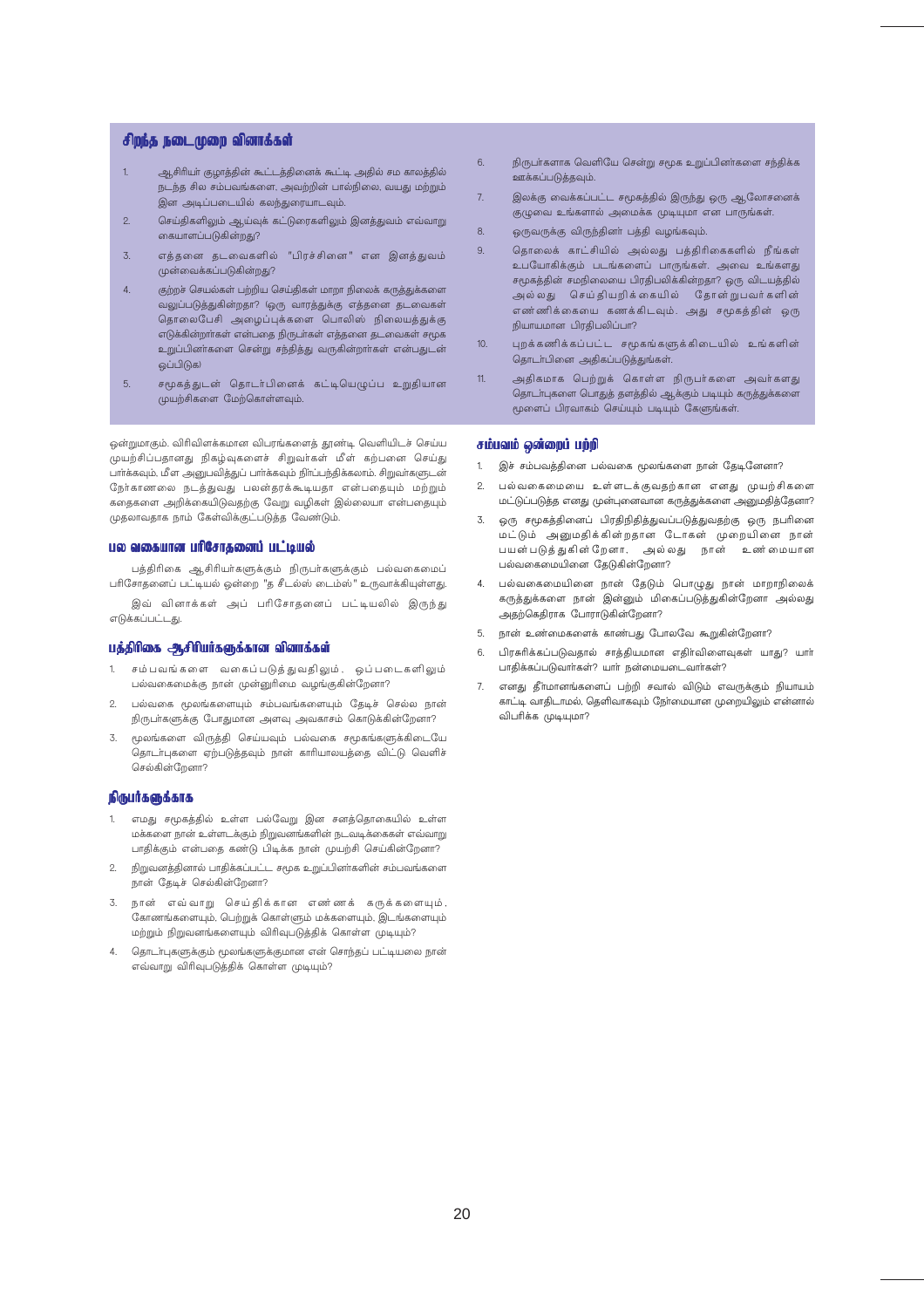## சிறந்த நடைமுறை வினாக்கள்

1. ஆசிரியர் குழாத்தின் கூட்டத்தினைக் கூட்டி அதில் சம காலத்தில் நடந்த சில சம்பவங்களை, அவற்றின் பால்நிலை, வயது மற்றும் இன அடிப்படையில் கலந்துரையாடவும்.
2. செய்திகளிலும் ஆய்வுக் கட்டுரைகளிலும் இனத்துவம் எவ்வாறு கையாளப்படுகின்றது?
3. எத்தனை தடவைகளில் "பிரச்சினை" என இனத்துவம் முன்வைக்கப்படுகின்றது?
4. குற்றச் செயல்கள் பற்றிய செய்திகள் மாறா நிலைக் கருத்துக்களை வலுப்படுத்துகின்றதா? ஒரு வாரத்துக்கு எத்தனை தடவைகள் தொலைபேசி அழைப்புக்களை பொலிஸ் நிலையத்துக்கு எடுக்கின்றார்கள் என்பதை நிருபர்கள் எத்தனை தடவைகள் சமூக உறுப்பினர்களை சென்று சந்தித்து வருகின்றார்கள் என்பதுடன் ஒப்பிடுக)
5. சமூகத்துடன் தொடர்பினைக் கட்டியெழுப்ப உறுதியான முயற்சிகளை மேற்கொள்ளவும்.
6. நிருபர்களாக வெளியே சென்று சமூக உறுப்பினர்களை சந்திக்க ஊக்கப்படுத்தவும்.
7. இலக்கு வைக்கப்பட்ட சமூகத்தில் இருந்து ஒரு ஆலோசனைக் குழுவை உங்களால் அமைக்க முடியுமா என பாருங்கள்.
8. ஒருவருக்கு விருந்தினர் பத்தி வழங்கவும்.
9. தொலைக் காட்சியில் அல்லது பத்திரிகைகளில் நீங்கள் உபயோகிக்கும் படங்களைப் பாருங்கள். அவை உங்களது சமூகத்தின் சமநிலையை பிரதிபலிக்கின்றதா? ஒரு விடயத்தில் அல்லது செய்தியறிக்கையில் தோன்றுபவர்களின் எண்ணிக்கையை கணக்கிடவும். அது சமூகத்தின் ஒரு நியாயமான பிரதிபலிப்பா?
10. புறக்கணிக்கப்பட்ட சமூகங்களுக்கிடையில் உங்களின் தொடர்பினை அதிகப்படுத்துங்கள்.
11. அதிகமாக பெற்றுக் கொள்ள நிருபர்களை அவர்களது தொடர்புகளை பொதுத் தளத்தில் ஆக்கும் படியும் கருத்துக்களை மூளைப் பிரவாகம் செய்யும் படியும் கேளுங்கள்.

ஒன்றுமாகும். விரிவிளக்கமான விபரங்களைத் தூண்டி வெளியிடச் செய்ய முயற்சிப்பதானது நிகழ்வுகளைச் சிறுவர்கள் மீள கற்பனை செய்து பார்க்கவும், மீள அனுபவித்துப் பார்க்கவும் நிர்ப்பந்திக்கலாம். சிறுவர்களுடன் நேர்காணலை நடத்துவது பலன்தரக்கூடியதா என்பதையும் மற்றும் கதைகளை அறிக்கையிடுவதற்கு வேறு வழிகள் இல்லையா என்பதையும் முதலாவதாக நாம் கேள்விக்குட்படுத்த வேண்டும்.

### பல வகையான பரிசோதனைப் பட்டியல்

பத்திரிகை ஆசிரியர்களுக்கும் நிருபர்களுக்கும் பல்வகைமைப் பரிசோதனைப் பட்டியல் ஒன்றை "த சீடல்ஸ் டைம்ஸ்" உருவாக்கியுள்ளது.

இவ் வினாக்கள் அப் பரிசோதனைப் பட்டியலில் இருந்து எடுக்கப்பட்டது.

### பத்திரிகை ஆசிரியர்களுக்கான வினாக்கள்

1. சம்பவங்களை வகைப்படுத்துவதிலும், ஒப்படைகளிலும் பல்வகைமைக்கு நான் முன்னுரிமை வழங்குகின்றேனா?
2. பல்வகை மூலங்களையும் சம்பவங்களையும் தேடிச் செல்ல நான் நிருபர்களுக்கு போதுமான அளவு அவகாசம் கொடுக்கின்றேனா?
3. மூலங்களை விருத்தி செய்யவும் பல்வகை சமூகங்களுக்கிடையே தொடர்புகளை ஏற்படுத்தவும் நான் காரியாலயத்தை விட்டு வெளிச் செல்கின்றேனா?

### நிருபர்களுக்காக

1. எமது சமூகத்தில் உள்ள பல்வேறு இன சனத்தொகையில் உள்ள மக்களை நான் உள்ளடக்கும் நிறுவனங்களின் நடவடிக்கைகள் எவ்வாறு பாதிக்கும் என்பதை கண்டு பிடிக்க நான் முயற்சி செய்கின்றேனா?
2. நிறுவனத்தினால் பாதிக்கப்பட்ட சமூக உறுப்பினர்களின் சம்பவங்களை நான் தேடிச் செல்கின்றேனா?
3. நான் எவ்வாறு செய்திக்கான எண்ணக் கருக்களையும், கோணங்களையும், பெற்றுக் கொள்ளும் மக்களையும், இடங்களையும் மற்றும் நிறுவனங்களையும் விரிவுபடுத்திக் கொள்ள முடியும்?
4. தொடர்புகளுக்கும் மூலங்களுக்குமான என் சொந்தப் பட்டியலை நான் எவ்வாறு விரிவுபடுத்திக் கொள்ள முடியும்?

### சம்பவம் ஒன்றைப் பற்றி

1. இச் சம்பவத்தினை பல்வகை மூலங்களை நான் தேடினேனா?
2. பல்வகைமையை உள்ளடக்குவதற்கான எனது முயற்சிகளை மட்டுப்படுத்த எனது முன்புனைவான கருத்துக்களை அனுமதித்தேனா?
3. ஒரு சமூகத்தினைப் பிரதிநிதித்துவப்படுத்துவதற்கு ஒரு நபரினை மட்டும் அனுமதிக்கின்றதான டோகன் முறையினை நான் பயன்படுத்துகின்றேனா, அல்லது நான் உண்மையான பல்வகைமையினை தேடுகின்றேனா?
4. பல்வகைமையினை நான் தேடும் பொழுது நான் மாறாநிலைக் கருத்துக்களை நான் இன்னும் மிகைப்படுத்துகின்றேனா அல்லது அதற்கெதிராக போராடுகின்றேனா?
5. நான் உண்மைகளைக் காண்பது போலவே கூறுகின்றேனா?
6. பிரசுரிக்கப்படுவதால் சாத்தியமான எதிர்விளைவுகள் யாது? யார் பாதிக்கப்படுவார்கள்? யார் நன்மையடைவார்கள்?
7. எனது தீர்மானங்களைப் பற்றி சவால் விடும் எவருக்கும் நியாயம் காட்டி வாதிடாமல், தெளிவாகவும் நேர்மையான முறையிலும் என்னால் விபரிக்க முடியுமா?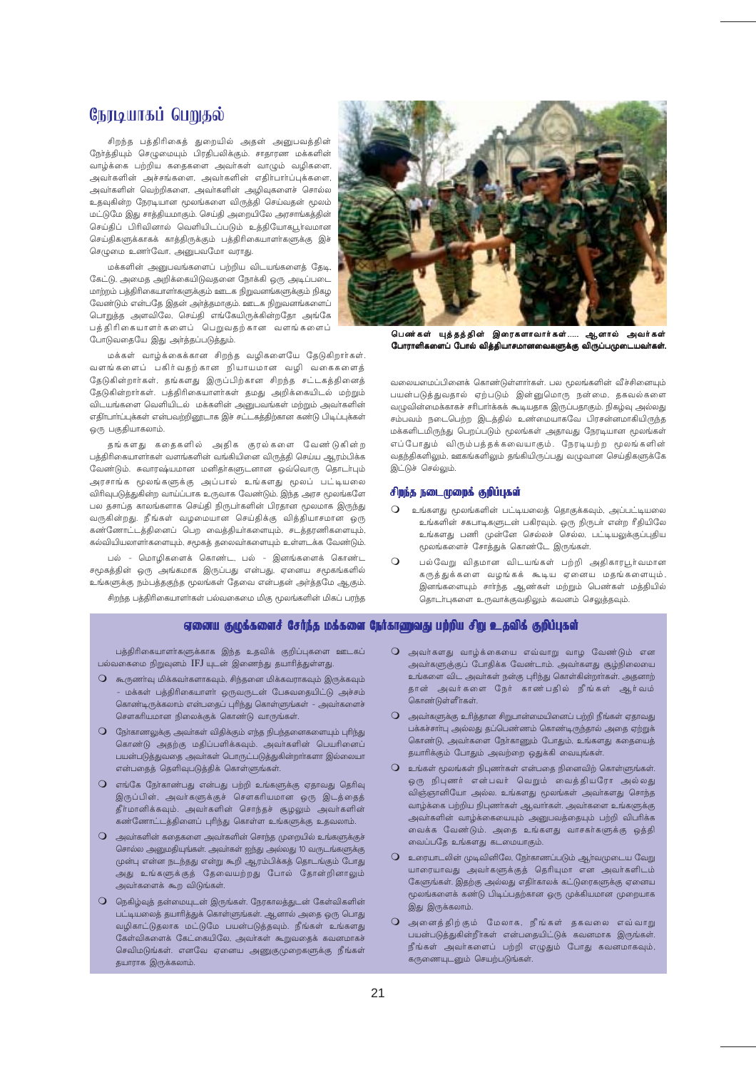# நேரடியாகப் பெறுதல்

சிறந்த பத்திரிகைத் துறையில் அதன் அனுபவத்தின் நேர்த்தியும் செழுமையும் பிரதிபலிக்கும். சாதாரண மக்களின் வாழ்க்கை பற்றிய கதைகளை அவர்கள் வாழும் வழிகளை, அவர்களின் அச்சங்களை, அவர்களின் எதிர்பார்ப்புக்களை, அவர்களின் வெற்றிகளை, அவர்களின் அழிவுகளைச் சொல்ல உதவுகின்ற நேரடியான மூலங்களை விருத்தி செய்வதன் மூலம் மட்டுமே இது சாத்தியமாகும். செய்தி அறையிலே அரசாங்கத்தின் செய்திப் பிரிவினால் வெளியிடப்படும் உத்தியோகபூர்வமான செய்திகளுக்காகக் காத்திருக்கும் பத்திரிகையாளர்களுக்கு இச் செழுமை உணர்வோ, அனுபவமோ வராது.

மக்களின் அனுபவங்களைப் பற்றிய விடயங்களைத் தேடி, கேட்டு, அமைத அறிக்கையிடுவதனை நோக்கி ஒரு அடிப்படை மாற்றம் பத்திரிகையாளர்களுக்கும் ஊடக நிறுவனங்களுக்கும் நிகழ வேண்டும் என்பதே இதன் அர்த்தமாகும். ஊடக நிறுவனங்களைப் பொறுத்த அளவிலே, செய்தி எங்கேயிருக்கின்றதோ அங்கே பத்திரிகையாளர்களைப் பெறுவதற்கான வளங்களைப் போடுவதையே இது அர்த்தப்படுத்தும்.

மக்கள் வாழ்க்கைக்கான சிறந்த வழிகளையே தேடுகிறார்கள். வளங்களைப் பகிர்வதற்கான நியாயமான வழி வகைகளைத் தேடுகின்றார்கள், தங்களது இருப்பிற்கான சிறந்த சட்டகத்தினைத் தேடுகின்றார்கள். பத்திரிகையாளர்கள் தமது அறிக்கையிடல் மற்றும் விடயங்களை வெளியிடல் மக்களின் அனுபவங்கள் மற்றும் அவர்களின் எதிர்பார்ப்புக்கள் என்பவற்றினூடாக இச் சட்டகத்திற்கான கண்டு பிடிப்புக்கள் ஒரு பகுதியாகலாம்.

தங்களது கதைகளில் அதிக குரல்களை வேண்டுகின்ற பத்திரிகையாளர்கள் வளங்களின் வங்கியினை விருத்தி செய்ய ஆரம்பிக்க வேண்டும். சுவாரஷ்யமான மனிதர்களுடனான ஒவ்வொரு தொடர்பும் அரசாங்க மூலங்களுக்கு அப்பால் உங்களது மூலப் பட்டியலை விரிவுபடுத்துகின்ற வாய்ப்பாக உருவாக வேண்டும். இந்த அரச மூலங்களே பல தசாப்த காலங்களாக செய்தி நிருபர்களின் பிரதான மூலமாக இருந்து வருகின்றது. நீங்கள் வழமையான செய்திக்கு வித்தியாசமான ஒரு கண்ணோட்டத்தினைப் பெற வைத்தியர்களையும், சுசுத்தரணிகளையும், கல்வியியலாளர்களையும், சமூகத் தலைவர்களையும் உள்ளடக்க வேண்டும்.

பல் - மொழிகளைக் கொண்ட, பல் - இனங்களைக் கொண்ட சமூகத்தின் ஒரு அங்கமாக இருப்பது என்பது, ஏனைய சமூகங்களில் உங்களுக்கு நம்பத்தகுந்த மூலங்கள் தேவை என்பதன் அர்த்தமே ஆகும்.

சிறந்த பத்திரிகையாளர்கள் பல்வகைமை மிகு மூலங்களின் மிகப் பரந்த வலையமைப்பினைக் கொண்டுள்ளார்கள். பல மூலங்களின் வீச்சினையும் பயன்படுத்துவதால் ஏற்படும் இன்னுமொரு நன்மை, தகவல்களை வழுவின்மைக்காகச் சரிபார்க்கக் கூடியதாக இருப்பதாகும். நிகழ்வு அல்லது சம்பவம் நடைபெற்ற இடத்தில் உண்மையாகவே பிரசன்னமாகியிருந்த மக்களிடமிருந்து பெறப்படும் மூலங்கள் அதாவது நேரடியான மூலங்கள் எப்போதும் விரும்பத்தக்கவையாகும். நேரடியற்ற மூலங்களின் வதந்திகளிலும், ஊகங்களிலும் தங்கியிருப்பது வழுவான செய்திகளுக்கே இட்டுச் செல்லும்.

பெண்கள் யுத்தத்தின் இரைகளாவார்கள்..... ஆனால் அவர்கள் போராளிகளைப் போல் வித்தியாசமானவைகளுக்கு விருப்பமுடையவர்கள்.

### சிறந்த நடைமுறைக் குறிப்புகள்

- உங்களது மூலங்களின் பட்டியலைத் தொகுக்கவும், அப்பட்டியலை உங்களின் சகபாடிகளுடன் பகிரவும். ஒரு நிருபர் என்ற ரீதியிலே உங்களது பணி முன்னே செல்லச் செல்ல, பட்டியலுக்குப்புதிய மூலங்களைச் சேர்த்துக் கொண்டே இருங்கள்.
- பல்வேறு விதமான விடயங்கள் பற்றி அதிகாரபூர்வமான கருத்துக்களை வழங்கக் கூடிய ஏனைய மதங்களையும், இனங்களையும் சார்ந்த ஆண்கள் மற்றும் பெண்கள் மத்தியில் தொடர்புகளை உருவாக்குவதிலும் கவனம் செலுத்தவும்.

## ஏனைய குழுக்களைச் சேர்ந்த மக்களை நேர்காணுவது பற்றிய சிறு உதவிக் குறிப்புகள்

பத்திரிகையாளர்களுக்காக இந்த உதவிக் குறிப்புகளை ஊடகப் பல்வகைமை நிறுவனம் IFJ டன் இணைந்து தயாரித்துள்ளது.

- கூருணர்வு மிக்கவர்களாகவும், சிந்தனை மிக்கவராகவும் இருக்கவும் - மக்கள் பத்திரிகையாளர் ஒருவருடன் பேசுவதையிட்டு அச்சம் கொண்டிருக்கலாம் என்பதைப் புரிந்து கொள்ளுங்கள் - அவர்களைச் சௌகரியமான நிலைக்குக் கொண்டு வாருங்கள்.
- நேர்காணலுக்கு அவர்கள் விதிக்கும் எந்த நிபந்தனைகளையும் புரிந்து கொண்டு அதற்கு மதிப்பளிக்கவும். அவர்களின் பெயரினைப் பயன்படுத்துவதை அவர்கள் பொருட்படுத்துகின்றார்களா இல்லையா என்பதைத் தெளிவுபடுத்திக் கொள்ளுங்கள்.
- எங்கே நேர்காண்பது என்பது பற்றி உங்களுக்கு ஏதாவது தெரிவு இருப்பின், அவர்களுக்குச் சௌகரியமான ஒரு இடத்தைத் தீர்மானிக்கவும், அவர்களின் சொந்தச் சூழலும் அவர்களின் கண்ணோட்டத்தினைப் புரிந்து கொள்ள உங்களுக்கு உதவலாம்.
- அவர்களின் கதைகளை அவர்களின் சொந்த முறையில் உங்களுக்குச் சொல்ல அனுமதியுங்கள். அவர்கள் ஐந்து அல்லது 10 வருடங்களுக்கு முன்பு என்ன நடந்தது என்று கூறி ஆரம்பிக்கத் தொடங்கும் போது அது உங்களுக்குத் தேவையற்றது போல் தோன்றினாலும் அவர்களைக் கூற விடுங்கள்.
- நெகிழ்வுத் தன்மையுடன் இருங்கள். நேரகாலத்துடன் கேள்விகளின் பட்டியலைத் தயாரித்துக் கொள்ளுங்கள். ஆனால் அதை ஒரு பொது வழிகாட்டுதலாக மட்டுமே பயன்படுத்தவும். நீங்கள் உங்களது கேள்விகளைக் கேட்கையிலே, அவர்கள் கூறுவதைக் கவனமாகச் செவிமடுங்கள். எனவே ஏனைய அணுகுமுறைகளுக்கு நீங்கள் தயாராக இருக்கலாம்.
- அவர்களது வாழ்க்கையை எவ்வாறு வாழ வேண்டும் என அவர்களுக்குப் போதிக்க வேண்டாம். அவர்களது சூழ்நிலையை உங்களை விட அவர்கள் நன்கு புரிந்து கொள்கின்றார்கள். அதனாற் தான் அவர்களை நேர் காண்பதில் நீங்கள் ஆர்வம் கொண்டுள்ளீர்கள்.
- அவர்களுக்கு உரித்தான சிறுபான்மையினைப் பற்றி நீங்கள் ஏதாவது பக்கச்சார்பு அல்லது தப்பெண்ணம் கொண்டிருந்தால் அதை ஏற்றுக் கொண்டு, அவர்களை நேர்காணும் போதும், உங்களது கதையைத் தயாரிக்கும் போதும் அவற்றை ஒதுக்கி வையுங்கள்.
- உங்கள் மூலங்கள் நிபுணர்கள் என்பதை நினைவிற் கொள்ளுங்கள். ஒரு நிபுணர் என்பவர் வெறும் வைத்தியரோ அல்லது விஞ்ஞானியோ அல்ல. உங்களது மூலங்கள் அவர்களது சொந்த வாழ்க்கை பற்றிய நிபுணர்கள் ஆவார்கள். அவர்களை உங்களுக்கு அவர்களின் வாழ்க்கையையும் அனுபவத்தையும் பற்றி விபரிக்க வைக்க வேண்டும். அதை உங்களது வாசகர்களுக்கு ஒத்தி வைப்பதே உங்களது கடமையாகும்.
- உரையாடலின் முடிவினிலே, நேர்காணப்படும் ஆர்வமுடைய வேறு யாரையாவது அவர்களுக்குத் தெரியுமா என அவர்களிடம் கேளுங்கள். இதற்கு அல்லது எதிர்காலக் கட்டுரைகளுக்கு ஏனைய மூலங்களைக் கண்டு பிடிப்பதற்கான ஒரு முக்கியமான முறையாக இது இருக்கலாம்.
- அனைத்திற்கும் மேலாக, நீங்கள் தகவலை எவ்வாறு பயன்படுத்துகின்றீர்கள் என்பதையிட்டுக் கவனமாக இருங்கள். நீங்கள் அவர்களைப் பற்றி எழுதும் போது கவனமாகவும், கருணையுடனும் செயற்படுங்கள்.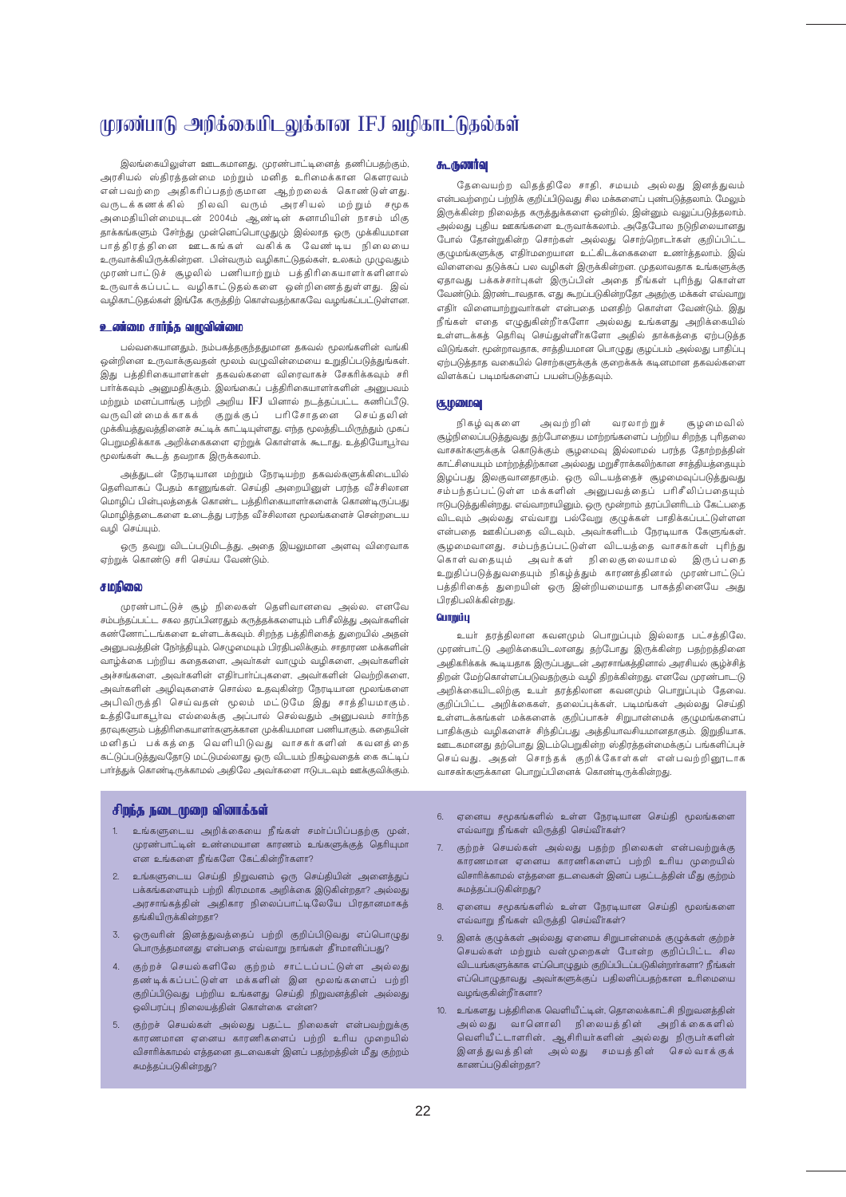# முரண்பாடு அறிக்கையிடலுக்கான IFJ வழிகாட்டுதல்கள்

இலங்கையிலுள்ள ஊடகமானது, முரண்பாட்டினைத் தணிப்பதற்கும், அரசியல் ஸ்திரத்தன்மை மற்றும் மனித உரிமைக்கான கௌரவம் என்பவற்றை அதிகரிப்பதற்குமான ஆற்றலைக் கொண்டுள்ளது. வருடக்கணக்கில் நிலவி வரும் அரசியல் மற்றும் சமூக அமைதியின்மையுடன் 2004ம் ஆண்டின் சுனாமியின் நாசம் மிகு தாக்கங்களும் சேர்ந்து முன்னெப்பொழுதும் இல்லாத ஒரு முக்கியமான பாத்திரத்தினை ஊடகங்கள் வகிக்க வேண்டிய நிலையை உருவாக்கியிருக்கின்றன. பின்வரும் வழிகாட்டுதல்கள், உலகம் முழுவதும் முரண்பாட்டுச் சூழலில் பணியாற்றும் பத்திரிகையாளர்களினால் உருவாக்கப்பட்ட வழிகாட்டுதல்களை ஒன்றிணைத்துள்ளது. இவ் வழிகாட்டுதல்கள் இங்கே கருத்திற் கொள்வதற்காகவே வழங்கப்பட்டுள்ளன.

## உண்மை சார்ந்த வழுவின்மை

பல்வகையானதும், நம்பகத்தகுந்ததுமான தகவல் மூலங்களின் வங்கி ஒன்றினை உருவாக்குவதன் மூலம் வழுவின்மையை உறுதிப்படுத்துங்கள். இது பத்திரிகையாளர்கள் தகவல்களை விரைவாகச் சேகரிக்கவும் சரி பார்க்கவும் அனுமதிக்கும். இலங்கைப் பத்திரிகையாளர்களின் அனுபவம் மற்றும் மனப்பாங்கு பற்றி அறிய IFJ யினால் நடத்தப்பட்ட கணிப்பீடு, வருவின்மைக்காகக் குறுக்குப் பரிசோதனை செய்தலின் முக்கியத்துவத்தினைச் சுட்டிக் காட்டியுள்ளது. எந்த மூலத்திடமிருந்தும் முகப் பெறுமதிக்காக அறிக்கைகளை ஏற்றுக் கொள்ளக் கூடாது. உத்தியோகபூர்வ மூலங்கள் கூடத் தவறாக இருக்கலாம்.

அத்துடன் நேரடியான மற்றும் நேரடியற்ற தகவல்களுக்கிடையில் தெளிவாகப் பேதம் காணுங்கள். செய்தி அறையினுள் பரந்த வீச்சிலான மொழிப் பின்புலத்தைக் கொண்ட பத்திரிகையாளர்களைக் கொண்டிருப்பது மொழித்தடைகளை உடைத்து பரந்த வீச்சிலான மூலங்களைச் சென்றடைய வழி செய்யும்.

ஒரு தவறு விடப்படுமிடத்து, அதை இயலுமான அளவு விரைவாக ஏற்றுக் கொண்டு சரி செய்ய வேண்டும்.

## சமநிலை

முரண்பாட்டுச் சூழ் நிலைகள் தெளிவானவை அல்ல. எனவே சம்பந்தப்பட்ட சகல தரப்பினரதும் கருத்துக்களையும் பரிசீலித்து அவர்களின் கண்ணோட்டங்களை உள்ளடக்கவும். சிறந்த பத்திரிகைத் துறையில் அதன் அனுபவத்தின் நேர்த்தியும், செழுமையும் பிரதிபலிக்கும். சாதாரண மக்களின் வாழ்க்கை பற்றிய கதைகளை, அவர்கள் வாழும் வழிகளை, அவர்களின் அச்சங்களை, அவர்களின் எதிர்பார்ப்புகளை, அவர்களின் வெற்றிகளை, அவர்களின் அழிவுகளைச் சொல்ல உதவுகின்ற நேரடியான மூலங்களை அபிவிருத்தி செய்வதன் மூலம் மட்டுமே இது சாத்தியமாகும். உத்தியோகபூர்வ எல்லைக்கு அப்பால் செல்வதும் அனுபவம் சார்ந்த தரவுகளும் பத்திரிகையாளர்களுக்கான முக்கியமான பணியாகும். கதையின் மனிதப் பக்கத்தை வெளியிடுவது வாசகர்களின் கவனத்தை கட்டுப்படுத்துவதோடு மட்டுமல்லாது ஒரு விடயம் நிகழ்வதைக் கை கட்டிப் பார்த்துக் கொண்டிருக்காமல் அதிலே அவர்களை ஈடுபடவும் ஊக்குவிக்கும்.

## கூருணர்வு

தேவையற்ற விதத்திலே சாதி, சமயம் அல்லது இனத்துவம் என்பவற்றைப் பற்றிக் குறிப்பிடுவது சில மக்களைப் புண்படுத்தலாம். மேலும் இருக்கின்ற நிலைத்த கருத்துக்களை ஒன்றில், இன்னும் வலுப்படுத்தலாம். அல்லது புதிய ஊகங்களை உருவாக்கலாம். அதேபோல நடுநிலையானது போல் தோன்றுகின்ற சொற்கள் அல்லது சொற்றொடர்கள் குறிப்பிட்ட குழுமங்களுக்கு எதிர்மறையான உட்கிடக்கைகளை உணர்த்தலாம். இவ் விளைவை தடுக்கப் பல வழிகள் இருக்கின்றன. முதலாவதாக உங்களுக்கு ஏதாவது பக்கச்சார்புகள் இருப்பின் அதை நீங்கள் புரிந்து கொள்ள வேண்டும். இரண்டாவதாக, எது கூறப்படுகின்றதோ அதற்கு மக்கள் எவ்வாறு எதிர் வினையாற்றுவார்கள் என்பதை மனதிற் கொள்ள வேண்டும். இது நீங்கள் எதை எழுதுகின்றீர்களோ அல்லது உங்களது அறிக்கையில் உள்ளடக்கத் தெரிவு செய்துள்ளீர்களோ அதில் தாக்கத்தை ஏற்படுத்த விடுங்கள். மூன்றாவதாக, சாத்தியமான பொழுது குழப்பம் அல்லது பாதிப்பு ஏற்படுத்தத் வகையில் சொற்களுக்குக் குறைக்கக் கடினமான தகவல்களை விளக்கப் படிமங்களைப் பயன்படுத்தவும்.

## சூழமைவு

நிகழ்வுகளை அவற்றின் வரலாற்றுச் சூழமைவில் சூழ்நிலைப்படுத்துவது தற்போதைய மாற்றங்களைப் பற்றிய சிறந்த புரிதலை வாசகர்களுக்குக் கொடுக்கும் சூழமைவு இல்லாமல் பரந்த தோற்றத்தின் காட்சியையும் மாற்றத்திற்கான அல்லது மறுசீராக்கலிற்கான சாத்தியத்தையும் இழப்பது இலகுவானதாகும். ஒரு விடயத்தைச் சூழமைவுப்படுத்துவது சம்பந்தப்பட்டுள்ள மக்களின் அனுபவத்தைப் பரிசீலிப்பதையும் ஈடுபடுத்துகின்றது. எவ்வாறாயினும், ஒரு மூன்றாம் தரப்பினரிடம் கேட்பதை விடவும் அல்லது எவ்வாறு பல்வேறு குழுக்கள் பாதிக்கப்பட்டுள்ளன என்பதை ஊகிப்பதை விடவும், அவர்களிடம் நேரடியாக கேளுங்கள். சூழமைவானது, சம்பந்தப்பட்டுள்ள விடயத்தை வாசகர்கள் புரிந்து கொள்வதையும் அவர்கள் நிலைகுலையாமல் இருப்பதை உறுதிப்படுத்துவதையும் நிகழ்த்தும் காரணத்தினால் முரண்பாட்டுப் பத்திரிகைத் துறையின் ஒரு இன்றியமையாத பாகத்தினையே அது பிரதிபலிக்கின்றது.

### பொறுப்பு

உயர் தரத்திலான கவனமும் பொறுப்பும் இல்லாத பட்சத்திலே, முரண்பாட்டு அறிக்கையிடலானது தற்போது இருக்கின்ற பதற்றத்தினை அதிகரிக்கக் கூடியதாக இருப்பதுடன் அரசாங்கத்தினால் அரசியல் சூழ்ச்சித் திறன் மேற்கொள்ளப்படுவதற்கும் வழி திறக்கின்றது. எனவே முரண்பாட்டு அறிக்கையிடலிற்கு உயர் தரத்திலான கவனமும் பொறுப்பும் தேவை. குறிப்பிட்ட அறிக்கைகள், தலைப்புக்கள், படிமங்கள் அல்லது செய்தி உள்ளடக்கங்கள் மக்களைக் குறிப்பாகச் சிறுபான்மைக் குழுமங்களைப் பாதிக்கும் வழிகளைச் சிந்திப்பது அத்தியாவசியமானதாகும். இறுதியாக, ஊடகமானது தற்பொது இடம்பெறுகின்ற ஸ்திரத்தன்மைக்குப் பங்களிப்புச் செய்வது, அதன் சொந்தக் குறிக்கோள்கள் என்பவற்றினூடாக வாசகர்களுக்கான பொறுப்பினைக் கொண்டிருக்கின்றது.

## சிறந்த நடைமுறை வினாக்கள்

1. உங்களுடைய அறிக்கையை நீங்கள் சமர்ப்பிப்பதற்கு முன், முரண்பாட்டின் உண்மையான காரணம் உங்களுக்குத் தெரியுமா என உங்களை நீங்களே கேட்கின்றீர்களா?
2. உங்களுடைய செய்தி நிறுவனம் ஒரு செய்தியின் அனைத்துப் பக்கங்களையும் பற்றி கிரமமாக அறிக்கை இடுகின்றதா? அல்லது அரசாங்கத்தின் அதிகார நிலைப்பாட்டிலேயே பிரதானமாகத் தங்கியிருக்கின்றதா?
3. ஒருவரின் இனத்துவத்தைப் பற்றி குறிப்பிடுவது எப்பொழுது பொருத்தமானது என்பதை எவ்வாறு நாங்கள் தீர்மானிப்பது?
4. குற்றச் செயல்களிலே குற்றம் சாட்டப்பட்டுள்ள அல்லது தண்டிக்கப்பட்டுள்ள மக்களின் இன மூலங்களைப் பற்றி குறிப்பிடுவது பற்றிய உங்களது செய்தி நிறுவனத்தின் அல்லது ஒலிபரப்பு நிலையத்தின் கொள்கை என்ன?
5. குற்றச் செயல்கள் அல்லது பதட்ட நிலைகள் என்பவற்றுக்கு காரணமான ஏனைய காரணிகளைப் பற்றி உரிய முறையில் விசாரிக்காமல் எத்தனை தடவைகள் இனப் பதற்றத்தின் மீது குற்றம் சுமத்தப்படுகின்றது?
6. ஏனைய சமூகங்களில் உள்ள நேரடியான செய்தி மூலங்களை எவ்வாறு நீங்கள் விருத்தி செய்வீர்கள்?
7. குற்றச் செயல்கள் அல்லது பதற்ற நிலைகள் என்பவற்றுக்கு காரணமான ஏனைய காரணிகளைப் பற்றி உரிய முறையில் விசாரிக்காமல் எத்தனை தடவைகள் இனப் பதட்டத்தின் மீது குற்றம் சுமத்தப்படுகின்றது?
8. ஏனைய சமூகங்களில் உள்ள நேரடியான செய்தி மூலங்களை எவ்வாறு நீங்கள் விருத்தி செய்வீர்கள்?
9. இனக் குழுக்கள் அல்லது ஏனைய சிறுபான்மைக் குழுக்கள் குற்றச் செயல்கள் மற்றும் வன்முறைகள் போன்ற குறிப்பிட்ட சில விடயங்களுக்காக எப்பொழுதும் குறிப்பிடப்படுகின்றார்களா? நீங்கள் எப்பொழுதாவது அவர்களுக்குப் பதிலளிப்பதற்கான உரிமையை வழங்குகின்றீர்களா?
10. உங்களது பத்திரிகை வெளியீட்டின், தொலைக்காட்சி நிறுவனத்தின் அல்லது வானொலி நிலையத்தின் அறிக்கைகளில் வெளியீட்டாளரின், ஆசிரியர்களின் அல்லது நிருபர்களின் இனத்துவத்தின் அல்லது சமயத்தின் செல்வாக்குக் காணப்படுகின்றதா?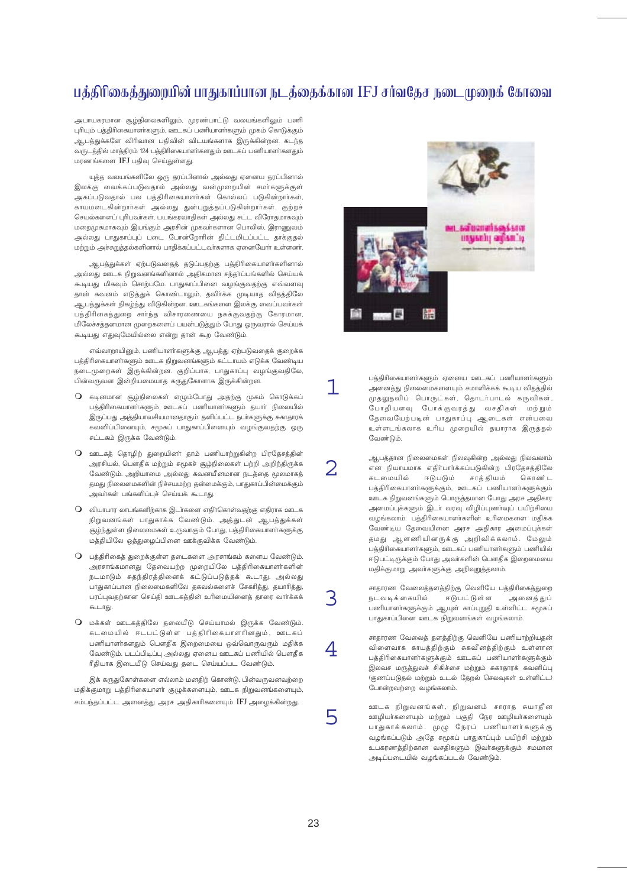# பத்திரிகைத்துறையின் பாதுகாப்பான நடத்தைக்கான IFJ சர்வதேச நடைமுறைக் கோவை

அபாயகரமான சூழ்நிலைகளிலும், முரண்பாட்டு வலயங்களிலும் பணி புரியும் பத்திரிகையாளர்களும், ஊடகப் பணியாளர்களும் முகம் கொடுக்கும் ஆபத்துக்களே விரிவான பதிவின் விடயங்களாக இருக்கின்றன. கடந்த வருடத்தில் மாத்திரம் 124 பத்திரிகையாளர்களதும் ஊடகப் பணியாளர்களதும் மரணங்களை IFJ பதிவு செய்துள்ளது.

யுத்த வலயங்களிலே ஒரு தரப்பினால் அல்லது ஏனைய தரப்பினால் இலக்கு வைக்கப்படுவதால் அல்லது வன்முறையின் சமர்களுக்குள் அகப்படுவதால் பல பத்திரிகையாளர்கள் கொல்லப் படுகின்றார்கள், காயமடைகின்றார்கள் அல்லது துன்புறுத்தப்படுகின்றார்கள். குற்றச் செயல்களைப் புரிபவர்கள், பயங்கரவாதிகள் அல்லது சட்ட விரோதமாகவும் மறைமுகமாகவும் இயங்கும் அரசின் முகவர்களான பொலிஸ், இராணுவம் அல்லது பாதுகாப்புப் படை போன்றோரின் திட்டமிடப்பட்ட தாக்குதல் மற்றும் அச்சுறுத்தல்களினால் பாதிக்கப்பட்டவர்களாக ஏனையோர் உள்ளனர்.

ஆபத்துக்கள் ஏற்படுவதைத் தடுப்பதற்கு பத்திரிகையாளர்களினால் அல்லது ஊடக நிறுவனங்களினால் அதிகமான சந்தர்ப்பங்களில் செய்யக் கூடியது மிகவும் சொற்பமே. பாதுகாப்பினை வழங்குவதற்கு எவ்வளவு தான் கவனம் எடுத்துக் கொண்டாலும், தவிர்க்க முடியாத விதத்திலே ஆபத்துக்கள் நிகழ்ந்து விடுகின்றன. ஊடகங்களை இலக்கு வைப்பவர்கள் பத்திரிகைத்துறை சார்ந்த விசாரணையை நசுக்குவதற்கு கோரமான, மிலேச்சத்தனமான முறைகளைப் பயன்படுத்தும் போது ஒருவரால் செய்யக் கூடியது எதுவுமேயில்லை என்று தான் கூற வேண்டும்.

எவ்வாறாயினும், பணியாளர்களுக்கு ஆபத்து ஏற்படுவதைக் குறைக்க பத்திரிகையாளர்களும் ஊடக நிறுவனங்களும் கட்டாயம் எடுக்க வேண்டிய நடைமுறைகள் இருக்கின்றன. குறிப்பாக, பாதுகாப்பு வழங்குவதிலே, பின்வருவன இன்றியமையாத கருதுகோளாக இருக்கின்றன.

- கடினமான சூழ்நிலைகள் எழும்போது அதற்கு முகம் கொடுக்கப் பத்திரிகையாளர்களும் ஊடகப் பணியாளர்களும் தயார் நிலையில் இருப்பது அத்தியாவசியமானதாகும். தனிப்பட்ட நபர்களுக்கு சுகாதாரக் கவனிப்பினையும், சமூகப் பாதுகாப்பினையும் வழங்குவதற்கு ஒரு சட்டகம் இருக்க வேண்டும்.
- ஊடகத் தொழிற் துறையினர் தாம் பணியாற்றுகின்ற பிரதேசத்தின் அரசியல், பௌதீக மற்றும் சமூகச் சூழ்நிலைகள் பற்றி அறிந்திருக்க வேண்டும். அறியாமை அல்லது கவனயீனமான நடத்தை மூலமாகத் தமது நிலைமைகளின் நிச்சயமற்ற தன்மைக்கும், பாதுகாப்பின்மைக்கும் அவர்கள் பங்களிப்புச் செய்யக் கூடாது.
- வியாபார லாபங்களிற்காக இடர்களை எதிர்கொள்வதற்கு எதிராக ஊடக நிறுவனங்கள் பாதுகாக்க வேண்டும். அத்துடன் ஆபத்துக்கள் சூழ்ந்துள்ள நிலைமைகள் உருவாகும் போது, பத்திரிகையாளர்களுக்கு மத்தியிலே ஒத்துழைப்பினை ஊக்குவிக்க வேண்டும்.
- பத்திரிகைத் துறைக்குள்ள தடைகளை அரசாங்கம் களைய வேண்டும். அரசாங்கமானது தேவையற்ற முறையிலே பத்திரிகையாளர்களின் நடமாடும் சுதந்திரத்தினைக் கட்டுப்படுத்தக் கூடாது. அல்லது பாதுகாப்பான நிலைமைகளிலே தகவல்களைச் சேகரித்து, தயாரித்து, பரப்புவதற்கான செய்தி ஊடகத்தின் உரிமையினைத் தாரை வார்க்கக் கூடாது.
- மக்கள் ஊடகத்திலே தலையீடு செய்யாமல் இருக்க வேண்டும். கடமையில் ஈடுபட்டுள்ள பத்திரிகையாளரினதும், ஊடகப் பணியாளர்களதும் பௌதீக இறைமையை ஒவ்வொருவரும் மதிக்க வேண்டும். படப்பிடிப்பு அல்லது ஏனைய ஊடகப் பணியில் பௌதீக ரீதியாக இடையீடு செய்வது தடை செய்யப்பட வேண்டும்.

இக் கருதுகோள்களை எல்லாம் மனதிற் கொண்டு, பின்வருவனவற்றை மதிக்குமாறு பத்திரிகையாளர் குழுக்களையும், ஊடக நிறுவனங்களையும், சம்பந்தப்பட்ட அனைத்து அரச அதிகாரிகளையும் IFJ அழைக்கின்றது.

1. பத்திரிகையாளர்களும் ஏனைய ஊடகப் பணியாளர்களும் அனைத்து நிலைமைகளையும் சமாளிக்கக் கூடிய விதத்தில் முதலுதவிப் பொருட்கள், தொடர்பாடல் கருவிகள், போதியளவு போக்குவரத்து வசதிகள் மற்றும் தேவையேற்படின் பாதுகாப்பு ஆடைகள் என்பவை உள்ளடங்கலாக உரிய முறையில் தயாராக இருத்தல் வேண்டும்.

2. ஆபத்தான நிலைமைகள் நிலவுகின்ற அல்லது நிலவலாம் என நியாயமாக எதிர்பார்க்கப்படுகின்ற பிரதேசத்திலே கடமையில் ஈடுபடும் சாத்தியம் கொண்ட பத்திரிகையாளர்களுக்கும், ஊடகப் பணியாளர்களுக்கும் ஊடக நிறுவனங்களும் பொருத்தமான போது அரச அதிகார அமைப்புக்களும் இடர் வரவு விழிப்புணர்வுப் பயிற்சியை வழங்கலாம். பத்திரிகையாளர்களின் உரிமைகளை மதிக்க வேண்டிய தேவையினை அரச அதிகார அமைப்புக்கள் தமது ஆளணியினருக்கு அறிவிக்கலாம். மேலும் பத்திரிகையாளர்களும், ஊடகப் பணியாளர்களும் பணியில் ஈடுபட்டிருக்கும் போது அவர்களின் பௌதீக இறைமையை மதிக்குமாறு அவர்களுக்கு அறிவுறுத்தலாம்.

3. சாதாரண வேலைத்தளத்திற்கு வெளியே பத்திரிகைத்துறை நடவடிக்கையில் ஈடுபட்டுள்ள அனைத்துப் பணியாளர்களுக்கும் ஆயுள் காப்புறுதி உள்ளிட்ட சமூகப் பாதுகாப்பினை ஊடக நிறுவனங்கள் வழங்கலாம்.

4. சாதாரண வேலைத் தளத்திற்கு வெளியே பணியாற்றியதன் விளைவாக காயத்திற்கும் சுகவீனத்திற்கும் உள்ளான பத்திரிகையாளர்களுக்கும் ஊடகப் பணியாளர்களுக்கும் இலவச மருத்துவச் சிகிச்சை மற்றும் சுகாதாரக் கவனிப்பு (குணப்படுதல் மற்றும் உடல் தேறல் செலவுகள் உள்ளிட்ட) போன்றவற்றை வழங்கலாம்.

5. ஊடக நிறுவனங்கள், நிறுவனம் சாராத சுயாதீன ஊழியர்களையும் மற்றும் பகுதி நேர ஊழியர்களையும் பாதுகாக்கலாம். முழு நேரப் பணியாளர்களுக்கு வழங்கப்படும் அதே சமூகப் பாதுகாப்பும் பயிற்சி மற்றும் உபகரணத்திற்கான வசதிகளும் இவர்களுக்கும் சமமான அடிப்படையில் வழங்கப்படல் வேண்டும்.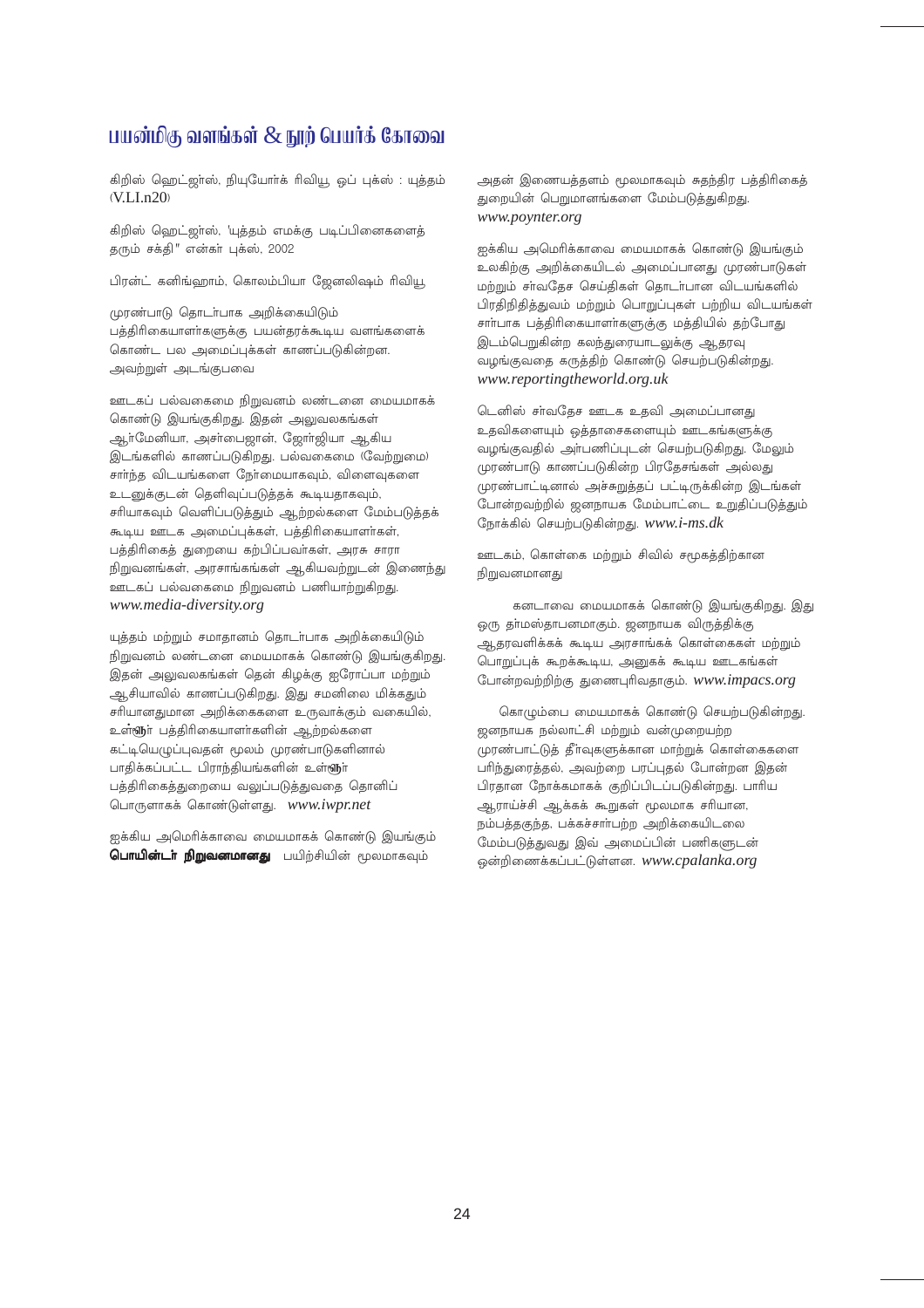# பயன்மிகு வளங்கள் & நூற் பெயர்க் கோவை

கிறிஸ் ஹெட்ஜர்ஸ், நியுயோர்க் ரிவியூ ஒப் புக்ஸ் : யுத்தம் (V.LI.n20)

கிறிஸ் ஹெட்ஜர்ஸ், 'யுத்தம் எமக்கு படிப்பினைகளைத் தரும் சக்தி" என்கர் புக்ஸ், 2002

பிரன்ட் கனிங்ஹாம், கொலம்பியா ஜேனலிஷம் ரிவியூ

முரண்பாடு தொடர்பாக அறிக்கையிடும் பத்திரிகையாளர்களுக்கு பயன்தரக்கூடிய வளங்களைக் கொண்ட பல அமைப்புக்கள் காணப்படுகின்றன. அவற்றுள் அடங்குபவை

ஊடகப் பல்வகைமை நிறுவனம் லண்டனை மையமாகக் கொண்டு இயங்குகிறது. இதன் அலுவலகங்கள் ஆர்மேனியா, அசர்பைஜான், ஜோர்ஜியா ஆகிய இடங்களில் காணப்படுகிறது. பல்வகைமை (வேற்றுமை) சார்ந்த விடயங்களை நேர்மையாகவும், விளைவுகளை உடனுக்குடன் தெளிவுப்படுத்தக் கூடியதாகவும், சரியாகவும் வெளிப்படுத்தும் ஆற்றல்களை மேம்படுத்தக் கூடிய ஊடக அமைப்புக்கள், பத்திரிகையாளர்கள், பத்திரிகைத் துறையை கற்பிப்பவர்கள், அரசு சாரா நிறுவனங்கள், அரசாங்கங்கள் ஆகியவற்றுடன் இணைந்து ஊடகப் பல்வகைமை நிறுவனம் பணியாற்றுகிறது. *www.media-diversity.org*

யுத்தம் மற்றும் சமாதானம் தொடர்பாக அறிக்கையிடும் நிறுவனம் லண்டனை மையமாகக் கொண்டு இயங்குகிறது. இதன் அலுவலகங்கள் தென் கிழக்கு ஐரோப்பா மற்றும் ஆசியாவில் காணப்படுகிறது. இது சமனிலை மிக்கதும் சரியானதுமான அறிக்கைகளை உருவாக்கும் வகையில், உள்ளூர் பத்திரிகையாளர்களின் ஆற்றல்களை கட்டியெழுப்புவதன் மூலம் முரண்பாடுகளினால் பாதிக்கப்பட்ட பிராந்தியங்களின் உள்ளூர் பத்திரிகைத்துறையை வலுப்படுத்துவதை தொனிப் பொருளாகக் கொண்டுள்ளது. *www.iwpr.net*

ஐக்கிய அமெரிக்காவை மையமாகக் கொண்டு இயங்கும் **பொயின்டர் நிறுவனமானது** பயிற்சியின் மூலமாகவும் அதன் இணையத்தளம் மூலமாகவும் சுதந்திர பத்திரிகைத் துறையின் பெறுமானங்களை மேம்படுத்துகிறது. *www.poynter.org*

ஐக்கிய அமெரிக்காவை மையமாகக் கொண்டு இயங்கும் உலகிற்கு அறிக்கையிடல் அமைப்பானது முரண்பாடுகள் மற்றும் சர்வதேச செய்திகள் தொடர்பான விடயங்களில் பிரதிநிதித்துவம் மற்றும் பொறுப்புகள் பற்றிய விடயங்கள் சார்பாக பத்திரிகையாளர்களுக்கு மத்தியில் தற்போது இடம்பெறுகின்ற கலந்துரையாடலுக்கு ஆதரவு வழங்குவதை கருத்திற் கொண்டு செயற்படுகின்றது. *www.reportingtheworld.org.uk*

டெனிஸ் சர்வதேச ஊடக உதவி அமைப்பானது உதவிகளையும் ஒத்தாசைகளையும் ஊடகங்களுக்கு வழங்குவதில் அர்பணிப்புடன் செயற்படுகிறது. மேலும் முரண்பாடு காணப்படுகின்ற பிரதேசங்கள் அல்லது முரண்பாட்டினால் அச்சுறுத்தப் பட்டிருக்கின்ற இடங்கள் போன்றவற்றில் ஜனநாயக மேம்பாட்டை உறுதிப்படுத்தும் நோக்கில் செயற்படுகின்றது. *www.i-ms.dk*

ஊடகம், கொள்கை மற்றும் சிவில் சமூகத்திற்கான நிறுவனமானது

கனடாவை மையமாகக் கொண்டு இயங்குகிறது. இது ஒரு தர்மஸ்தாபனமாகும். ஜனநாயக விருத்திக்கு ஆதரவளிக்கக் கூடிய அரசாங்கக் கொள்கைகள் மற்றும் பொறுப்புக் கூறக்கூடிய, அனுகக் கூடிய ஊடகங்கள் போன்றவற்றிற்கு துணைபுரிவதாகும். *www.impacs.org*

கொழும்பை மையமாகக் கொண்டு செயற்படுகின்றது. ஜனநாயக நல்லாட்சி மற்றும் வன்முறையற்ற முரண்பாட்டுத் தீர்வுகளுக்கான மாற்றுக் கொள்கைகளை பரிந்துரைத்தல், அவற்றை பரப்புதல் போன்றன இதன் பிரதான நோக்கமாகக் குறிப்பிடப்படுகின்றது. பாரிய ஆராய்ச்சி ஆக்கக் கூறுகள் மூலமாக சரியான, நம்பத்தகுந்த, பக்கச்சார்பற்ற அறிக்கையிடலை மேம்படுத்துவது இவ் அமைப்பின் பணிகளுடன் ஒன்றிணைக்கப்பட்டுள்ளன. *www.cpalanka.org*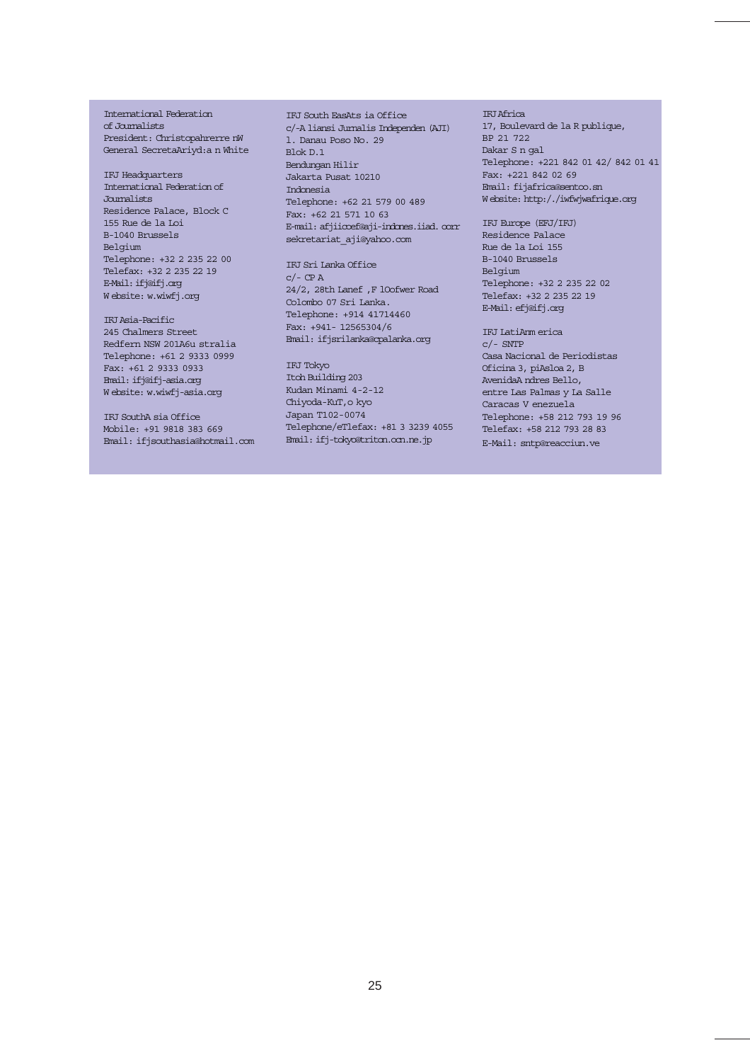International Federation of Journalists
President: Christopahrerre nW
General SecretaAriyd:a n White

IFJ Headquarters
International Federation of Journalists
Residence Palace, Block C
155 Rue de la Loi
B-1040 Brussels
Belgium
Telephone: +32 2 235 22 00
Telefax: +32 2 235 22 19
E-Mail: ifj@ifj.org
W ebsite: w.wiwfj.org

IFJ Asia-Pacific
245 Chalmers Street
Redfern NSW 201A6u stralia
Telephone: +61 2 9333 0999
Fax: +61 2 9333 0933
Email: ifj@ifj-asia.org
W ebsite: w.wiwfj-asia.org

IFJ SouthA sia Office
Mobile: +91 9818 383 669
Email: ifjsouthasia@hotmail.com

IFJ South EasAts ia Office
c/-A liansi Jurnalis Independen (AJI)
l. Danau Poso No. 29
Blok D.1
Bendungan Hilir
Jakarta Pusat 10210
Indonesia
Telephone: +62 21 579 00 489
Fax: +62 21 571 10 63
E-mail: afjiicoef@aji-indones.iiad. corr
sekretariat_aji@yahoo.com

IFJ Sri Lanka Office
c/- CP A
24/2, 28th Lanef ,F lOofwer Road
Colombo 07 Sri Lanka.
Telephone: +914 41714460
Fax: +941- 12565304/6
Email: ifjsrilanka@cpalanka.org

IFJ Tokyo
Itoh Building 203
Kudan Minami 4-2-12
Chiyoda-KuT,o kyo
Japan T102-0074
Telephone/eTlefax: +81 3 3239 4055
Email: ifj-tokyo@triton.ocn.ne.jp

IFJ Africa
17, Boulevard de la R publique,
BP 21 722
Dakar S n gal
Telephone: +221 842 01 42/ 842 01 41
Fax: +221 842 02 69
Email: fijafrica@sentoo.sn
W ebsite: http:/./iwfwjwafrique.org

IFJ Europe (EFJ/IFJ)
Residence Palace
Rue de la Loi 155
B-1040 Brussels
Belgium
Telephone: +32 2 235 22 02
Telefax: +32 2 235 22 19
E-Mail: efj@ifj.org

IFJ LatiAnm erica
c/- SNTP
Casa Nacional de Periodistas
Oficina 3, piAsloa 2, B
AvenidaA ndres Bello,
entre Las Palmas y La Salle
Caracas V enezuela
Telephone: +58 212 793 19 96
Telefax: +58 212 793 28 83
E-Mail: sntp@reacciun.ve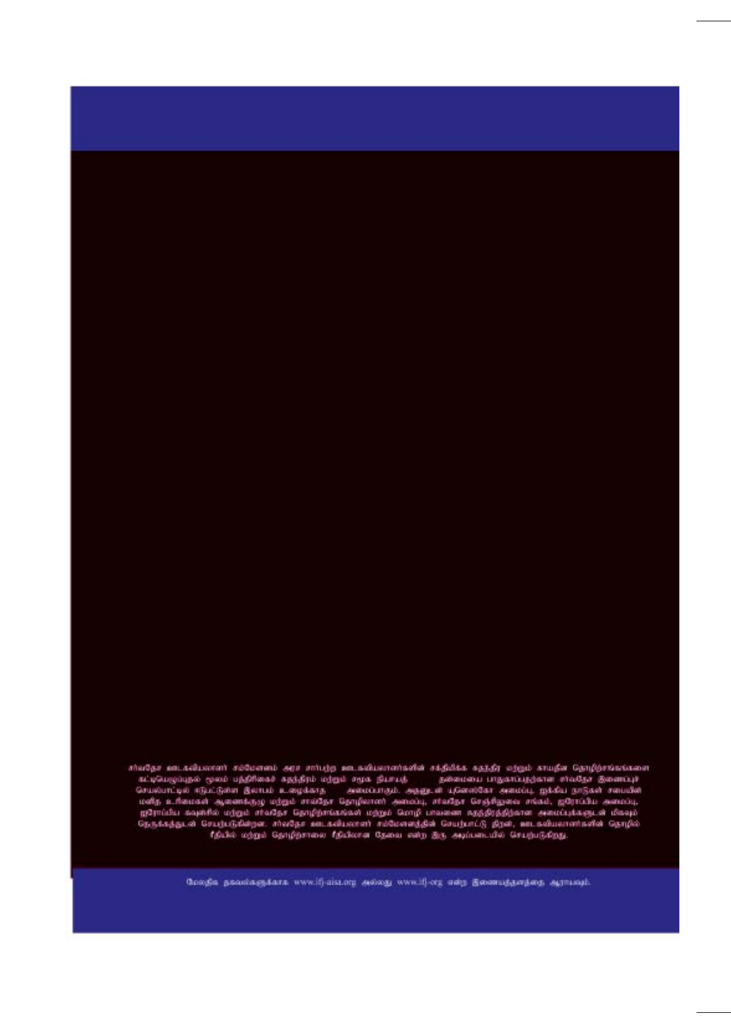சர்வதேச ஊடகவியலாளர் சம்மேளனம் அரச சார்பற்ற ஊடகவியலாளர்களின் சக்திமிக்க சுதந்திர மற்றும் சுயாதீன தொழிற்சங்கங்களை கட்டியெழுப்புதல் மூலம் பத்திரிகைச் சுதந்திரம் மற்றும் சமூக நியாயத் தன்மையை பாதுகாப்பதற்கான சர்வதேச இணைப்புச் செயற்பாட்டில் ஈடுபட்டுள்ள இலாபம் உழைக்காத அமைப்பாகும். அதனுடன் யுனெஸ்கோ அமைப்பு, ஐக்கிய நாடுகள் சபையின் மனித உரிமைகள் ஆணைக்குழு மற்றும் சர்வதேச தொழிலாளர் அமைப்பு, சர்வதேச செஞ்சிலுவை சங்கம், ஐரோப்பிய அமைப்பு, ஐரோப்பிய சபையில் மற்றும் சர்வதேச தொழிற்சங்கங்கள் மற்றும் மொழி பாவனை சுதந்திரத்திற்கான அமைப்புக்களுடன் மிகவும் நெருக்கத்துடன் செயற்படுகின்றன. சர்வதேச ஊடகவியலாளர் சம்மேளனத்தின் செயற்பாட்டு திறன், ஊடகவியலாளர்களின் தொழில் ரீதியில் மற்றும் தொழிற்சாலை ரீதியிலான தேவை என்ற இரு அடிப்படையில் செயற்படுகிறது.

மேலதிக தகவல்களுக்காக www.ifj-asia.org அல்லது www.ifj.org என்ற இணையத்தளத்தை ஆராயவும்.